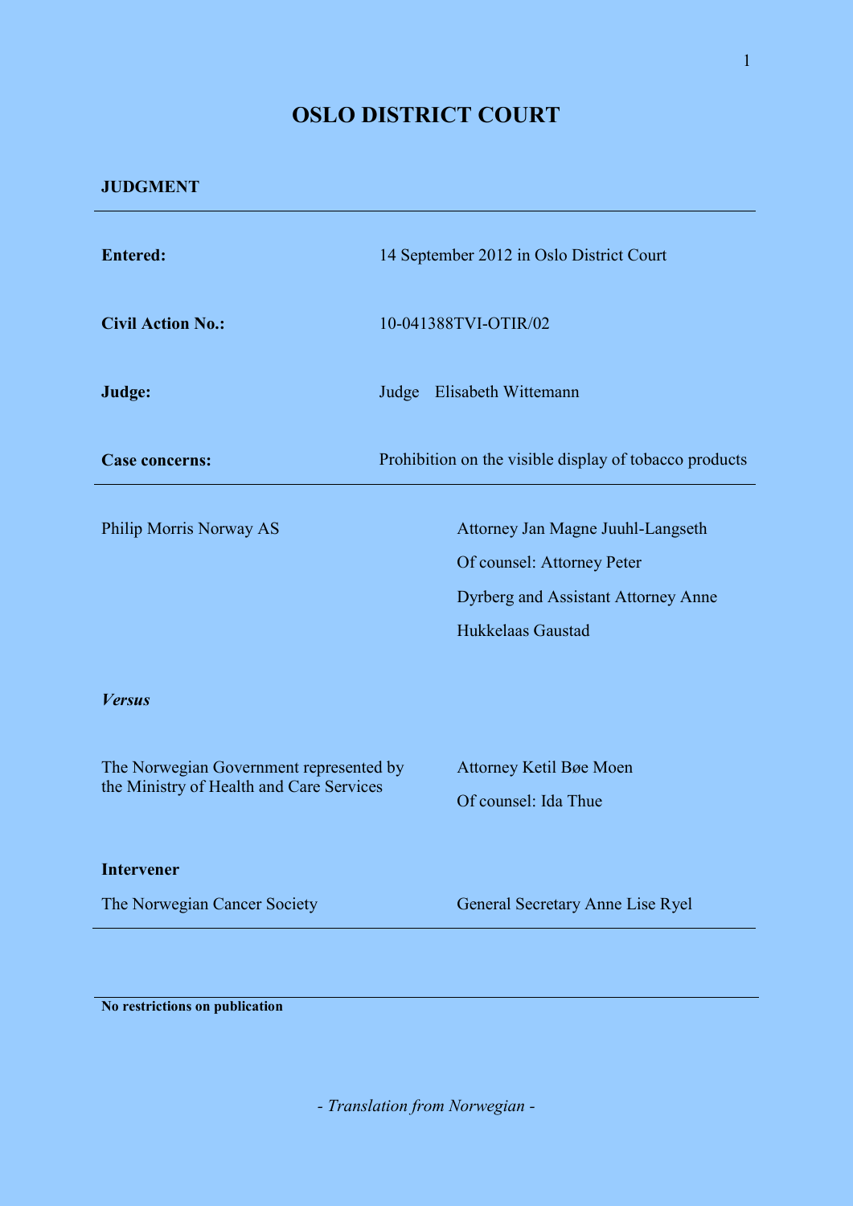# OSLO DISTRICT COURT

**JUDGMENT**

| | |
|---|---|
| **Entered:** | 14 September 2012 in Oslo District Court |
| **Civil Action No.:** | 10-041388TVI-OTIR/02 |
| **Judge:** | Judge Elisabeth Wittemann |
| **Case concerns:** | Prohibition on the visible display of tobacco products |

| | |
|---|---|
| Philip Morris Norway AS | Attorney Jan Magne Juuhl-Langseth<br>Of counsel: Attorney Peter Dyrberg and Assistant Attorney Anne Hukkelaas Gaustad |

***Versus***

| | |
|---|---|
| The Norwegian Government represented by the Ministry of Health and Care Services | Attorney Ketil Bøe Moen<br>Of counsel: Ida Thue |

**Intervener**

| | |
|---|---|
| The Norwegian Cancer Society | General Secretary Anne Lise Ryel |

**No restrictions on publication**

*- Translation from Norwegian -*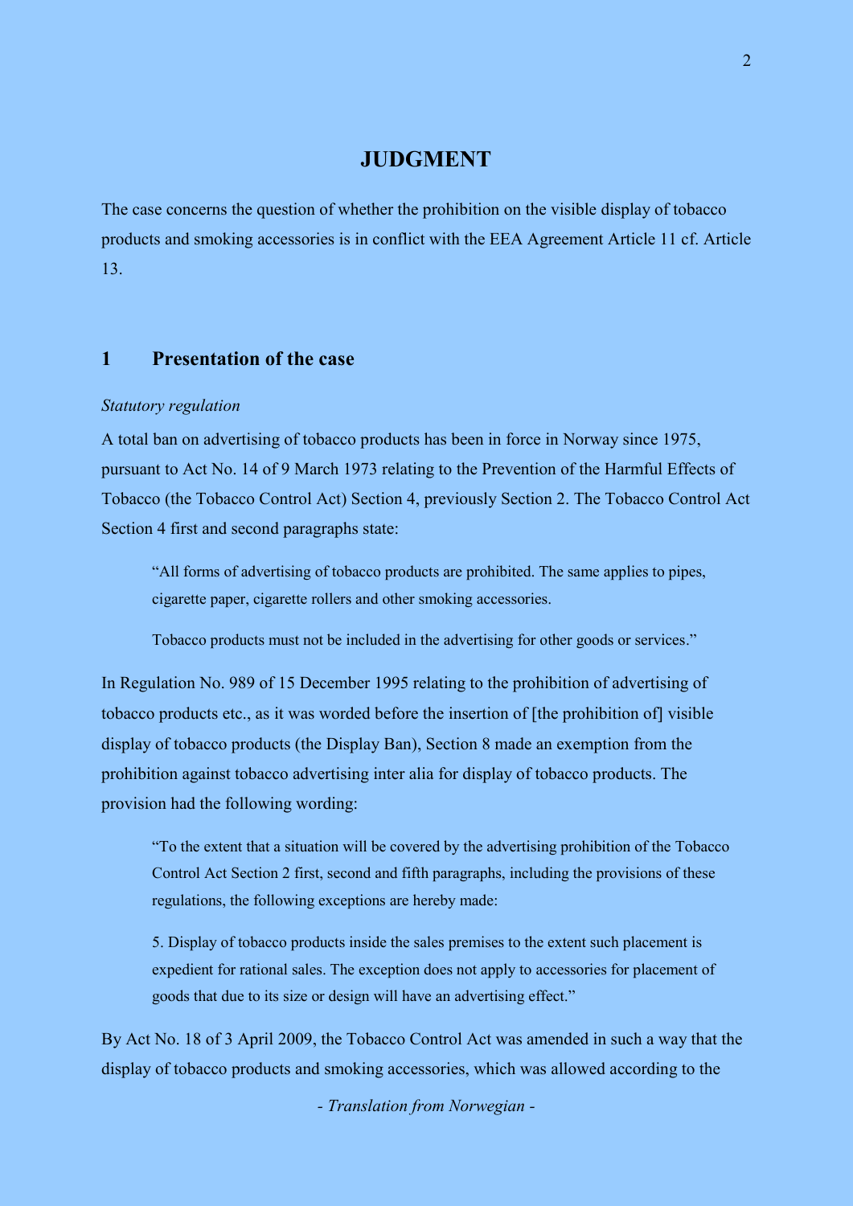# JUDGMENT

The case concerns the question of whether the prohibition on the visible display of tobacco products and smoking accessories is in conflict with the EEA Agreement Article 11 cf. Article 13.

## 1 Presentation of the case

*Statutory regulation*

A total ban on advertising of tobacco products has been in force in Norway since 1975, pursuant to Act No. 14 of 9 March 1973 relating to the Prevention of the Harmful Effects of Tobacco (the Tobacco Control Act) Section 4, previously Section 2. The Tobacco Control Act Section 4 first and second paragraphs state:

> "All forms of advertising of tobacco products are prohibited. The same applies to pipes, cigarette paper, cigarette rollers and other smoking accessories.
>
> Tobacco products must not be included in the advertising for other goods or services."

In Regulation No. 989 of 15 December 1995 relating to the prohibition of advertising of tobacco products etc., as it was worded before the insertion of [the prohibition of] visible display of tobacco products (the Display Ban), Section 8 made an exemption from the prohibition against tobacco advertising inter alia for display of tobacco products. The provision had the following wording:

> "To the extent that a situation will be covered by the advertising prohibition of the Tobacco Control Act Section 2 first, second and fifth paragraphs, including the provisions of these regulations, the following exceptions are hereby made:
>
> 5. Display of tobacco products inside the sales premises to the extent such placement is expedient for rational sales. The exception does not apply to accessories for placement of goods that due to its size or design will have an advertising effect."

By Act No. 18 of 3 April 2009, the Tobacco Control Act was amended in such a way that the display of tobacco products and smoking accessories, which was allowed according to the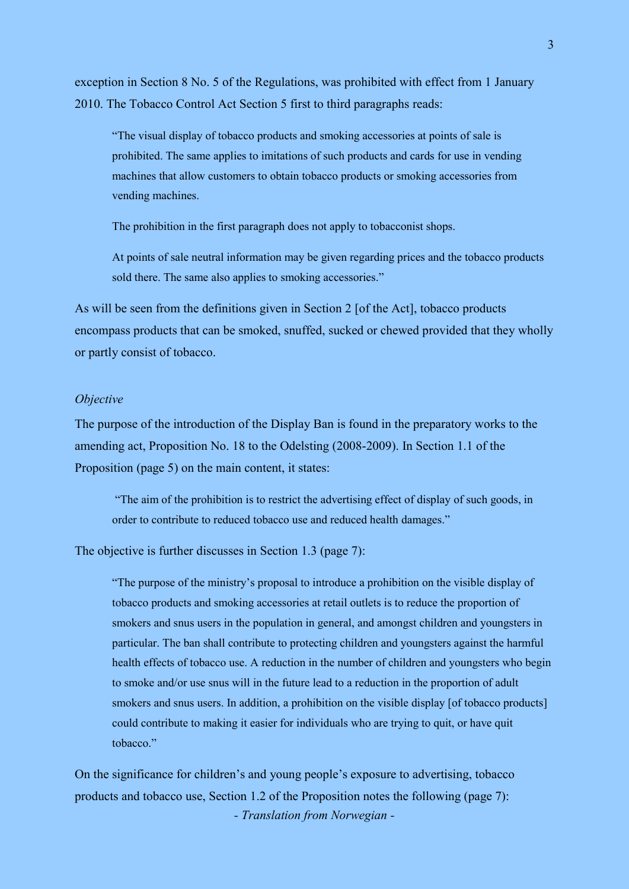exception in Section 8 No. 5 of the Regulations, was prohibited with effect from 1 January 2010. The Tobacco Control Act Section 5 first to third paragraphs reads:

> "The visual display of tobacco products and smoking accessories at points of sale is prohibited. The same applies to imitations of such products and cards for use in vending machines that allow customers to obtain tobacco products or smoking accessories from vending machines.
>
> The prohibition in the first paragraph does not apply to tobacconist shops.
>
> At points of sale neutral information may be given regarding prices and the tobacco products sold there. The same also applies to smoking accessories."

As will be seen from the definitions given in Section 2 [of the Act], tobacco products encompass products that can be smoked, snuffed, sucked or chewed provided that they wholly or partly consist of tobacco.

*Objective*

The purpose of the introduction of the Display Ban is found in the preparatory works to the amending act, Proposition No. 18 to the Odelsting (2008-2009). In Section 1.1 of the Proposition (page 5) on the main content, it states:

> "The aim of the prohibition is to restrict the advertising effect of display of such goods, in order to contribute to reduced tobacco use and reduced health damages."

The objective is further discusses in Section 1.3 (page 7):

> "The purpose of the ministry's proposal to introduce a prohibition on the visible display of tobacco products and smoking accessories at retail outlets is to reduce the proportion of smokers and snus users in the population in general, and amongst children and youngsters in particular. The ban shall contribute to protecting children and youngsters against the harmful health effects of tobacco use. A reduction in the number of children and youngsters who begin to smoke and/or use snus will in the future lead to a reduction in the proportion of adult smokers and snus users. In addition, a prohibition on the visible display [of tobacco products] could contribute to making it easier for individuals who are trying to quit, or have quit tobacco."

On the significance for children's and young people's exposure to advertising, tobacco products and tobacco use, Section 1.2 of the Proposition notes the following (page 7):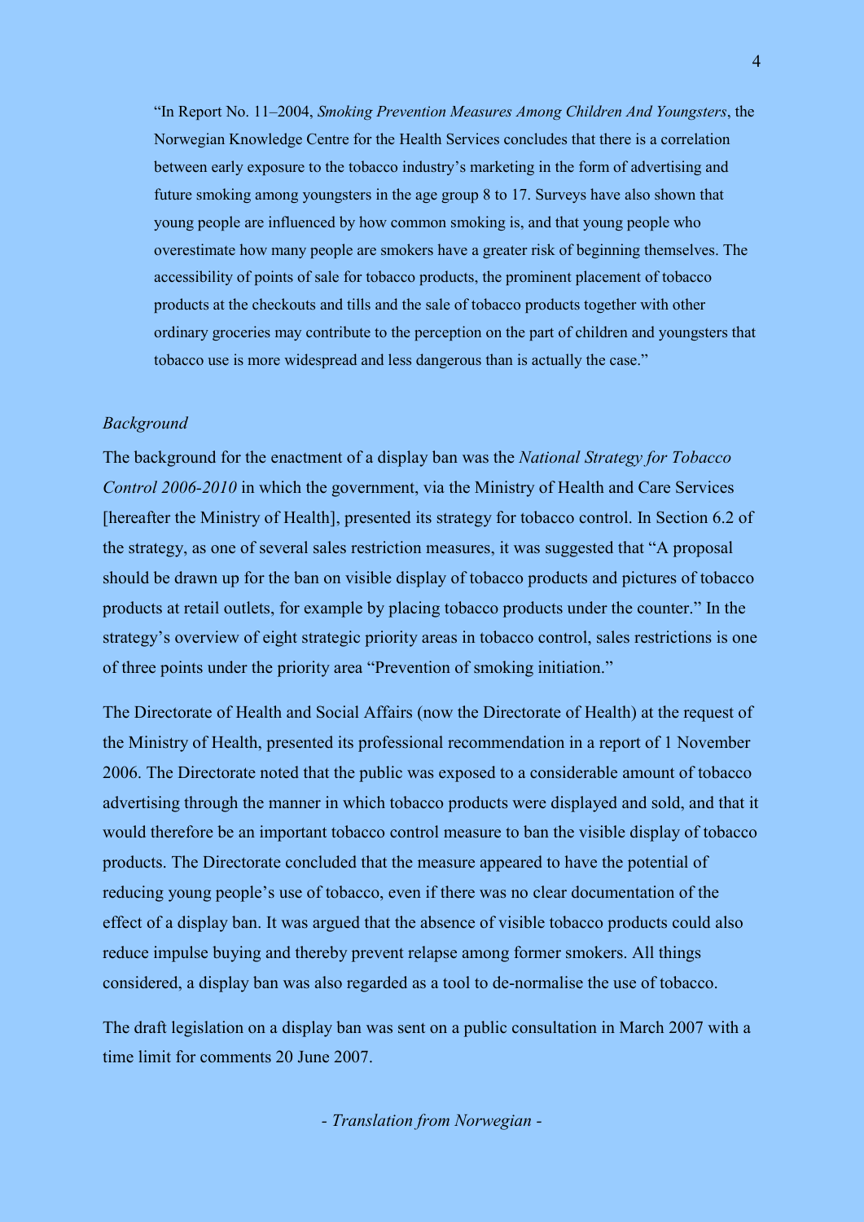> "In Report No. 11–2004, *Smoking Prevention Measures Among Children And Youngsters*, the Norwegian Knowledge Centre for the Health Services concludes that there is a correlation between early exposure to the tobacco industry's marketing in the form of advertising and future smoking among youngsters in the age group 8 to 17. Surveys have also shown that young people are influenced by how common smoking is, and that young people who overestimate how many people are smokers have a greater risk of beginning themselves. The accessibility of points of sale for tobacco products, the prominent placement of tobacco products at the checkouts and tills and the sale of tobacco products together with other ordinary groceries may contribute to the perception on the part of children and youngsters that tobacco use is more widespread and less dangerous than is actually the case."

*Background*

The background for the enactment of a display ban was the *National Strategy for Tobacco Control 2006-2010* in which the government, via the Ministry of Health and Care Services [hereafter the Ministry of Health], presented its strategy for tobacco control. In Section 6.2 of the strategy, as one of several sales restriction measures, it was suggested that "A proposal should be drawn up for the ban on visible display of tobacco products and pictures of tobacco products at retail outlets, for example by placing tobacco products under the counter." In the strategy's overview of eight strategic priority areas in tobacco control, sales restrictions is one of three points under the priority area "Prevention of smoking initiation."

The Directorate of Health and Social Affairs (now the Directorate of Health) at the request of the Ministry of Health, presented its professional recommendation in a report of 1 November 2006. The Directorate noted that the public was exposed to a considerable amount of tobacco advertising through the manner in which tobacco products were displayed and sold, and that it would therefore be an important tobacco control measure to ban the visible display of tobacco products. The Directorate concluded that the measure appeared to have the potential of reducing young people's use of tobacco, even if there was no clear documentation of the effect of a display ban. It was argued that the absence of visible tobacco products could also reduce impulse buying and thereby prevent relapse among former smokers. All things considered, a display ban was also regarded as a tool to de-normalise the use of tobacco.

The draft legislation on a display ban was sent on a public consultation in March 2007 with a time limit for comments 20 June 2007.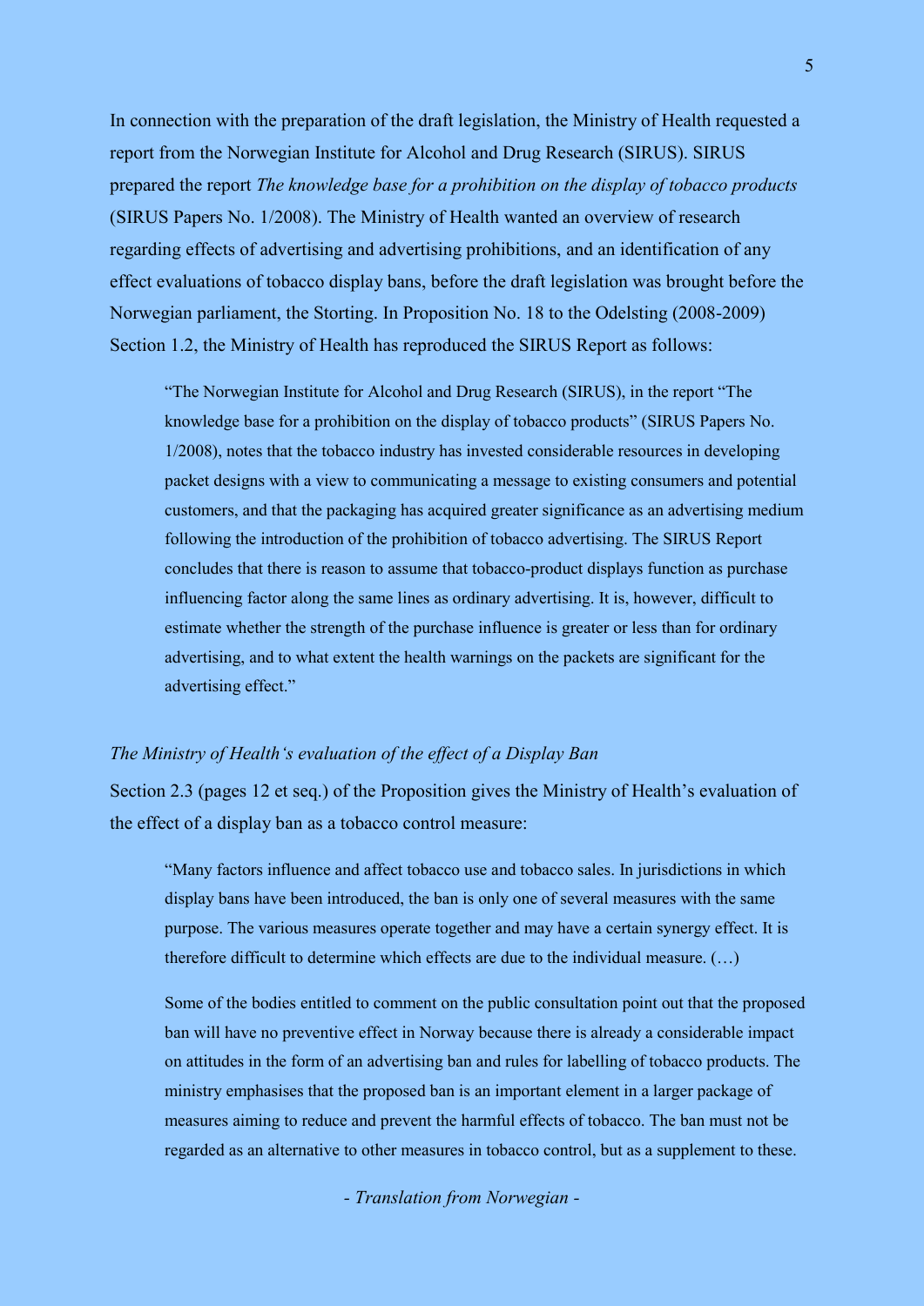In connection with the preparation of the draft legislation, the Ministry of Health requested a report from the Norwegian Institute for Alcohol and Drug Research (SIRUS). SIRUS prepared the report *The knowledge base for a prohibition on the display of tobacco products* (SIRUS Papers No. 1/2008). The Ministry of Health wanted an overview of research regarding effects of advertising and advertising prohibitions, and an identification of any effect evaluations of tobacco display bans, before the draft legislation was brought before the Norwegian parliament, the Storting. In Proposition No. 18 to the Odelsting (2008-2009) Section 1.2, the Ministry of Health has reproduced the SIRUS Report as follows:

> "The Norwegian Institute for Alcohol and Drug Research (SIRUS), in the report "The knowledge base for a prohibition on the display of tobacco products" (SIRUS Papers No. 1/2008), notes that the tobacco industry has invested considerable resources in developing packet designs with a view to communicating a message to existing consumers and potential customers, and that the packaging has acquired greater significance as an advertising medium following the introduction of the prohibition of tobacco advertising. The SIRUS Report concludes that there is reason to assume that tobacco-product displays function as purchase influencing factor along the same lines as ordinary advertising. It is, however, difficult to estimate whether the strength of the purchase influence is greater or less than for ordinary advertising, and to what extent the health warnings on the packets are significant for the advertising effect."

*The Ministry of Health's evaluation of the effect of a Display Ban*

Section 2.3 (pages 12 et seq.) of the Proposition gives the Ministry of Health's evaluation of the effect of a display ban as a tobacco control measure:

> "Many factors influence and affect tobacco use and tobacco sales. In jurisdictions in which display bans have been introduced, the ban is only one of several measures with the same purpose. The various measures operate together and may have a certain synergy effect. It is therefore difficult to determine which effects are due to the individual measure. (…)
>
> Some of the bodies entitled to comment on the public consultation point out that the proposed ban will have no preventive effect in Norway because there is already a considerable impact on attitudes in the form of an advertising ban and rules for labelling of tobacco products. The ministry emphasises that the proposed ban is an important element in a larger package of measures aiming to reduce and prevent the harmful effects of tobacco. The ban must not be regarded as an alternative to other measures in tobacco control, but as a supplement to these.

*- Translation from Norwegian -*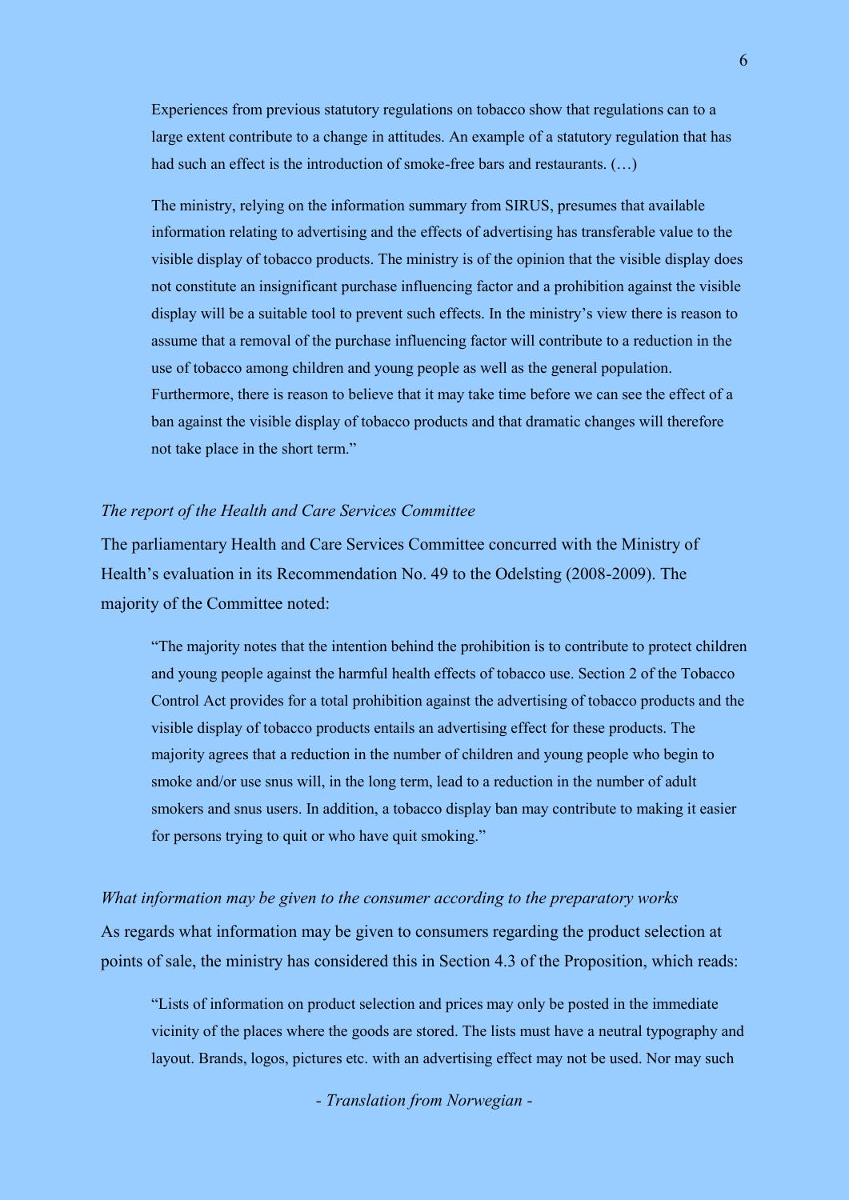> Experiences from previous statutory regulations on tobacco show that regulations can to a large extent contribute to a change in attitudes. An example of a statutory regulation that has had such an effect is the introduction of smoke-free bars and restaurants. (…)
>
> The ministry, relying on the information summary from SIRUS, presumes that available information relating to advertising and the effects of advertising has transferable value to the visible display of tobacco products. The ministry is of the opinion that the visible display does not constitute an insignificant purchase influencing factor and a prohibition against the visible display will be a suitable tool to prevent such effects. In the ministry's view there is reason to assume that a removal of the purchase influencing factor will contribute to a reduction in the use of tobacco among children and young people as well as the general population. Furthermore, there is reason to believe that it may take time before we can see the effect of a ban against the visible display of tobacco products and that dramatic changes will therefore not take place in the short term."

*The report of the Health and Care Services Committee*

The parliamentary Health and Care Services Committee concurred with the Ministry of Health's evaluation in its Recommendation No. 49 to the Odelsting (2008-2009). The majority of the Committee noted:

> "The majority notes that the intention behind the prohibition is to contribute to protect children and young people against the harmful health effects of tobacco use. Section 2 of the Tobacco Control Act provides for a total prohibition against the advertising of tobacco products and the visible display of tobacco products entails an advertising effect for these products. The majority agrees that a reduction in the number of children and young people who begin to smoke and/or use snus will, in the long term, lead to a reduction in the number of adult smokers and snus users. In addition, a tobacco display ban may contribute to making it easier for persons trying to quit or who have quit smoking."

*What information may be given to the consumer according to the preparatory works*

As regards what information may be given to consumers regarding the product selection at points of sale, the ministry has considered this in Section 4.3 of the Proposition, which reads:

> "Lists of information on product selection and prices may only be posted in the immediate vicinity of the places where the goods are stored. The lists must have a neutral typography and layout. Brands, logos, pictures etc. with an advertising effect may not be used. Nor may such

*- Translation from Norwegian -*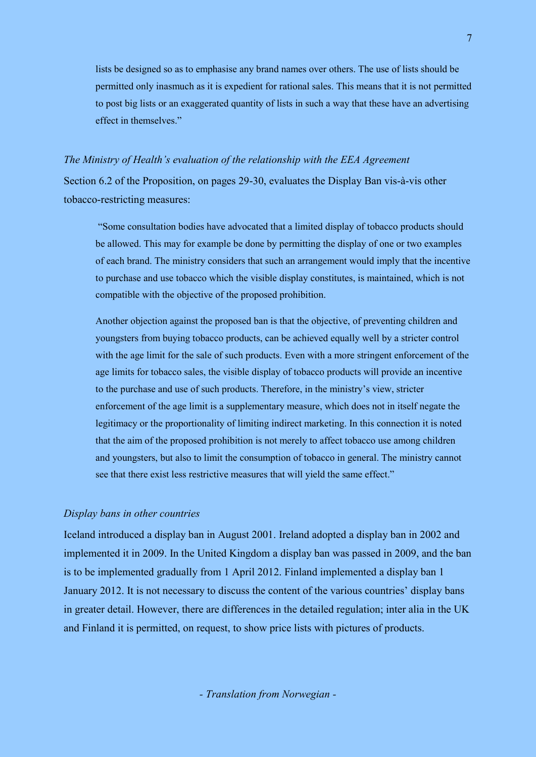lists be designed so as to emphasise any brand names over others. The use of lists should be permitted only inasmuch as it is expedient for rational sales. This means that it is not permitted to post big lists or an exaggerated quantity of lists in such a way that these have an advertising effect in themselves."

*The Ministry of Health's evaluation of the relationship with the EEA Agreement*

Section 6.2 of the Proposition, on pages 29-30, evaluates the Display Ban vis-à-vis other tobacco-restricting measures:

> "Some consultation bodies have advocated that a limited display of tobacco products should be allowed. This may for example be done by permitting the display of one or two examples of each brand. The ministry considers that such an arrangement would imply that the incentive to purchase and use tobacco which the visible display constitutes, is maintained, which is not compatible with the objective of the proposed prohibition.
>
> Another objection against the proposed ban is that the objective, of preventing children and youngsters from buying tobacco products, can be achieved equally well by a stricter control with the age limit for the sale of such products. Even with a more stringent enforcement of the age limits for tobacco sales, the visible display of tobacco products will provide an incentive to the purchase and use of such products. Therefore, in the ministry's view, stricter enforcement of the age limit is a supplementary measure, which does not in itself negate the legitimacy or the proportionality of limiting indirect marketing. In this connection it is noted that the aim of the proposed prohibition is not merely to affect tobacco use among children and youngsters, but also to limit the consumption of tobacco in general. The ministry cannot see that there exist less restrictive measures that will yield the same effect."

*Display bans in other countries*

Iceland introduced a display ban in August 2001. Ireland adopted a display ban in 2002 and implemented it in 2009. In the United Kingdom a display ban was passed in 2009, and the ban is to be implemented gradually from 1 April 2012. Finland implemented a display ban 1 January 2012. It is not necessary to discuss the content of the various countries' display bans in greater detail. However, there are differences in the detailed regulation; inter alia in the UK and Finland it is permitted, on request, to show price lists with pictures of products.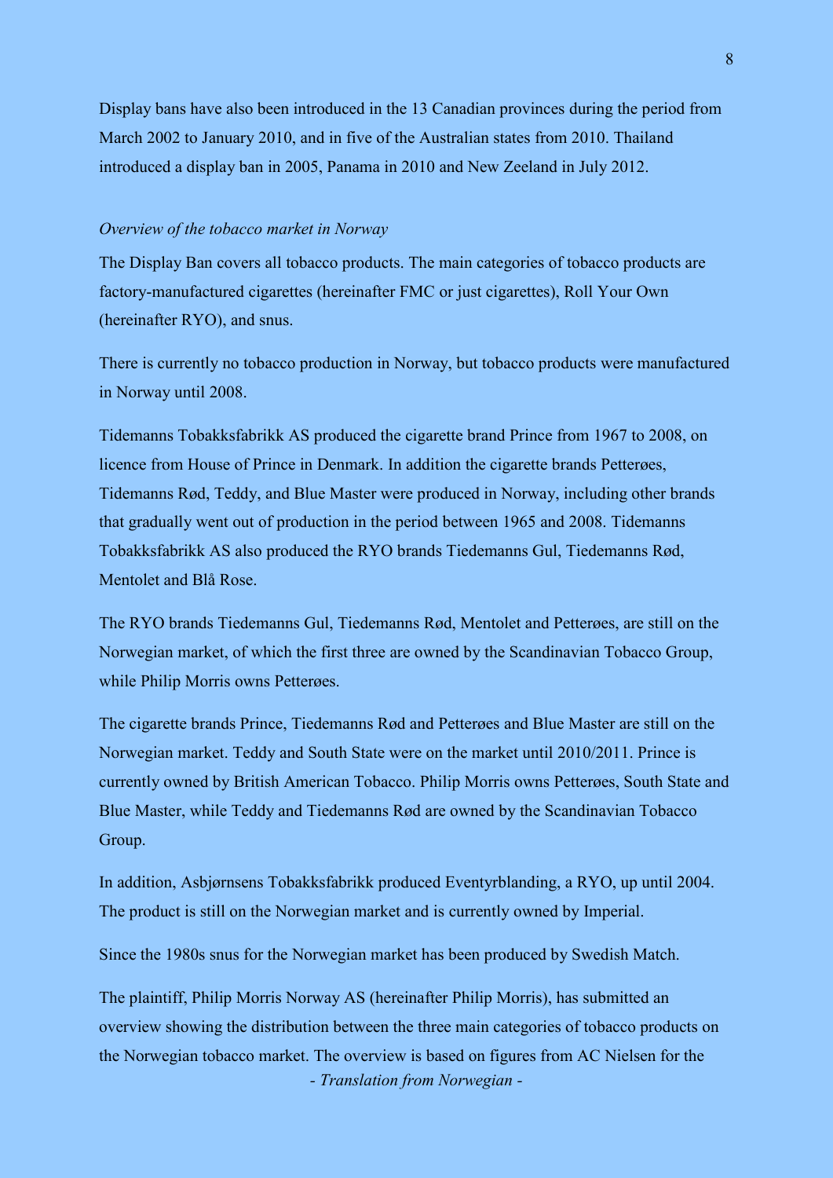Display bans have also been introduced in the 13 Canadian provinces during the period from March 2002 to January 2010, and in five of the Australian states from 2010. Thailand introduced a display ban in 2005, Panama in 2010 and New Zeeland in July 2012.

*Overview of the tobacco market in Norway*

The Display Ban covers all tobacco products. The main categories of tobacco products are factory-manufactured cigarettes (hereinafter FMC or just cigarettes), Roll Your Own (hereinafter RYO), and snus.

There is currently no tobacco production in Norway, but tobacco products were manufactured in Norway until 2008.

Tidemanns Tobakksfabrikk AS produced the cigarette brand Prince from 1967 to 2008, on licence from House of Prince in Denmark. In addition the cigarette brands Petterøes, Tidemanns Rød, Teddy, and Blue Master were produced in Norway, including other brands that gradually went out of production in the period between 1965 and 2008. Tidemanns Tobakksfabrikk AS also produced the RYO brands Tiedemanns Gul, Tiedemanns Rød, Mentolet and Blå Rose.

The RYO brands Tiedemanns Gul, Tiedemanns Rød, Mentolet and Petterøes, are still on the Norwegian market, of which the first three are owned by the Scandinavian Tobacco Group, while Philip Morris owns Petterøes.

The cigarette brands Prince, Tiedemanns Rød and Petterøes and Blue Master are still on the Norwegian market. Teddy and South State were on the market until 2010/2011. Prince is currently owned by British American Tobacco. Philip Morris owns Petterøes, South State and Blue Master, while Teddy and Tiedemanns Rød are owned by the Scandinavian Tobacco Group.

In addition, Asbjørnsens Tobakksfabrikk produced Eventyrblanding, a RYO, up until 2004. The product is still on the Norwegian market and is currently owned by Imperial.

Since the 1980s snus for the Norwegian market has been produced by Swedish Match.

The plaintiff, Philip Morris Norway AS (hereinafter Philip Morris), has submitted an overview showing the distribution between the three main categories of tobacco products on the Norwegian tobacco market. The overview is based on figures from AC Nielsen for the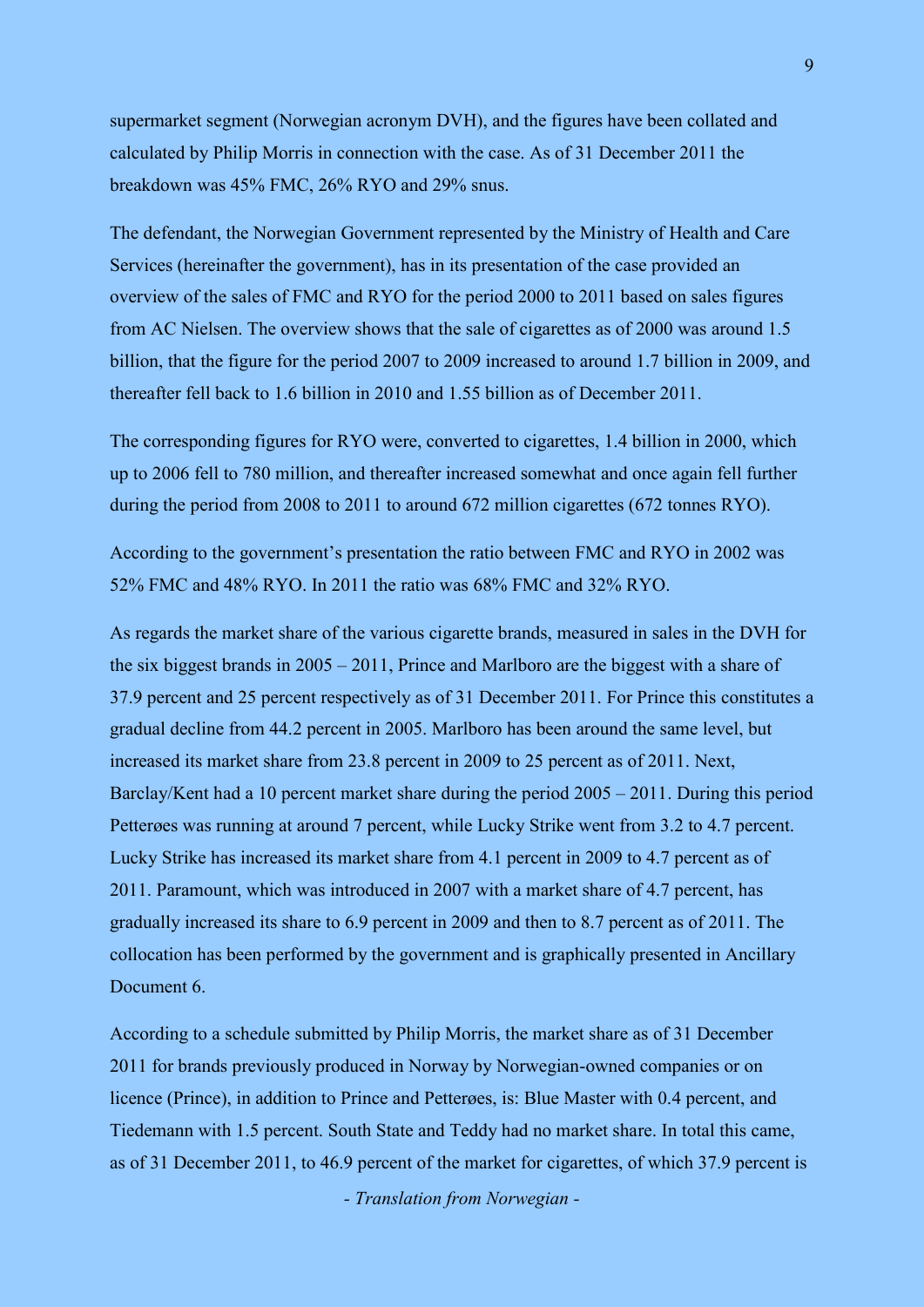supermarket segment (Norwegian acronym DVH), and the figures have been collated and calculated by Philip Morris in connection with the case. As of 31 December 2011 the breakdown was 45% FMC, 26% RYO and 29% snus.

The defendant, the Norwegian Government represented by the Ministry of Health and Care Services (hereinafter the government), has in its presentation of the case provided an overview of the sales of FMC and RYO for the period 2000 to 2011 based on sales figures from AC Nielsen. The overview shows that the sale of cigarettes as of 2000 was around 1.5 billion, that the figure for the period 2007 to 2009 increased to around 1.7 billion in 2009, and thereafter fell back to 1.6 billion in 2010 and 1.55 billion as of December 2011.

The corresponding figures for RYO were, converted to cigarettes, 1.4 billion in 2000, which up to 2006 fell to 780 million, and thereafter increased somewhat and once again fell further during the period from 2008 to 2011 to around 672 million cigarettes (672 tonnes RYO).

According to the government's presentation the ratio between FMC and RYO in 2002 was 52% FMC and 48% RYO. In 2011 the ratio was 68% FMC and 32% RYO.

As regards the market share of the various cigarette brands, measured in sales in the DVH for the six biggest brands in 2005 – 2011, Prince and Marlboro are the biggest with a share of 37.9 percent and 25 percent respectively as of 31 December 2011. For Prince this constitutes a gradual decline from 44.2 percent in 2005. Marlboro has been around the same level, but increased its market share from 23.8 percent in 2009 to 25 percent as of 2011. Next, Barclay/Kent had a 10 percent market share during the period 2005 – 2011. During this period Petterøes was running at around 7 percent, while Lucky Strike went from 3.2 to 4.7 percent. Lucky Strike has increased its market share from 4.1 percent in 2009 to 4.7 percent as of 2011. Paramount, which was introduced in 2007 with a market share of 4.7 percent, has gradually increased its share to 6.9 percent in 2009 and then to 8.7 percent as of 2011. The collocation has been performed by the government and is graphically presented in Ancillary Document 6.

According to a schedule submitted by Philip Morris, the market share as of 31 December 2011 for brands previously produced in Norway by Norwegian-owned companies or on licence (Prince), in addition to Prince and Petterøes, is: Blue Master with 0.4 percent, and Tiedemann with 1.5 percent. South State and Teddy had no market share. In total this came, as of 31 December 2011, to 46.9 percent of the market for cigarettes, of which 37.9 percent is

*- Translation from Norwegian -*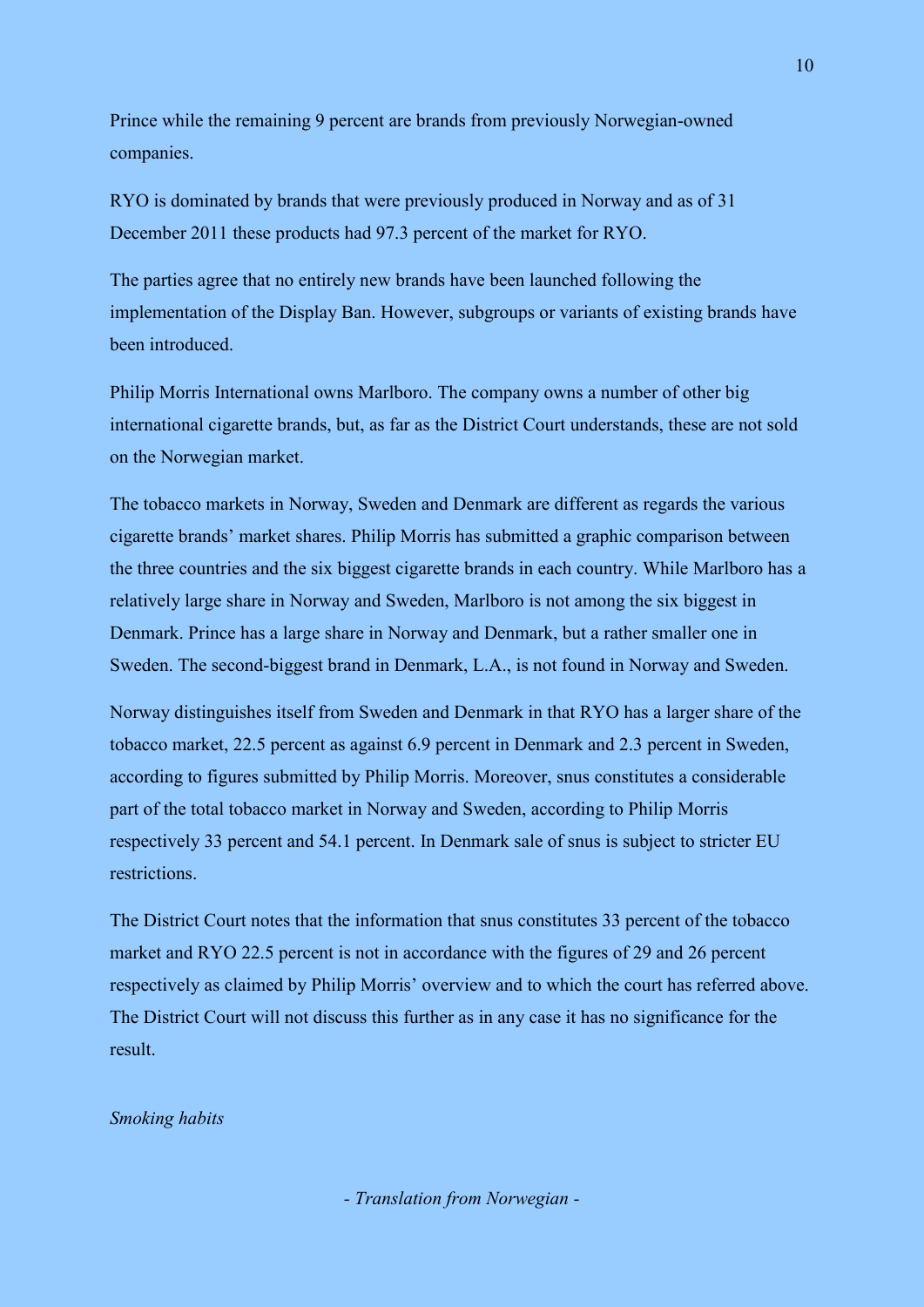Prince while the remaining 9 percent are brands from previously Norwegian-owned companies.

RYO is dominated by brands that were previously produced in Norway and as of 31 December 2011 these products had 97.3 percent of the market for RYO.

The parties agree that no entirely new brands have been launched following the implementation of the Display Ban. However, subgroups or variants of existing brands have been introduced.

Philip Morris International owns Marlboro. The company owns a number of other big international cigarette brands, but, as far as the District Court understands, these are not sold on the Norwegian market.

The tobacco markets in Norway, Sweden and Denmark are different as regards the various cigarette brands' market shares. Philip Morris has submitted a graphic comparison between the three countries and the six biggest cigarette brands in each country. While Marlboro has a relatively large share in Norway and Sweden, Marlboro is not among the six biggest in Denmark. Prince has a large share in Norway and Denmark, but a rather smaller one in Sweden. The second-biggest brand in Denmark, L.A., is not found in Norway and Sweden.

Norway distinguishes itself from Sweden and Denmark in that RYO has a larger share of the tobacco market, 22.5 percent as against 6.9 percent in Denmark and 2.3 percent in Sweden, according to figures submitted by Philip Morris. Moreover, snus constitutes a considerable part of the total tobacco market in Norway and Sweden, according to Philip Morris respectively 33 percent and 54.1 percent. In Denmark sale of snus is subject to stricter EU restrictions.

The District Court notes that the information that snus constitutes 33 percent of the tobacco market and RYO 22.5 percent is not in accordance with the figures of 29 and 26 percent respectively as claimed by Philip Morris' overview and to which the court has referred above. The District Court will not discuss this further as in any case it has no significance for the result.

*Smoking habits*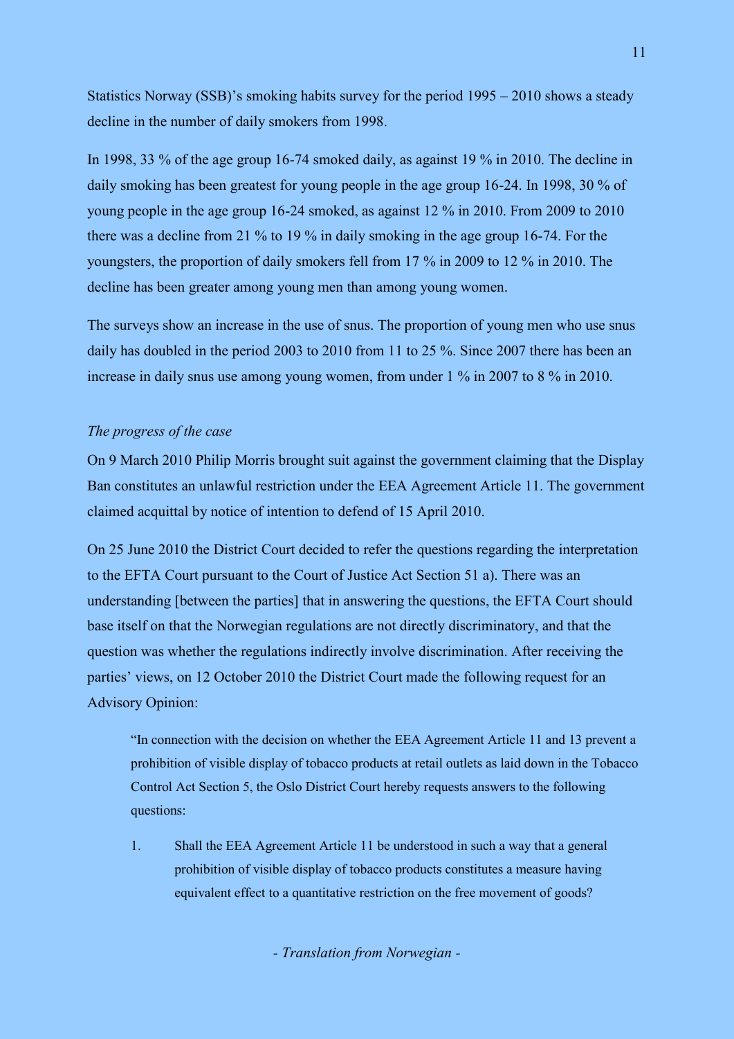Statistics Norway (SSB)'s smoking habits survey for the period 1995 – 2010 shows a steady decline in the number of daily smokers from 1998.

In 1998, 33 % of the age group 16-74 smoked daily, as against 19 % in 2010. The decline in daily smoking has been greatest for young people in the age group 16-24. In 1998, 30 % of young people in the age group 16-24 smoked, as against 12 % in 2010. From 2009 to 2010 there was a decline from 21 % to 19 % in daily smoking in the age group 16-74. For the youngsters, the proportion of daily smokers fell from 17 % in 2009 to 12 % in 2010. The decline has been greater among young men than among young women.

The surveys show an increase in the use of snus. The proportion of young men who use snus daily has doubled in the period 2003 to 2010 from 11 to 25 %. Since 2007 there has been an increase in daily snus use among young women, from under 1 % in 2007 to 8 % in 2010.

*The progress of the case*

On 9 March 2010 Philip Morris brought suit against the government claiming that the Display Ban constitutes an unlawful restriction under the EEA Agreement Article 11. The government claimed acquittal by notice of intention to defend of 15 April 2010.

On 25 June 2010 the District Court decided to refer the questions regarding the interpretation to the EFTA Court pursuant to the Court of Justice Act Section 51 a). There was an understanding [between the parties] that in answering the questions, the EFTA Court should base itself on that the Norwegian regulations are not directly discriminatory, and that the question was whether the regulations indirectly involve discrimination. After receiving the parties' views, on 12 October 2010 the District Court made the following request for an Advisory Opinion:

> "In connection with the decision on whether the EEA Agreement Article 11 and 13 prevent a prohibition of visible display of tobacco products at retail outlets as laid down in the Tobacco Control Act Section 5, the Oslo District Court hereby requests answers to the following questions:
>
> 1. Shall the EEA Agreement Article 11 be understood in such a way that a general prohibition of visible display of tobacco products constitutes a measure having equivalent effect to a quantitative restriction on the free movement of goods?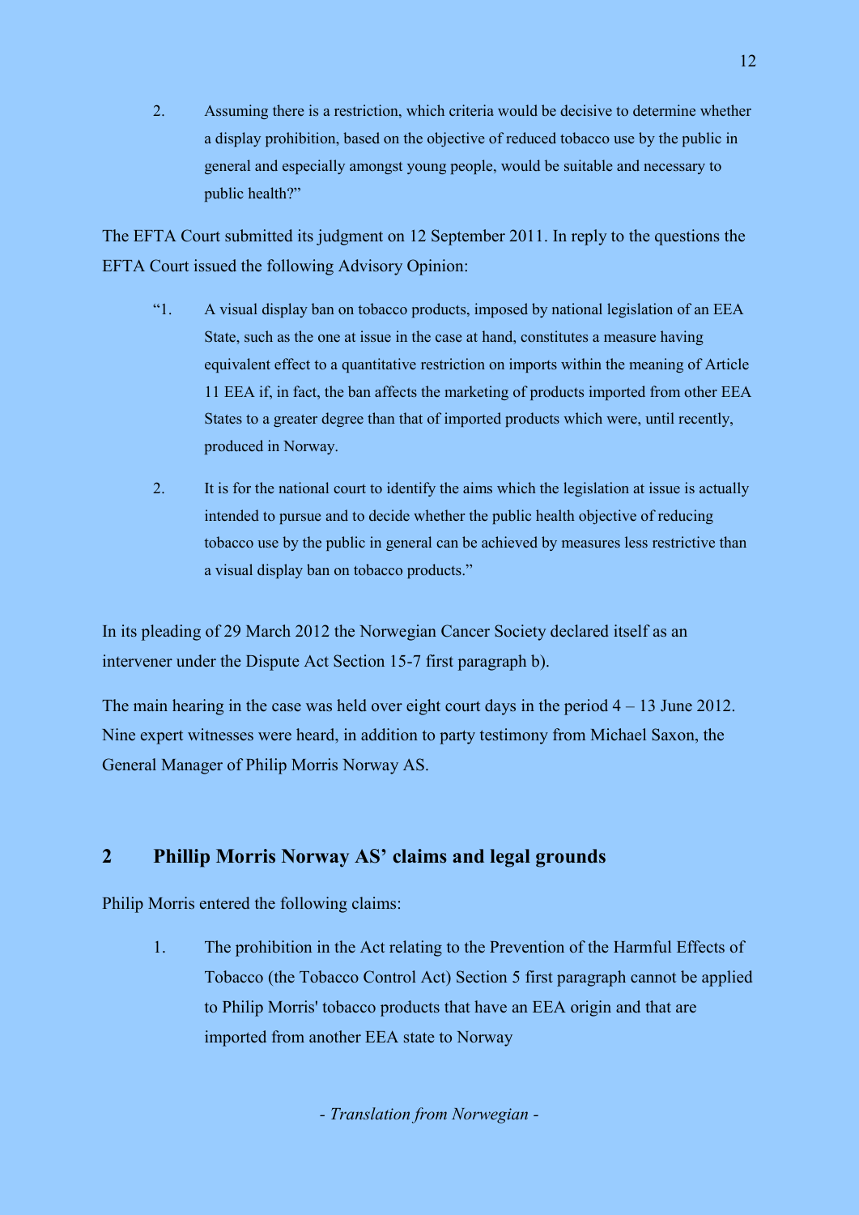2. Assuming there is a restriction, which criteria would be decisive to determine whether a display prohibition, based on the objective of reduced tobacco use by the public in general and especially amongst young people, would be suitable and necessary to public health?"

The EFTA Court submitted its judgment on 12 September 2011. In reply to the questions the EFTA Court issued the following Advisory Opinion:

> "1. A visual display ban on tobacco products, imposed by national legislation of an EEA State, such as the one at issue in the case at hand, constitutes a measure having equivalent effect to a quantitative restriction on imports within the meaning of Article 11 EEA if, in fact, the ban affects the marketing of products imported from other EEA States to a greater degree than that of imported products which were, until recently, produced in Norway.
>
> 2. It is for the national court to identify the aims which the legislation at issue is actually intended to pursue and to decide whether the public health objective of reducing tobacco use by the public in general can be achieved by measures less restrictive than a visual display ban on tobacco products."

In its pleading of 29 March 2012 the Norwegian Cancer Society declared itself as an intervener under the Dispute Act Section 15-7 first paragraph b).

The main hearing in the case was held over eight court days in the period 4 – 13 June 2012. Nine expert witnesses were heard, in addition to party testimony from Michael Saxon, the General Manager of Philip Morris Norway AS.

## 2 Phillip Morris Norway AS' claims and legal grounds

Philip Morris entered the following claims:

1. The prohibition in the Act relating to the Prevention of the Harmful Effects of Tobacco (the Tobacco Control Act) Section 5 first paragraph cannot be applied to Philip Morris' tobacco products that have an EEA origin and that are imported from another EEA state to Norway

*- Translation from Norwegian -*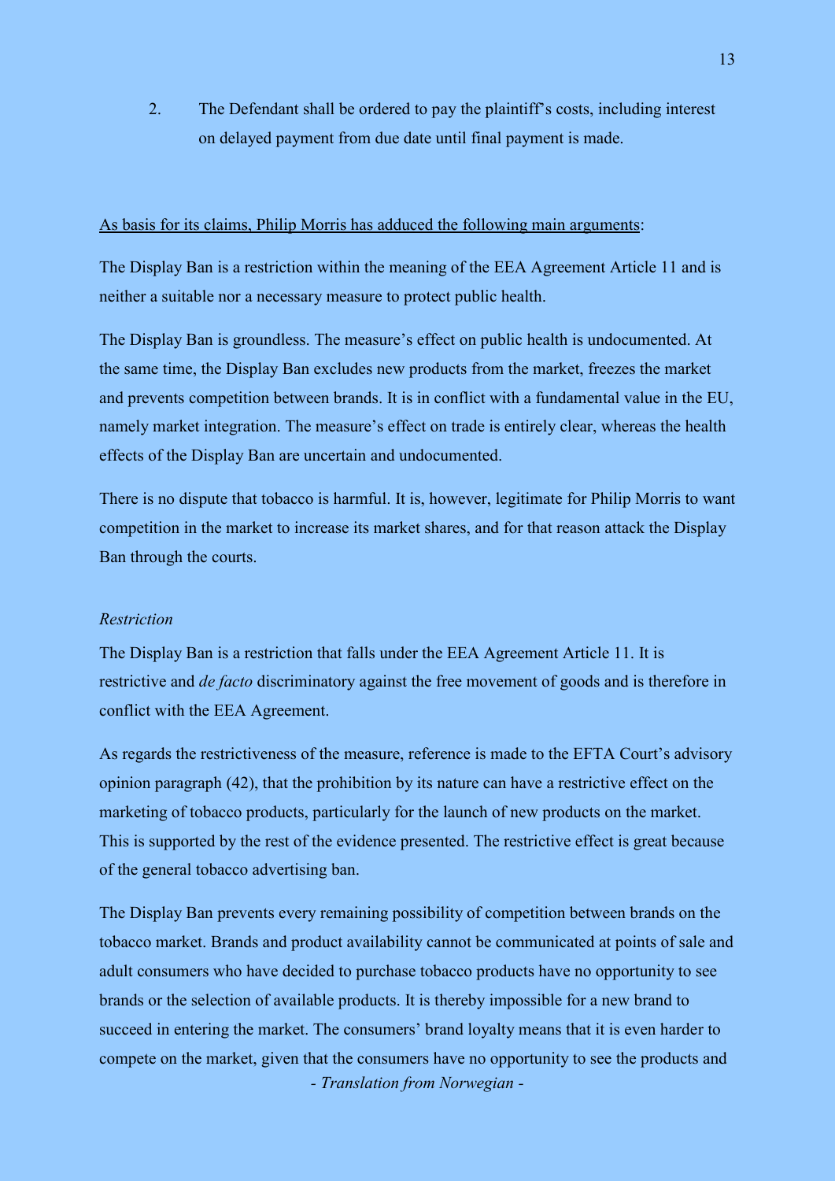2. The Defendant shall be ordered to pay the plaintiff's costs, including interest on delayed payment from due date until final payment is made.

As basis for its claims, Philip Morris has adduced the following main arguments:

The Display Ban is a restriction within the meaning of the EEA Agreement Article 11 and is neither a suitable nor a necessary measure to protect public health.

The Display Ban is groundless. The measure's effect on public health is undocumented. At the same time, the Display Ban excludes new products from the market, freezes the market and prevents competition between brands. It is in conflict with a fundamental value in the EU, namely market integration. The measure's effect on trade is entirely clear, whereas the health effects of the Display Ban are uncertain and undocumented.

There is no dispute that tobacco is harmful. It is, however, legitimate for Philip Morris to want competition in the market to increase its market shares, and for that reason attack the Display Ban through the courts.

*Restriction*

The Display Ban is a restriction that falls under the EEA Agreement Article 11. It is restrictive and *de facto* discriminatory against the free movement of goods and is therefore in conflict with the EEA Agreement.

As regards the restrictiveness of the measure, reference is made to the EFTA Court's advisory opinion paragraph (42), that the prohibition by its nature can have a restrictive effect on the marketing of tobacco products, particularly for the launch of new products on the market. This is supported by the rest of the evidence presented. The restrictive effect is great because of the general tobacco advertising ban.

The Display Ban prevents every remaining possibility of competition between brands on the tobacco market. Brands and product availability cannot be communicated at points of sale and adult consumers who have decided to purchase tobacco products have no opportunity to see brands or the selection of available products. It is thereby impossible for a new brand to succeed in entering the market. The consumers' brand loyalty means that it is even harder to compete on the market, given that the consumers have no opportunity to see the products and

*- Translation from Norwegian -*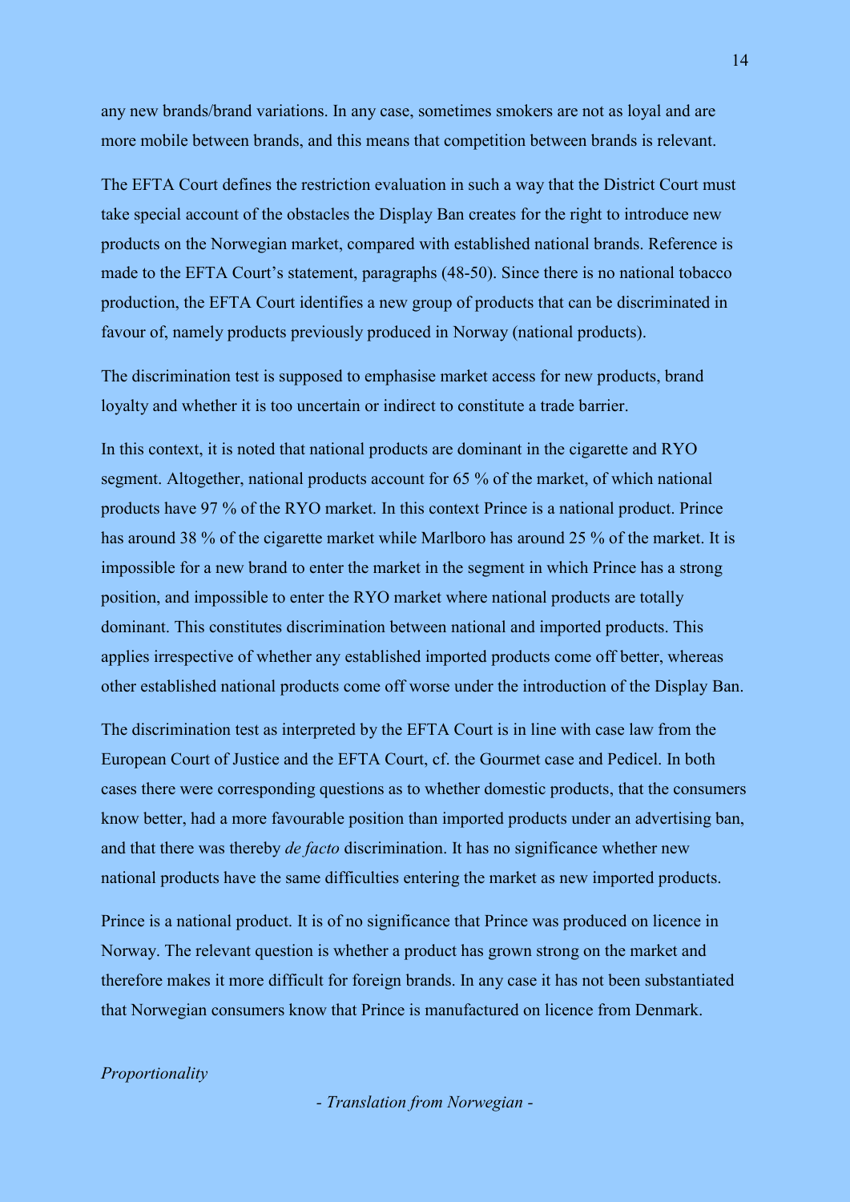any new brands/brand variations. In any case, sometimes smokers are not as loyal and are more mobile between brands, and this means that competition between brands is relevant.

The EFTA Court defines the restriction evaluation in such a way that the District Court must take special account of the obstacles the Display Ban creates for the right to introduce new products on the Norwegian market, compared with established national brands. Reference is made to the EFTA Court's statement, paragraphs (48-50). Since there is no national tobacco production, the EFTA Court identifies a new group of products that can be discriminated in favour of, namely products previously produced in Norway (national products).

The discrimination test is supposed to emphasise market access for new products, brand loyalty and whether it is too uncertain or indirect to constitute a trade barrier.

In this context, it is noted that national products are dominant in the cigarette and RYO segment. Altogether, national products account for 65 % of the market, of which national products have 97 % of the RYO market. In this context Prince is a national product. Prince has around 38 % of the cigarette market while Marlboro has around 25 % of the market. It is impossible for a new brand to enter the market in the segment in which Prince has a strong position, and impossible to enter the RYO market where national products are totally dominant. This constitutes discrimination between national and imported products. This applies irrespective of whether any established imported products come off better, whereas other established national products come off worse under the introduction of the Display Ban.

The discrimination test as interpreted by the EFTA Court is in line with case law from the European Court of Justice and the EFTA Court, cf. the Gourmet case and Pedicel. In both cases there were corresponding questions as to whether domestic products, that the consumers know better, had a more favourable position than imported products under an advertising ban, and that there was thereby *de facto* discrimination. It has no significance whether new national products have the same difficulties entering the market as new imported products.

Prince is a national product. It is of no significance that Prince was produced on licence in Norway. The relevant question is whether a product has grown strong on the market and therefore makes it more difficult for foreign brands. In any case it has not been substantiated that Norwegian consumers know that Prince is manufactured on licence from Denmark.

*Proportionality*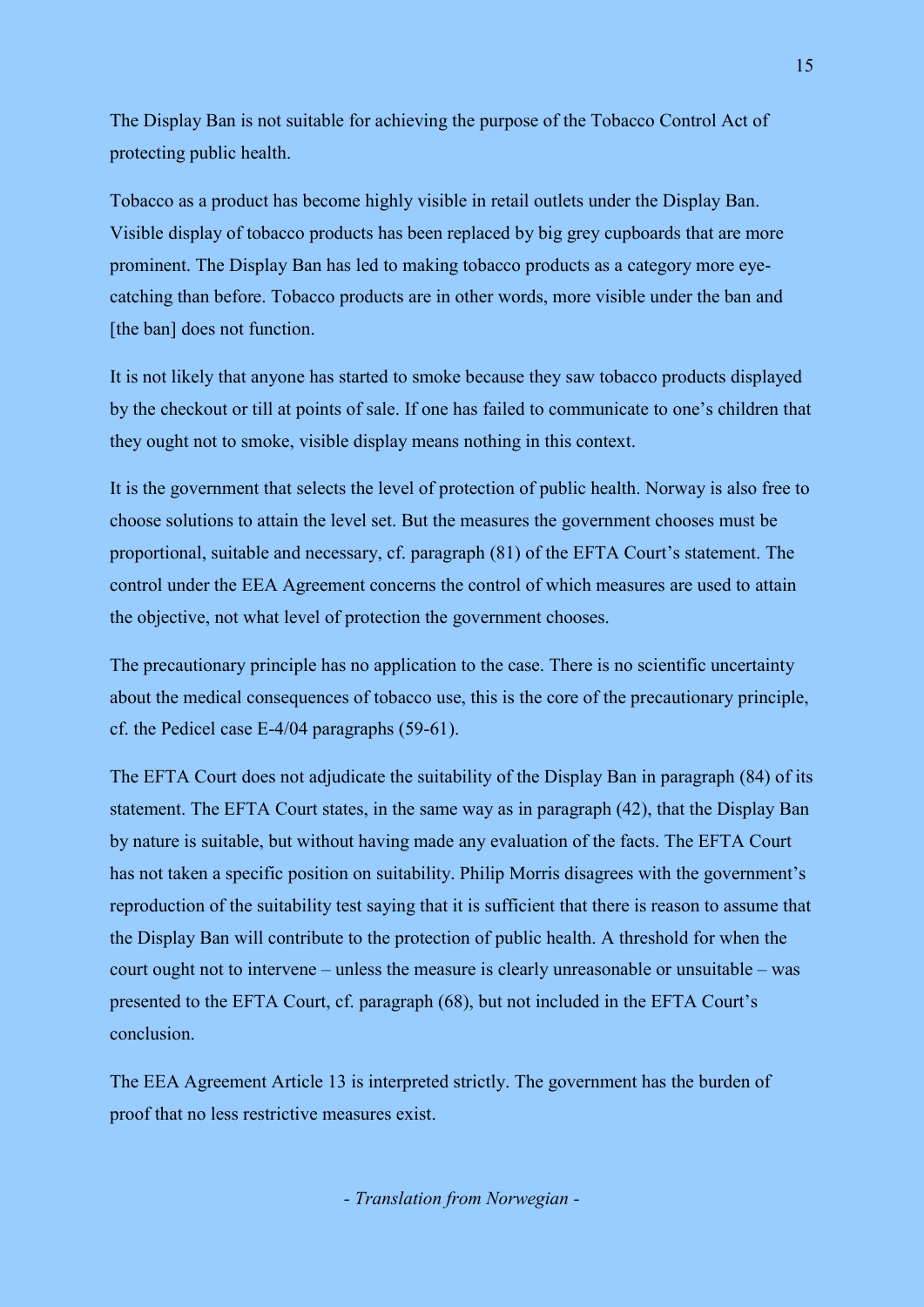The Display Ban is not suitable for achieving the purpose of the Tobacco Control Act of protecting public health.

Tobacco as a product has become highly visible in retail outlets under the Display Ban. Visible display of tobacco products has been replaced by big grey cupboards that are more prominent. The Display Ban has led to making tobacco products as a category more eye-catching than before. Tobacco products are in other words, more visible under the ban and [the ban] does not function.

It is not likely that anyone has started to smoke because they saw tobacco products displayed by the checkout or till at points of sale. If one has failed to communicate to one's children that they ought not to smoke, visible display means nothing in this context.

It is the government that selects the level of protection of public health. Norway is also free to choose solutions to attain the level set. But the measures the government chooses must be proportional, suitable and necessary, cf. paragraph (81) of the EFTA Court's statement. The control under the EEA Agreement concerns the control of which measures are used to attain the objective, not what level of protection the government chooses.

The precautionary principle has no application to the case. There is no scientific uncertainty about the medical consequences of tobacco use, this is the core of the precautionary principle, cf. the Pedicel case E-4/04 paragraphs (59-61).

The EFTA Court does not adjudicate the suitability of the Display Ban in paragraph (84) of its statement. The EFTA Court states, in the same way as in paragraph (42), that the Display Ban by nature is suitable, but without having made any evaluation of the facts. The EFTA Court has not taken a specific position on suitability. Philip Morris disagrees with the government's reproduction of the suitability test saying that it is sufficient that there is reason to assume that the Display Ban will contribute to the protection of public health. A threshold for when the court ought not to intervene – unless the measure is clearly unreasonable or unsuitable – was presented to the EFTA Court, cf. paragraph (68), but not included in the EFTA Court's conclusion.

The EEA Agreement Article 13 is interpreted strictly. The government has the burden of proof that no less restrictive measures exist.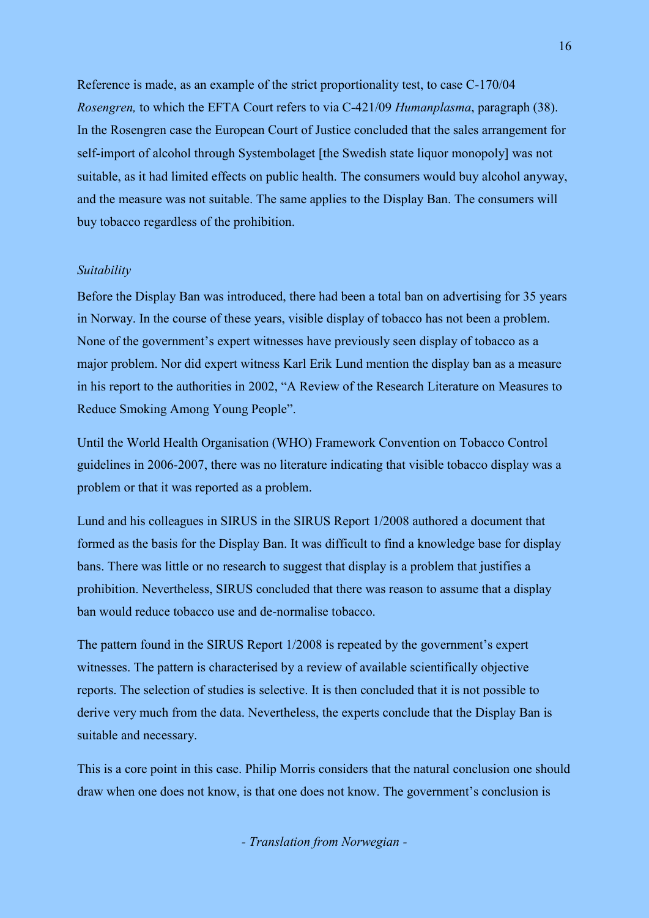Reference is made, as an example of the strict proportionality test, to case C-170/04 *Rosengren,* to which the EFTA Court refers to via C-421/09 *Humanplasma*, paragraph (38). In the Rosengren case the European Court of Justice concluded that the sales arrangement for self-import of alcohol through Systembolaget [the Swedish state liquor monopoly] was not suitable, as it had limited effects on public health. The consumers would buy alcohol anyway, and the measure was not suitable. The same applies to the Display Ban. The consumers will buy tobacco regardless of the prohibition.

*Suitability*

Before the Display Ban was introduced, there had been a total ban on advertising for 35 years in Norway. In the course of these years, visible display of tobacco has not been a problem. None of the government's expert witnesses have previously seen display of tobacco as a major problem. Nor did expert witness Karl Erik Lund mention the display ban as a measure in his report to the authorities in 2002, "A Review of the Research Literature on Measures to Reduce Smoking Among Young People".

Until the World Health Organisation (WHO) Framework Convention on Tobacco Control guidelines in 2006-2007, there was no literature indicating that visible tobacco display was a problem or that it was reported as a problem.

Lund and his colleagues in SIRUS in the SIRUS Report 1/2008 authored a document that formed as the basis for the Display Ban. It was difficult to find a knowledge base for display bans. There was little or no research to suggest that display is a problem that justifies a prohibition. Nevertheless, SIRUS concluded that there was reason to assume that a display ban would reduce tobacco use and de-normalise tobacco.

The pattern found in the SIRUS Report 1/2008 is repeated by the government's expert witnesses. The pattern is characterised by a review of available scientifically objective reports. The selection of studies is selective. It is then concluded that it is not possible to derive very much from the data. Nevertheless, the experts conclude that the Display Ban is suitable and necessary.

This is a core point in this case. Philip Morris considers that the natural conclusion one should draw when one does not know, is that one does not know. The government's conclusion is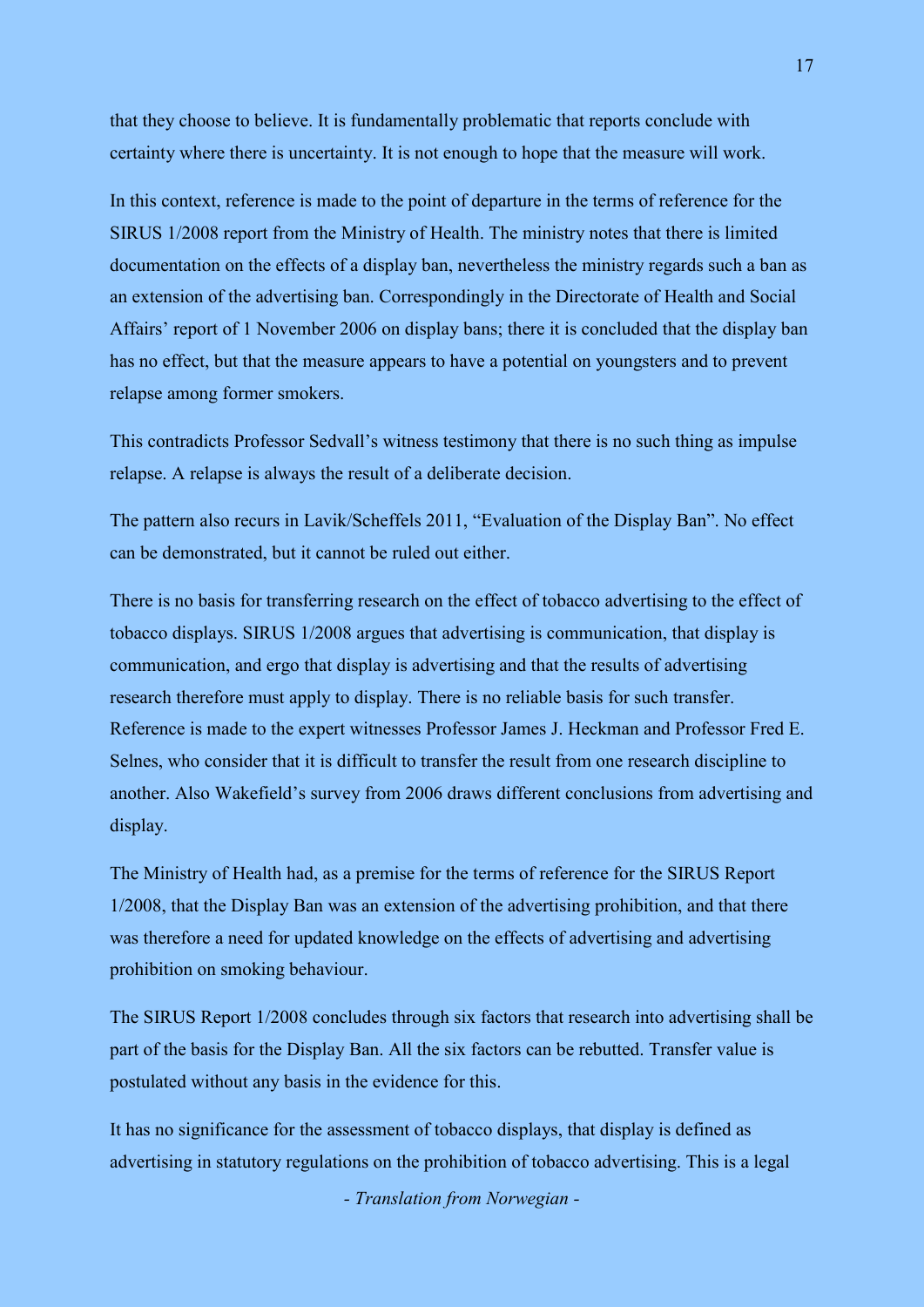that they choose to believe. It is fundamentally problematic that reports conclude with certainty where there is uncertainty. It is not enough to hope that the measure will work.

In this context, reference is made to the point of departure in the terms of reference for the SIRUS 1/2008 report from the Ministry of Health. The ministry notes that there is limited documentation on the effects of a display ban, nevertheless the ministry regards such a ban as an extension of the advertising ban. Correspondingly in the Directorate of Health and Social Affairs' report of 1 November 2006 on display bans; there it is concluded that the display ban has no effect, but that the measure appears to have a potential on youngsters and to prevent relapse among former smokers.

This contradicts Professor Sedvall's witness testimony that there is no such thing as impulse relapse. A relapse is always the result of a deliberate decision.

The pattern also recurs in Lavik/Scheffels 2011, "Evaluation of the Display Ban". No effect can be demonstrated, but it cannot be ruled out either.

There is no basis for transferring research on the effect of tobacco advertising to the effect of tobacco displays. SIRUS 1/2008 argues that advertising is communication, that display is communication, and ergo that display is advertising and that the results of advertising research therefore must apply to display. There is no reliable basis for such transfer. Reference is made to the expert witnesses Professor James J. Heckman and Professor Fred E. Selnes, who consider that it is difficult to transfer the result from one research discipline to another. Also Wakefield's survey from 2006 draws different conclusions from advertising and display.

The Ministry of Health had, as a premise for the terms of reference for the SIRUS Report 1/2008, that the Display Ban was an extension of the advertising prohibition, and that there was therefore a need for updated knowledge on the effects of advertising and advertising prohibition on smoking behaviour.

The SIRUS Report 1/2008 concludes through six factors that research into advertising shall be part of the basis for the Display Ban. All the six factors can be rebutted. Transfer value is postulated without any basis in the evidence for this.

It has no significance for the assessment of tobacco displays, that display is defined as advertising in statutory regulations on the prohibition of tobacco advertising. This is a legal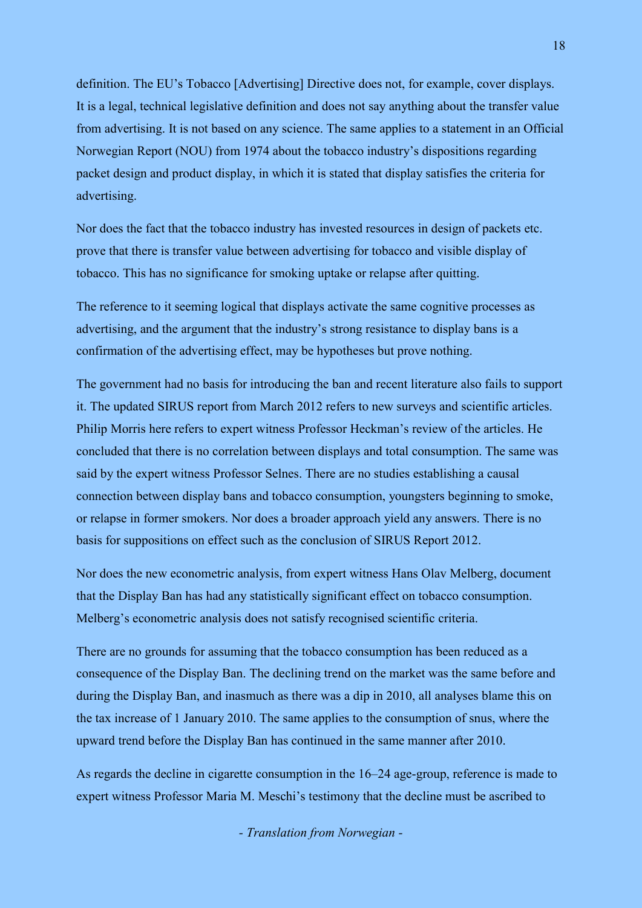definition. The EU's Tobacco [Advertising] Directive does not, for example, cover displays. It is a legal, technical legislative definition and does not say anything about the transfer value from advertising. It is not based on any science. The same applies to a statement in an Official Norwegian Report (NOU) from 1974 about the tobacco industry's dispositions regarding packet design and product display, in which it is stated that display satisfies the criteria for advertising.

Nor does the fact that the tobacco industry has invested resources in design of packets etc. prove that there is transfer value between advertising for tobacco and visible display of tobacco. This has no significance for smoking uptake or relapse after quitting.

The reference to it seeming logical that displays activate the same cognitive processes as advertising, and the argument that the industry's strong resistance to display bans is a confirmation of the advertising effect, may be hypotheses but prove nothing.

The government had no basis for introducing the ban and recent literature also fails to support it. The updated SIRUS report from March 2012 refers to new surveys and scientific articles. Philip Morris here refers to expert witness Professor Heckman's review of the articles. He concluded that there is no correlation between displays and total consumption. The same was said by the expert witness Professor Selnes. There are no studies establishing a causal connection between display bans and tobacco consumption, youngsters beginning to smoke, or relapse in former smokers. Nor does a broader approach yield any answers. There is no basis for suppositions on effect such as the conclusion of SIRUS Report 2012.

Nor does the new econometric analysis, from expert witness Hans Olav Melberg, document that the Display Ban has had any statistically significant effect on tobacco consumption. Melberg's econometric analysis does not satisfy recognised scientific criteria.

There are no grounds for assuming that the tobacco consumption has been reduced as a consequence of the Display Ban. The declining trend on the market was the same before and during the Display Ban, and inasmuch as there was a dip in 2010, all analyses blame this on the tax increase of 1 January 2010. The same applies to the consumption of snus, where the upward trend before the Display Ban has continued in the same manner after 2010.

As regards the decline in cigarette consumption in the 16–24 age-group, reference is made to expert witness Professor Maria M. Meschi's testimony that the decline must be ascribed to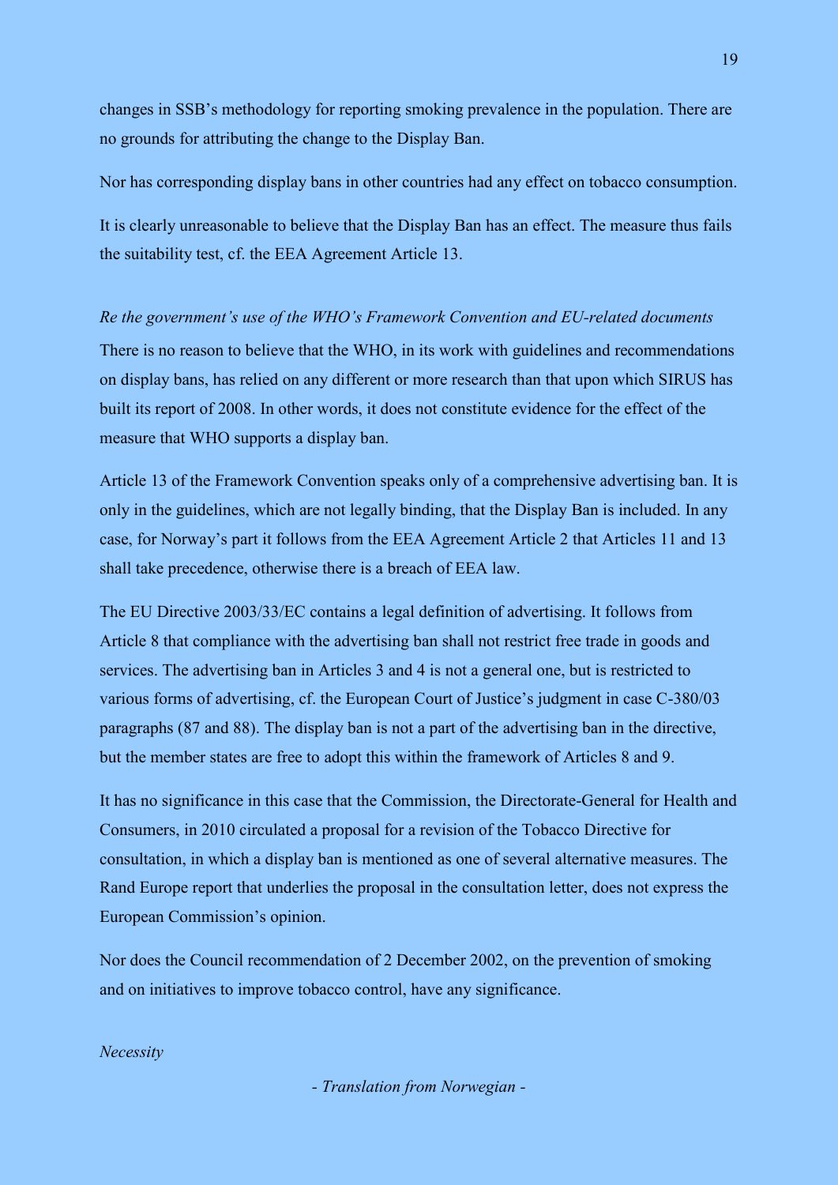changes in SSB's methodology for reporting smoking prevalence in the population. There are no grounds for attributing the change to the Display Ban.

Nor has corresponding display bans in other countries had any effect on tobacco consumption.

It is clearly unreasonable to believe that the Display Ban has an effect. The measure thus fails the suitability test, cf. the EEA Agreement Article 13.

*Re the government's use of the WHO's Framework Convention and EU-related documents*

There is no reason to believe that the WHO, in its work with guidelines and recommendations on display bans, has relied on any different or more research than that upon which SIRUS has built its report of 2008. In other words, it does not constitute evidence for the effect of the measure that WHO supports a display ban.

Article 13 of the Framework Convention speaks only of a comprehensive advertising ban. It is only in the guidelines, which are not legally binding, that the Display Ban is included. In any case, for Norway's part it follows from the EEA Agreement Article 2 that Articles 11 and 13 shall take precedence, otherwise there is a breach of EEA law.

The EU Directive 2003/33/EC contains a legal definition of advertising. It follows from Article 8 that compliance with the advertising ban shall not restrict free trade in goods and services. The advertising ban in Articles 3 and 4 is not a general one, but is restricted to various forms of advertising, cf. the European Court of Justice's judgment in case C-380/03 paragraphs (87 and 88). The display ban is not a part of the advertising ban in the directive, but the member states are free to adopt this within the framework of Articles 8 and 9.

It has no significance in this case that the Commission, the Directorate-General for Health and Consumers, in 2010 circulated a proposal for a revision of the Tobacco Directive for consultation, in which a display ban is mentioned as one of several alternative measures. The Rand Europe report that underlies the proposal in the consultation letter, does not express the European Commission's opinion.

Nor does the Council recommendation of 2 December 2002, on the prevention of smoking and on initiatives to improve tobacco control, have any significance.

*Necessity*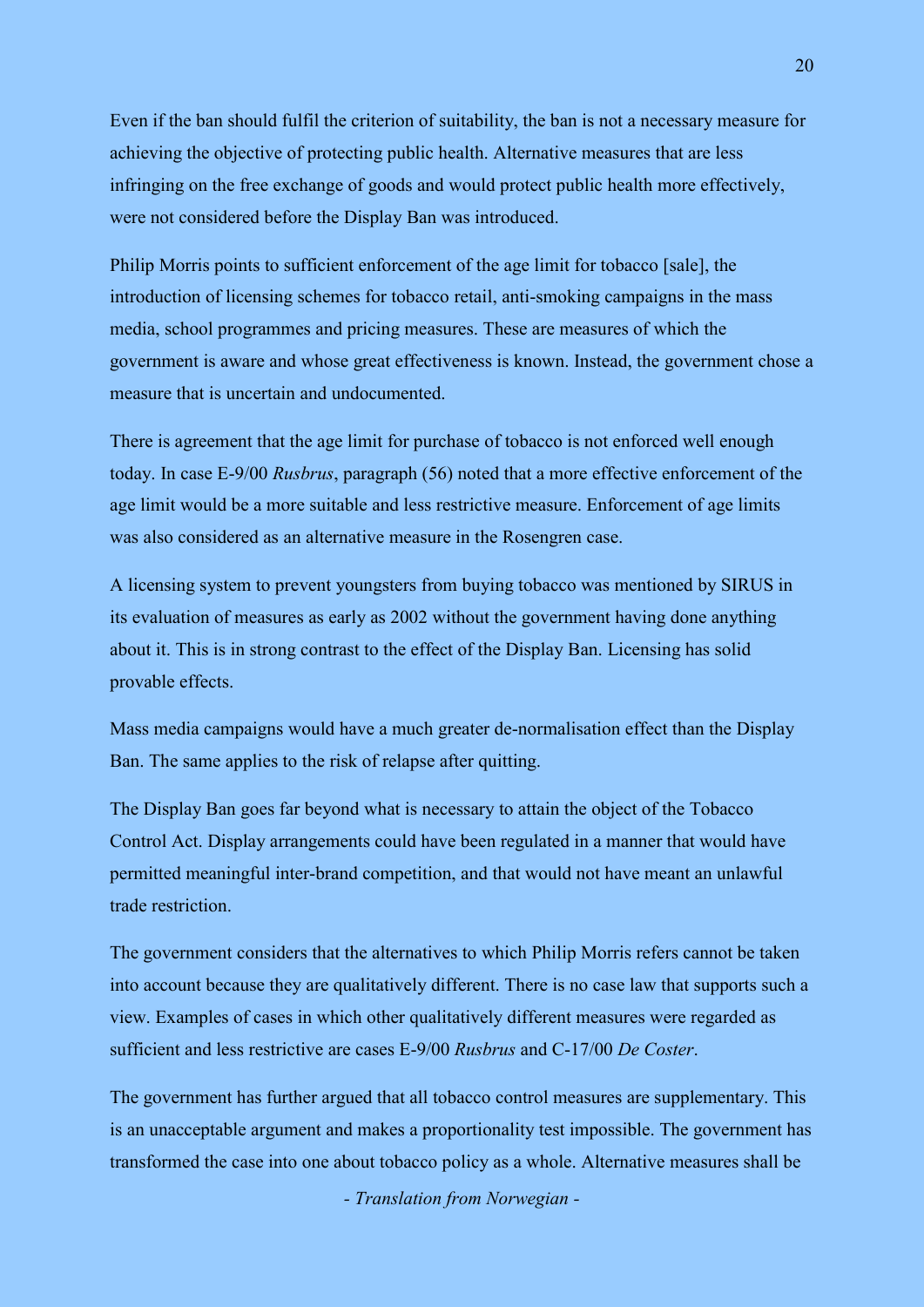Even if the ban should fulfil the criterion of suitability, the ban is not a necessary measure for achieving the objective of protecting public health. Alternative measures that are less infringing on the free exchange of goods and would protect public health more effectively, were not considered before the Display Ban was introduced.

Philip Morris points to sufficient enforcement of the age limit for tobacco [sale], the introduction of licensing schemes for tobacco retail, anti-smoking campaigns in the mass media, school programmes and pricing measures. These are measures of which the government is aware and whose great effectiveness is known. Instead, the government chose a measure that is uncertain and undocumented.

There is agreement that the age limit for purchase of tobacco is not enforced well enough today. In case E-9/00 *Rusbrus*, paragraph (56) noted that a more effective enforcement of the age limit would be a more suitable and less restrictive measure. Enforcement of age limits was also considered as an alternative measure in the Rosengren case.

A licensing system to prevent youngsters from buying tobacco was mentioned by SIRUS in its evaluation of measures as early as 2002 without the government having done anything about it. This is in strong contrast to the effect of the Display Ban. Licensing has solid provable effects.

Mass media campaigns would have a much greater de-normalisation effect than the Display Ban. The same applies to the risk of relapse after quitting.

The Display Ban goes far beyond what is necessary to attain the object of the Tobacco Control Act. Display arrangements could have been regulated in a manner that would have permitted meaningful inter-brand competition, and that would not have meant an unlawful trade restriction.

The government considers that the alternatives to which Philip Morris refers cannot be taken into account because they are qualitatively different. There is no case law that supports such a view. Examples of cases in which other qualitatively different measures were regarded as sufficient and less restrictive are cases E-9/00 *Rusbrus* and C-17/00 *De Coster*.

The government has further argued that all tobacco control measures are supplementary. This is an unacceptable argument and makes a proportionality test impossible. The government has transformed the case into one about tobacco policy as a whole. Alternative measures shall be

*- Translation from Norwegian -*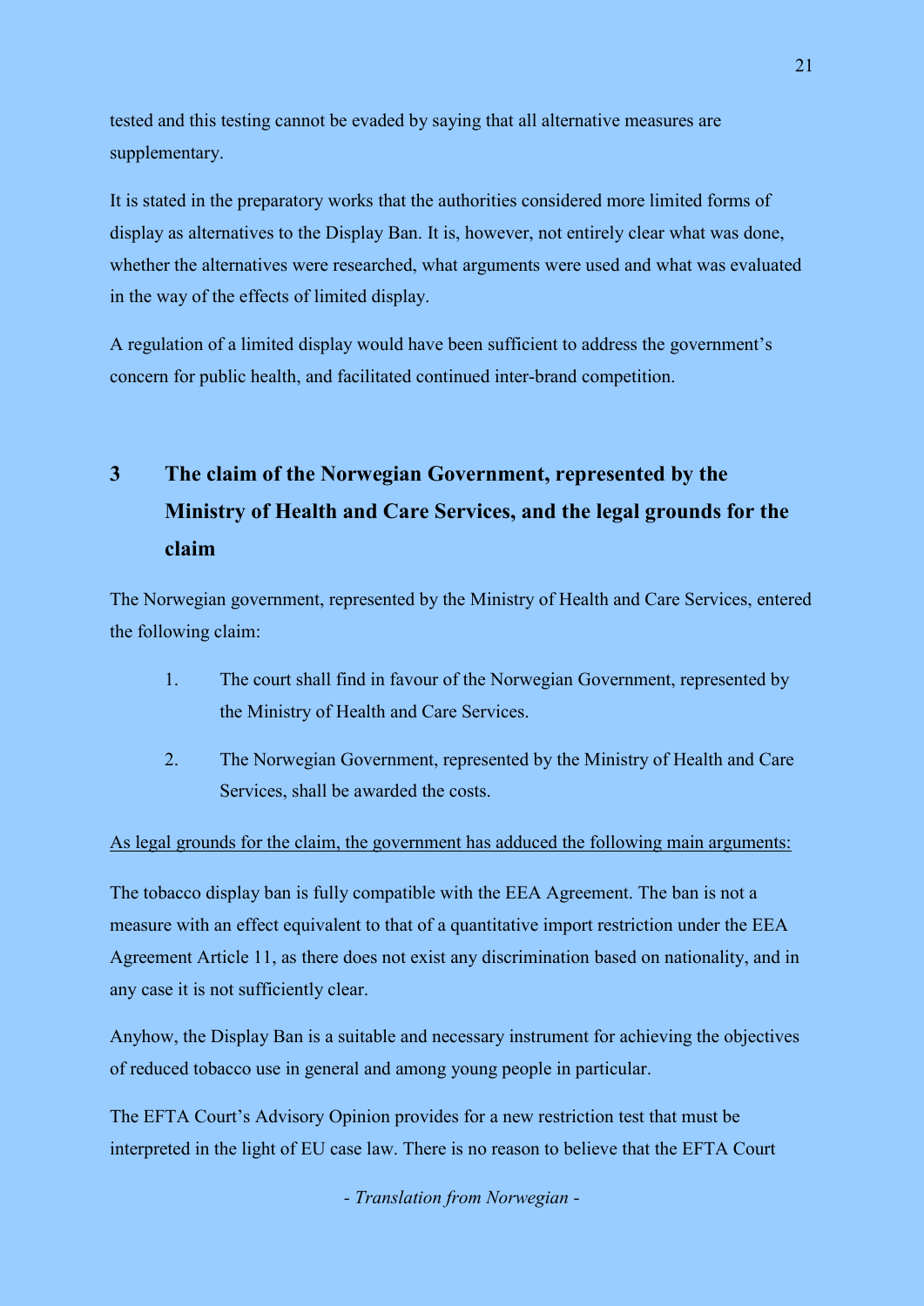tested and this testing cannot be evaded by saying that all alternative measures are supplementary.

It is stated in the preparatory works that the authorities considered more limited forms of display as alternatives to the Display Ban. It is, however, not entirely clear what was done, whether the alternatives were researched, what arguments were used and what was evaluated in the way of the effects of limited display.

A regulation of a limited display would have been sufficient to address the government's concern for public health, and facilitated continued inter-brand competition.

## 3 The claim of the Norwegian Government, represented by the Ministry of Health and Care Services, and the legal grounds for the claim

The Norwegian government, represented by the Ministry of Health and Care Services, entered the following claim:

1. The court shall find in favour of the Norwegian Government, represented by the Ministry of Health and Care Services.
2. The Norwegian Government, represented by the Ministry of Health and Care Services, shall be awarded the costs.

<u>As legal grounds for the claim, the government has adduced the following main arguments:</u>

The tobacco display ban is fully compatible with the EEA Agreement. The ban is not a measure with an effect equivalent to that of a quantitative import restriction under the EEA Agreement Article 11, as there does not exist any discrimination based on nationality, and in any case it is not sufficiently clear.

Anyhow, the Display Ban is a suitable and necessary instrument for achieving the objectives of reduced tobacco use in general and among young people in particular.

The EFTA Court's Advisory Opinion provides for a new restriction test that must be interpreted in the light of EU case law. There is no reason to believe that the EFTA Court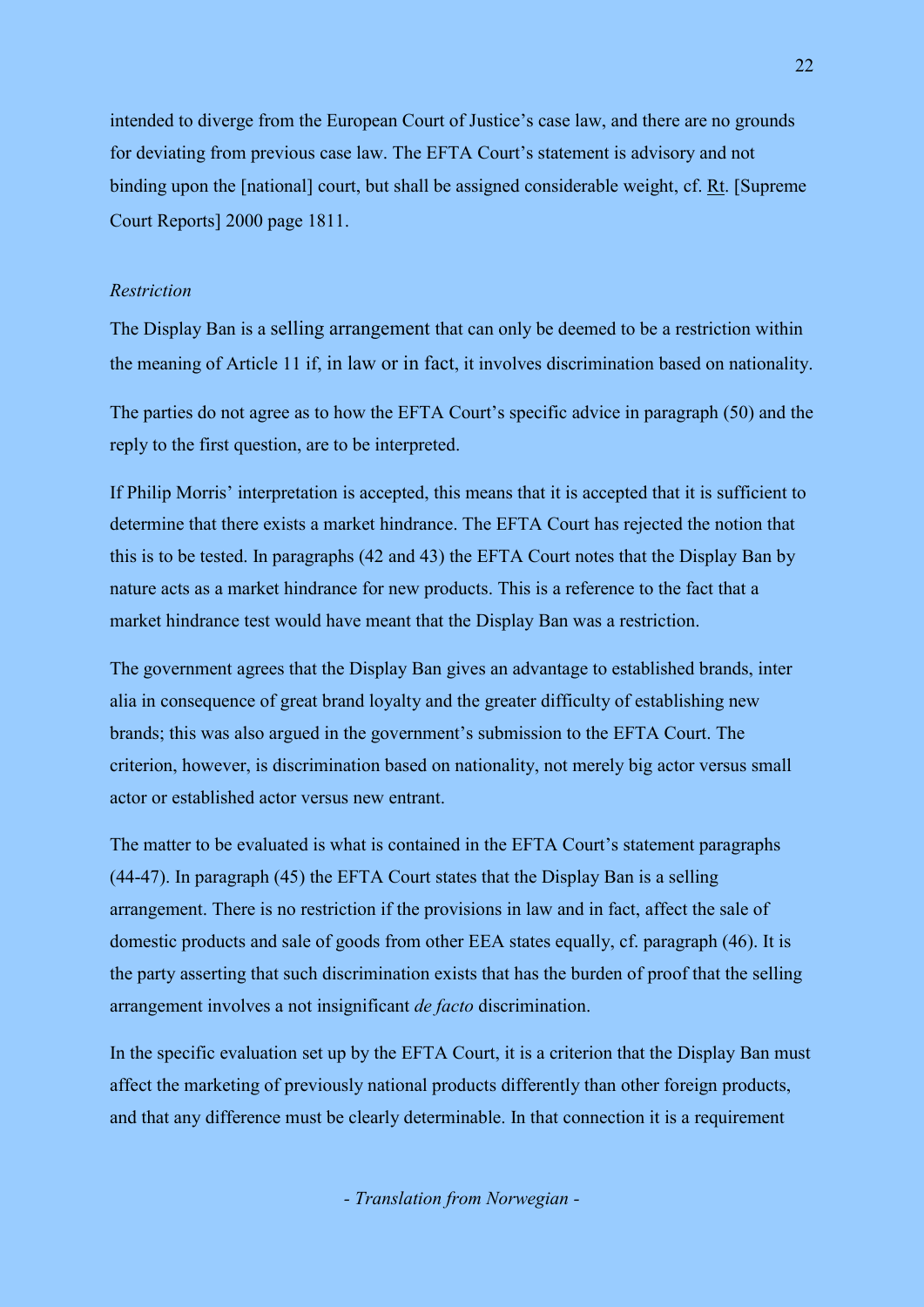intended to diverge from the European Court of Justice's case law, and there are no grounds for deviating from previous case law. The EFTA Court's statement is advisory and not binding upon the [national] court, but shall be assigned considerable weight, cf. Rt. [Supreme Court Reports] 2000 page 1811.

*Restriction*

The Display Ban is a selling arrangement that can only be deemed to be a restriction within the meaning of Article 11 if, in law or in fact, it involves discrimination based on nationality.

The parties do not agree as to how the EFTA Court's specific advice in paragraph (50) and the reply to the first question, are to be interpreted.

If Philip Morris' interpretation is accepted, this means that it is accepted that it is sufficient to determine that there exists a market hindrance. The EFTA Court has rejected the notion that this is to be tested. In paragraphs (42 and 43) the EFTA Court notes that the Display Ban by nature acts as a market hindrance for new products. This is a reference to the fact that a market hindrance test would have meant that the Display Ban was a restriction.

The government agrees that the Display Ban gives an advantage to established brands, inter alia in consequence of great brand loyalty and the greater difficulty of establishing new brands; this was also argued in the government's submission to the EFTA Court. The criterion, however, is discrimination based on nationality, not merely big actor versus small actor or established actor versus new entrant.

The matter to be evaluated is what is contained in the EFTA Court's statement paragraphs (44-47). In paragraph (45) the EFTA Court states that the Display Ban is a selling arrangement. There is no restriction if the provisions in law and in fact, affect the sale of domestic products and sale of goods from other EEA states equally, cf. paragraph (46). It is the party asserting that such discrimination exists that has the burden of proof that the selling arrangement involves a not insignificant *de facto* discrimination.

In the specific evaluation set up by the EFTA Court, it is a criterion that the Display Ban must affect the marketing of previously national products differently than other foreign products, and that any difference must be clearly determinable. In that connection it is a requirement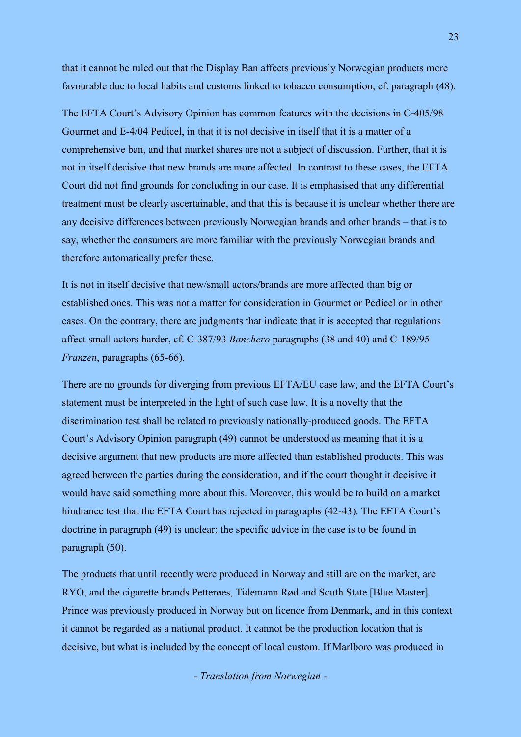that it cannot be ruled out that the Display Ban affects previously Norwegian products more favourable due to local habits and customs linked to tobacco consumption, cf. paragraph (48).

The EFTA Court's Advisory Opinion has common features with the decisions in C-405/98 Gourmet and E-4/04 Pedicel, in that it is not decisive in itself that it is a matter of a comprehensive ban, and that market shares are not a subject of discussion. Further, that it is not in itself decisive that new brands are more affected. In contrast to these cases, the EFTA Court did not find grounds for concluding in our case. It is emphasised that any differential treatment must be clearly ascertainable, and that this is because it is unclear whether there are any decisive differences between previously Norwegian brands and other brands – that is to say, whether the consumers are more familiar with the previously Norwegian brands and therefore automatically prefer these.

It is not in itself decisive that new/small actors/brands are more affected than big or established ones. This was not a matter for consideration in Gourmet or Pedicel or in other cases. On the contrary, there are judgments that indicate that it is accepted that regulations affect small actors harder, cf. C-387/93 *Banchero* paragraphs (38 and 40) and C-189/95 *Franzen*, paragraphs (65-66).

There are no grounds for diverging from previous EFTA/EU case law, and the EFTA Court's statement must be interpreted in the light of such case law. It is a novelty that the discrimination test shall be related to previously nationally-produced goods. The EFTA Court's Advisory Opinion paragraph (49) cannot be understood as meaning that it is a decisive argument that new products are more affected than established products. This was agreed between the parties during the consideration, and if the court thought it decisive it would have said something more about this. Moreover, this would be to build on a market hindrance test that the EFTA Court has rejected in paragraphs (42-43). The EFTA Court's doctrine in paragraph (49) is unclear; the specific advice in the case is to be found in paragraph (50).

The products that until recently were produced in Norway and still are on the market, are RYO, and the cigarette brands Petterøes, Tidemann Rød and South State [Blue Master]. Prince was previously produced in Norway but on licence from Denmark, and in this context it cannot be regarded as a national product. It cannot be the production location that is decisive, but what is included by the concept of local custom. If Marlboro was produced in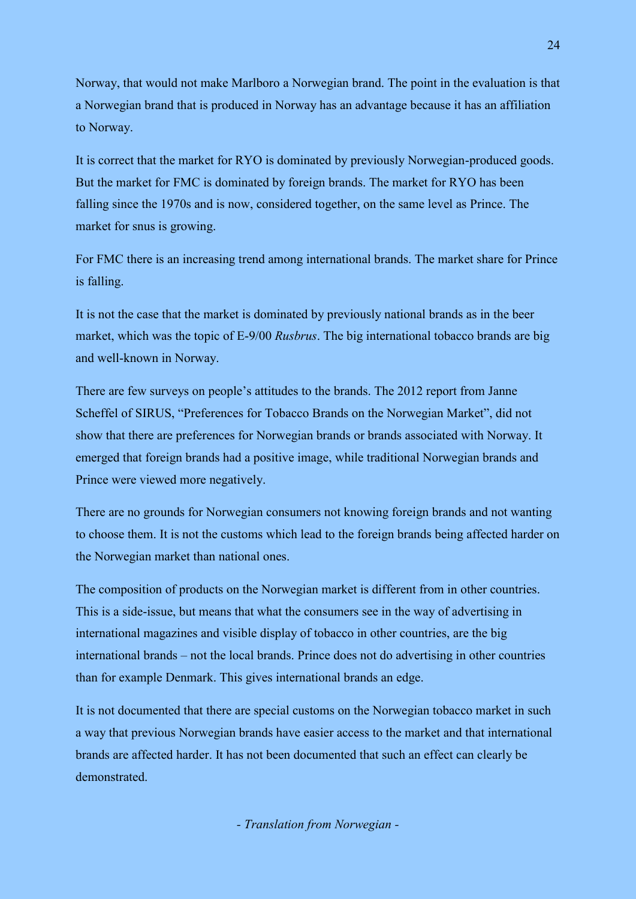Norway, that would not make Marlboro a Norwegian brand. The point in the evaluation is that a Norwegian brand that is produced in Norway has an advantage because it has an affiliation to Norway.

It is correct that the market for RYO is dominated by previously Norwegian-produced goods. But the market for FMC is dominated by foreign brands. The market for RYO has been falling since the 1970s and is now, considered together, on the same level as Prince. The market for snus is growing.

For FMC there is an increasing trend among international brands. The market share for Prince is falling.

It is not the case that the market is dominated by previously national brands as in the beer market, which was the topic of E-9/00 *Rusbrus*. The big international tobacco brands are big and well-known in Norway.

There are few surveys on people's attitudes to the brands. The 2012 report from Janne Scheffel of SIRUS, "Preferences for Tobacco Brands on the Norwegian Market", did not show that there are preferences for Norwegian brands or brands associated with Norway. It emerged that foreign brands had a positive image, while traditional Norwegian brands and Prince were viewed more negatively.

There are no grounds for Norwegian consumers not knowing foreign brands and not wanting to choose them. It is not the customs which lead to the foreign brands being affected harder on the Norwegian market than national ones.

The composition of products on the Norwegian market is different from in other countries. This is a side-issue, but means that what the consumers see in the way of advertising in international magazines and visible display of tobacco in other countries, are the big international brands – not the local brands. Prince does not do advertising in other countries than for example Denmark. This gives international brands an edge.

It is not documented that there are special customs on the Norwegian tobacco market in such a way that previous Norwegian brands have easier access to the market and that international brands are affected harder. It has not been documented that such an effect can clearly be demonstrated.

*- Translation from Norwegian -*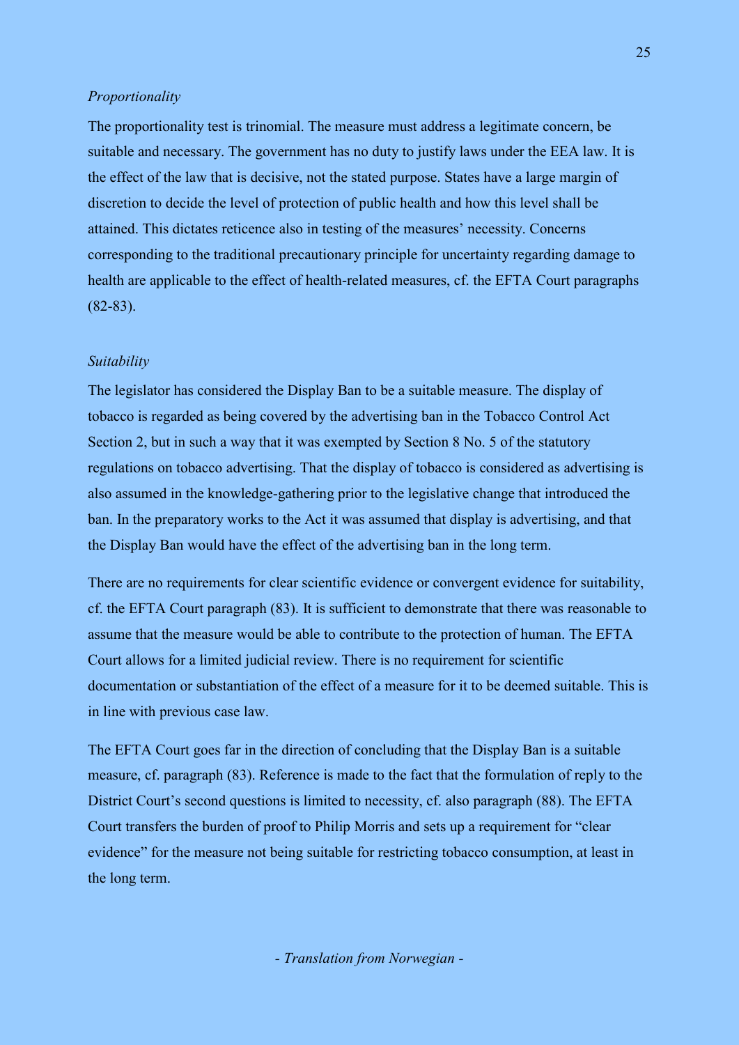*Proportionality*

The proportionality test is trinomial. The measure must address a legitimate concern, be suitable and necessary. The government has no duty to justify laws under the EEA law. It is the effect of the law that is decisive, not the stated purpose. States have a large margin of discretion to decide the level of protection of public health and how this level shall be attained. This dictates reticence also in testing of the measures' necessity. Concerns corresponding to the traditional precautionary principle for uncertainty regarding damage to health are applicable to the effect of health-related measures, cf. the EFTA Court paragraphs (82-83).

*Suitability*

The legislator has considered the Display Ban to be a suitable measure. The display of tobacco is regarded as being covered by the advertising ban in the Tobacco Control Act Section 2, but in such a way that it was exempted by Section 8 No. 5 of the statutory regulations on tobacco advertising. That the display of tobacco is considered as advertising is also assumed in the knowledge-gathering prior to the legislative change that introduced the ban. In the preparatory works to the Act it was assumed that display is advertising, and that the Display Ban would have the effect of the advertising ban in the long term.

There are no requirements for clear scientific evidence or convergent evidence for suitability, cf. the EFTA Court paragraph (83). It is sufficient to demonstrate that there was reasonable to assume that the measure would be able to contribute to the protection of human. The EFTA Court allows for a limited judicial review. There is no requirement for scientific documentation or substantiation of the effect of a measure for it to be deemed suitable. This is in line with previous case law.

The EFTA Court goes far in the direction of concluding that the Display Ban is a suitable measure, cf. paragraph (83). Reference is made to the fact that the formulation of reply to the District Court's second questions is limited to necessity, cf. also paragraph (88). The EFTA Court transfers the burden of proof to Philip Morris and sets up a requirement for "clear evidence" for the measure not being suitable for restricting tobacco consumption, at least in the long term.

*- Translation from Norwegian -*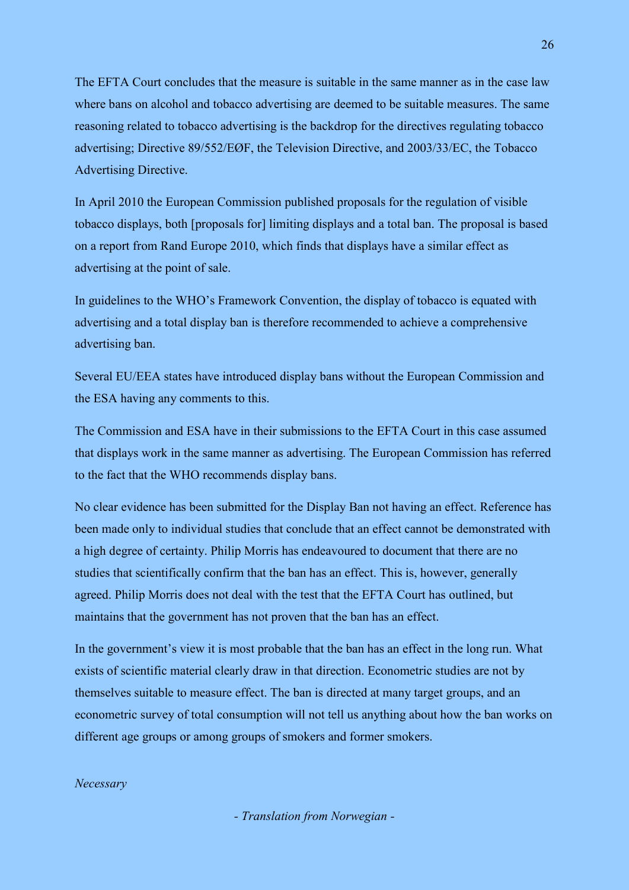The EFTA Court concludes that the measure is suitable in the same manner as in the case law where bans on alcohol and tobacco advertising are deemed to be suitable measures. The same reasoning related to tobacco advertising is the backdrop for the directives regulating tobacco advertising; Directive 89/552/EØF, the Television Directive, and 2003/33/EC, the Tobacco Advertising Directive.

In April 2010 the European Commission published proposals for the regulation of visible tobacco displays, both [proposals for] limiting displays and a total ban. The proposal is based on a report from Rand Europe 2010, which finds that displays have a similar effect as advertising at the point of sale.

In guidelines to the WHO's Framework Convention, the display of tobacco is equated with advertising and a total display ban is therefore recommended to achieve a comprehensive advertising ban.

Several EU/EEA states have introduced display bans without the European Commission and the ESA having any comments to this.

The Commission and ESA have in their submissions to the EFTA Court in this case assumed that displays work in the same manner as advertising. The European Commission has referred to the fact that the WHO recommends display bans.

No clear evidence has been submitted for the Display Ban not having an effect. Reference has been made only to individual studies that conclude that an effect cannot be demonstrated with a high degree of certainty. Philip Morris has endeavoured to document that there are no studies that scientifically confirm that the ban has an effect. This is, however, generally agreed. Philip Morris does not deal with the test that the EFTA Court has outlined, but maintains that the government has not proven that the ban has an effect.

In the government's view it is most probable that the ban has an effect in the long run. What exists of scientific material clearly draw in that direction. Econometric studies are not by themselves suitable to measure effect. The ban is directed at many target groups, and an econometric survey of total consumption will not tell us anything about how the ban works on different age groups or among groups of smokers and former smokers.

*Necessary*

*- Translation from Norwegian -*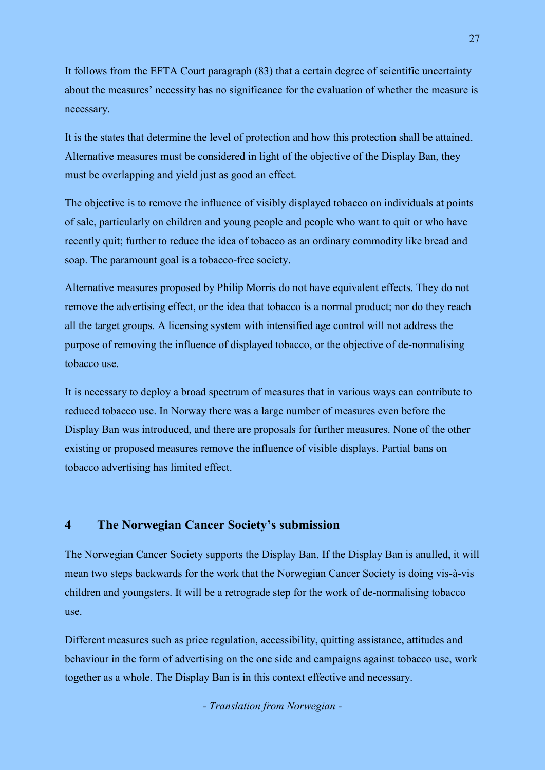It follows from the EFTA Court paragraph (83) that a certain degree of scientific uncertainty about the measures' necessity has no significance for the evaluation of whether the measure is necessary.

It is the states that determine the level of protection and how this protection shall be attained. Alternative measures must be considered in light of the objective of the Display Ban, they must be overlapping and yield just as good an effect.

The objective is to remove the influence of visibly displayed tobacco on individuals at points of sale, particularly on children and young people and people who want to quit or who have recently quit; further to reduce the idea of tobacco as an ordinary commodity like bread and soap. The paramount goal is a tobacco-free society.

Alternative measures proposed by Philip Morris do not have equivalent effects. They do not remove the advertising effect, or the idea that tobacco is a normal product; nor do they reach all the target groups. A licensing system with intensified age control will not address the purpose of removing the influence of displayed tobacco, or the objective of de-normalising tobacco use.

It is necessary to deploy a broad spectrum of measures that in various ways can contribute to reduced tobacco use. In Norway there was a large number of measures even before the Display Ban was introduced, and there are proposals for further measures. None of the other existing or proposed measures remove the influence of visible displays. Partial bans on tobacco advertising has limited effect.

## 4 The Norwegian Cancer Society's submission

The Norwegian Cancer Society supports the Display Ban. If the Display Ban is anulled, it will mean two steps backwards for the work that the Norwegian Cancer Society is doing vis-à-vis children and youngsters. It will be a retrograde step for the work of de-normalising tobacco use.

Different measures such as price regulation, accessibility, quitting assistance, attitudes and behaviour in the form of advertising on the one side and campaigns against tobacco use, work together as a whole. The Display Ban is in this context effective and necessary.

*- Translation from Norwegian -*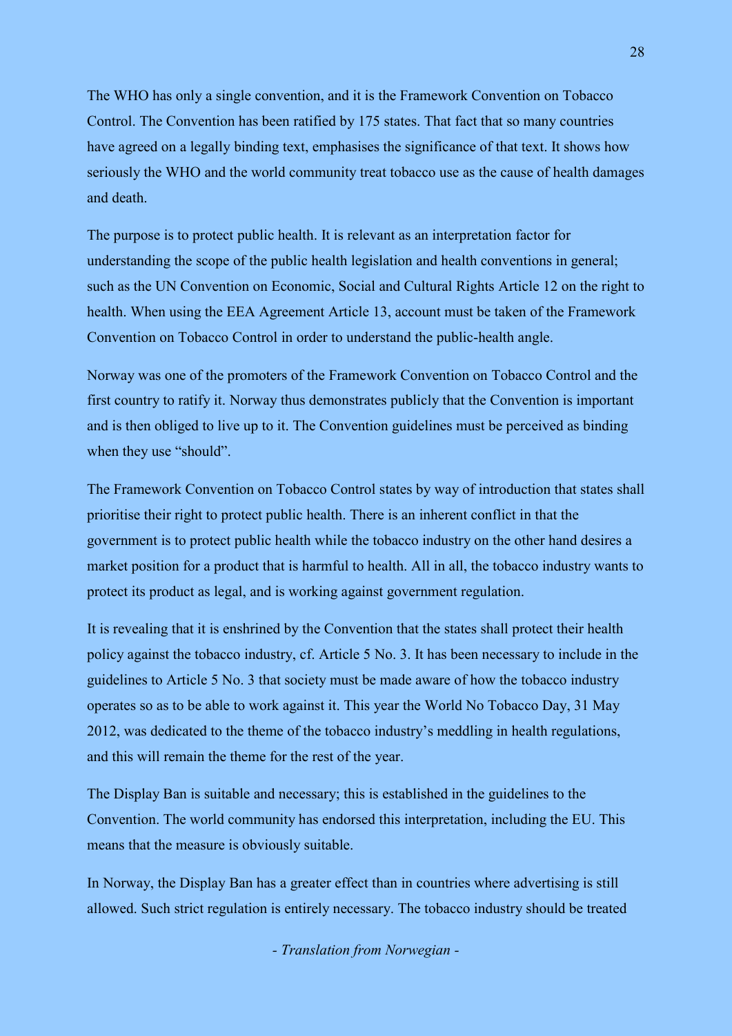The WHO has only a single convention, and it is the Framework Convention on Tobacco Control. The Convention has been ratified by 175 states. That fact that so many countries have agreed on a legally binding text, emphasises the significance of that text. It shows how seriously the WHO and the world community treat tobacco use as the cause of health damages and death.

The purpose is to protect public health. It is relevant as an interpretation factor for understanding the scope of the public health legislation and health conventions in general; such as the UN Convention on Economic, Social and Cultural Rights Article 12 on the right to health. When using the EEA Agreement Article 13, account must be taken of the Framework Convention on Tobacco Control in order to understand the public-health angle.

Norway was one of the promoters of the Framework Convention on Tobacco Control and the first country to ratify it. Norway thus demonstrates publicly that the Convention is important and is then obliged to live up to it. The Convention guidelines must be perceived as binding when they use "should".

The Framework Convention on Tobacco Control states by way of introduction that states shall prioritise their right to protect public health. There is an inherent conflict in that the government is to protect public health while the tobacco industry on the other hand desires a market position for a product that is harmful to health. All in all, the tobacco industry wants to protect its product as legal, and is working against government regulation.

It is revealing that it is enshrined by the Convention that the states shall protect their health policy against the tobacco industry, cf. Article 5 No. 3. It has been necessary to include in the guidelines to Article 5 No. 3 that society must be made aware of how the tobacco industry operates so as to be able to work against it. This year the World No Tobacco Day, 31 May 2012, was dedicated to the theme of the tobacco industry's meddling in health regulations, and this will remain the theme for the rest of the year.

The Display Ban is suitable and necessary; this is established in the guidelines to the Convention. The world community has endorsed this interpretation, including the EU. This means that the measure is obviously suitable.

In Norway, the Display Ban has a greater effect than in countries where advertising is still allowed. Such strict regulation is entirely necessary. The tobacco industry should be treated

*- Translation from Norwegian -*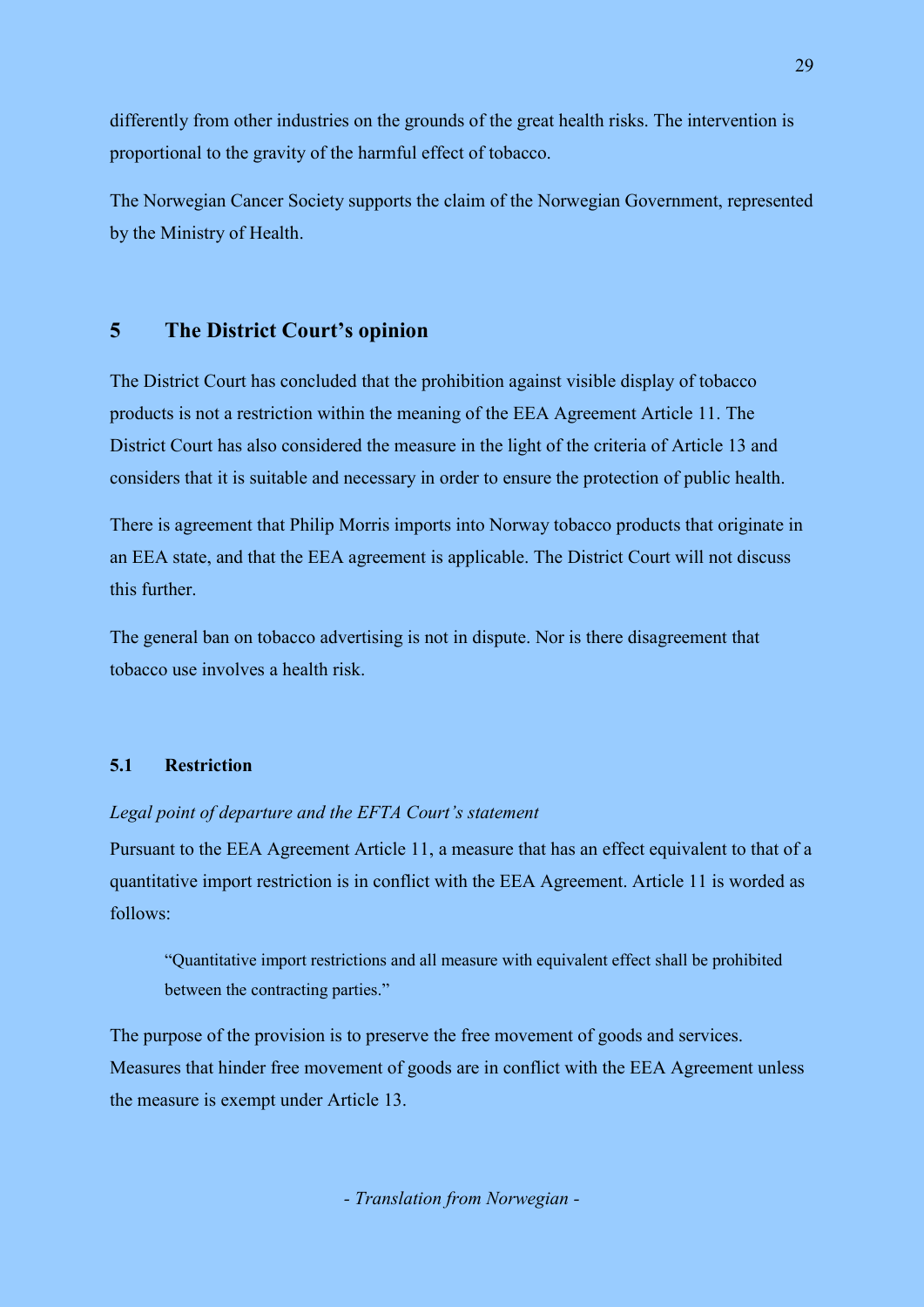differently from other industries on the grounds of the great health risks. The intervention is proportional to the gravity of the harmful effect of tobacco.

The Norwegian Cancer Society supports the claim of the Norwegian Government, represented by the Ministry of Health.

## 5 The District Court's opinion

The District Court has concluded that the prohibition against visible display of tobacco products is not a restriction within the meaning of the EEA Agreement Article 11. The District Court has also considered the measure in the light of the criteria of Article 13 and considers that it is suitable and necessary in order to ensure the protection of public health.

There is agreement that Philip Morris imports into Norway tobacco products that originate in an EEA state, and that the EEA agreement is applicable. The District Court will not discuss this further.

The general ban on tobacco advertising is not in dispute. Nor is there disagreement that tobacco use involves a health risk.

### 5.1 Restriction

*Legal point of departure and the EFTA Court's statement*

Pursuant to the EEA Agreement Article 11, a measure that has an effect equivalent to that of a quantitative import restriction is in conflict with the EEA Agreement. Article 11 is worded as follows:

> "Quantitative import restrictions and all measure with equivalent effect shall be prohibited between the contracting parties."

The purpose of the provision is to preserve the free movement of goods and services. Measures that hinder free movement of goods are in conflict with the EEA Agreement unless the measure is exempt under Article 13.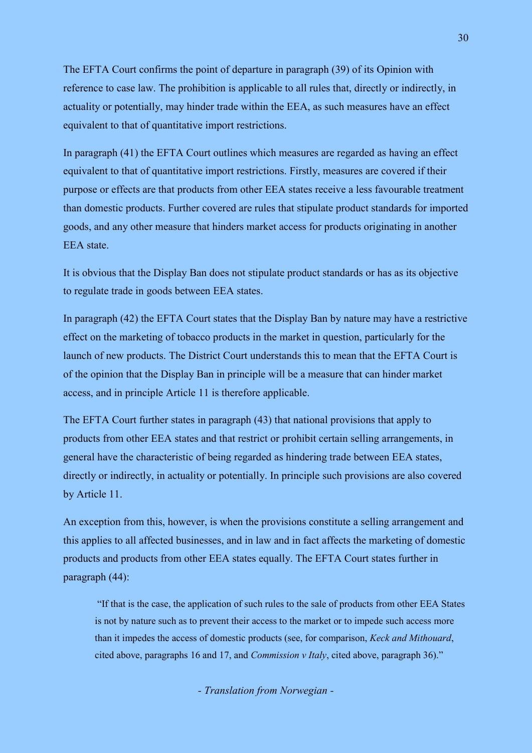The EFTA Court confirms the point of departure in paragraph (39) of its Opinion with reference to case law. The prohibition is applicable to all rules that, directly or indirectly, in actuality or potentially, may hinder trade within the EEA, as such measures have an effect equivalent to that of quantitative import restrictions.

In paragraph (41) the EFTA Court outlines which measures are regarded as having an effect equivalent to that of quantitative import restrictions. Firstly, measures are covered if their purpose or effects are that products from other EEA states receive a less favourable treatment than domestic products. Further covered are rules that stipulate product standards for imported goods, and any other measure that hinders market access for products originating in another EEA state.

It is obvious that the Display Ban does not stipulate product standards or has as its objective to regulate trade in goods between EEA states.

In paragraph (42) the EFTA Court states that the Display Ban by nature may have a restrictive effect on the marketing of tobacco products in the market in question, particularly for the launch of new products. The District Court understands this to mean that the EFTA Court is of the opinion that the Display Ban in principle will be a measure that can hinder market access, and in principle Article 11 is therefore applicable.

The EFTA Court further states in paragraph (43) that national provisions that apply to products from other EEA states and that restrict or prohibit certain selling arrangements, in general have the characteristic of being regarded as hindering trade between EEA states, directly or indirectly, in actuality or potentially. In principle such provisions are also covered by Article 11.

An exception from this, however, is when the provisions constitute a selling arrangement and this applies to all affected businesses, and in law and in fact affects the marketing of domestic products and products from other EEA states equally. The EFTA Court states further in paragraph (44):

> "If that is the case, the application of such rules to the sale of products from other EEA States is not by nature such as to prevent their access to the market or to impede such access more than it impedes the access of domestic products (see, for comparison, *Keck and Mithouard*, cited above, paragraphs 16 and 17, and *Commission v Italy*, cited above, paragraph 36)."

*- Translation from Norwegian -*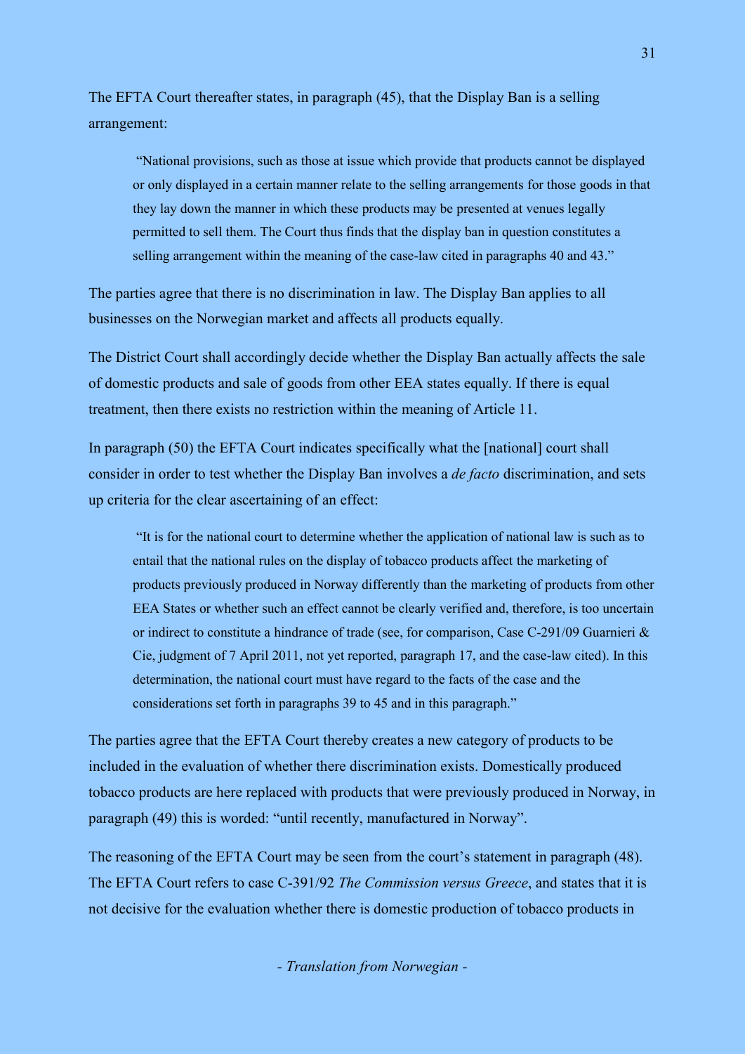The EFTA Court thereafter states, in paragraph (45), that the Display Ban is a selling arrangement:

> "National provisions, such as those at issue which provide that products cannot be displayed or only displayed in a certain manner relate to the selling arrangements for those goods in that they lay down the manner in which these products may be presented at venues legally permitted to sell them. The Court thus finds that the display ban in question constitutes a selling arrangement within the meaning of the case-law cited in paragraphs 40 and 43."

The parties agree that there is no discrimination in law. The Display Ban applies to all businesses on the Norwegian market and affects all products equally.

The District Court shall accordingly decide whether the Display Ban actually affects the sale of domestic products and sale of goods from other EEA states equally. If there is equal treatment, then there exists no restriction within the meaning of Article 11.

In paragraph (50) the EFTA Court indicates specifically what the [national] court shall consider in order to test whether the Display Ban involves a *de facto* discrimination, and sets up criteria for the clear ascertaining of an effect:

> "It is for the national court to determine whether the application of national law is such as to entail that the national rules on the display of tobacco products affect the marketing of products previously produced in Norway differently than the marketing of products from other EEA States or whether such an effect cannot be clearly verified and, therefore, is too uncertain or indirect to constitute a hindrance of trade (see, for comparison, Case C-291/09 Guarnieri & Cie, judgment of 7 April 2011, not yet reported, paragraph 17, and the case-law cited). In this determination, the national court must have regard to the facts of the case and the considerations set forth in paragraphs 39 to 45 and in this paragraph."

The parties agree that the EFTA Court thereby creates a new category of products to be included in the evaluation of whether there discrimination exists. Domestically produced tobacco products are here replaced with products that were previously produced in Norway, in paragraph (49) this is worded: "until recently, manufactured in Norway".

The reasoning of the EFTA Court may be seen from the court's statement in paragraph (48). The EFTA Court refers to case C-391/92 *The Commission versus Greece*, and states that it is not decisive for the evaluation whether there is domestic production of tobacco products in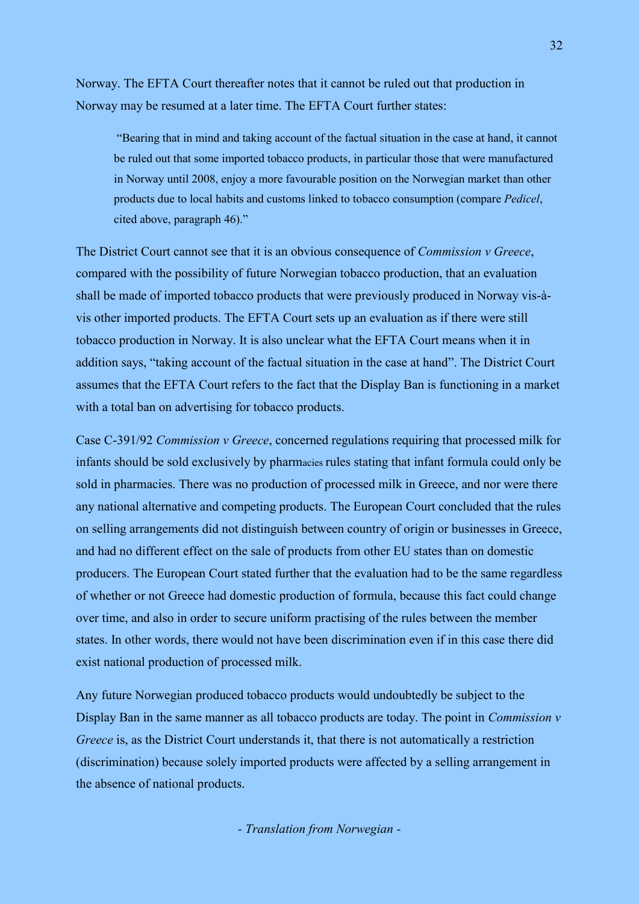Norway. The EFTA Court thereafter notes that it cannot be ruled out that production in Norway may be resumed at a later time. The EFTA Court further states:

> "Bearing that in mind and taking account of the factual situation in the case at hand, it cannot be ruled out that some imported tobacco products, in particular those that were manufactured in Norway until 2008, enjoy a more favourable position on the Norwegian market than other products due to local habits and customs linked to tobacco consumption (compare *Pedicel*, cited above, paragraph 46)."

The District Court cannot see that it is an obvious consequence of *Commission v Greece*, compared with the possibility of future Norwegian tobacco production, that an evaluation shall be made of imported tobacco products that were previously produced in Norway vis-à-vis other imported products. The EFTA Court sets up an evaluation as if there were still tobacco production in Norway. It is also unclear what the EFTA Court means when it in addition says, "taking account of the factual situation in the case at hand". The District Court assumes that the EFTA Court refers to the fact that the Display Ban is functioning in a market with a total ban on advertising for tobacco products.

Case C-391/92 *Commission v Greece*, concerned regulations requiring that processed milk for infants should be sold exclusively by pharmacies rules stating that infant formula could only be sold in pharmacies. There was no production of processed milk in Greece, and nor were there any national alternative and competing products. The European Court concluded that the rules on selling arrangements did not distinguish between country of origin or businesses in Greece, and had no different effect on the sale of products from other EU states than on domestic producers. The European Court stated further that the evaluation had to be the same regardless of whether or not Greece had domestic production of formula, because this fact could change over time, and also in order to secure uniform practising of the rules between the member states. In other words, there would not have been discrimination even if in this case there did exist national production of processed milk.

Any future Norwegian produced tobacco products would undoubtedly be subject to the Display Ban in the same manner as all tobacco products are today. The point in *Commission v Greece* is, as the District Court understands it, that there is not automatically a restriction (discrimination) because solely imported products were affected by a selling arrangement in the absence of national products.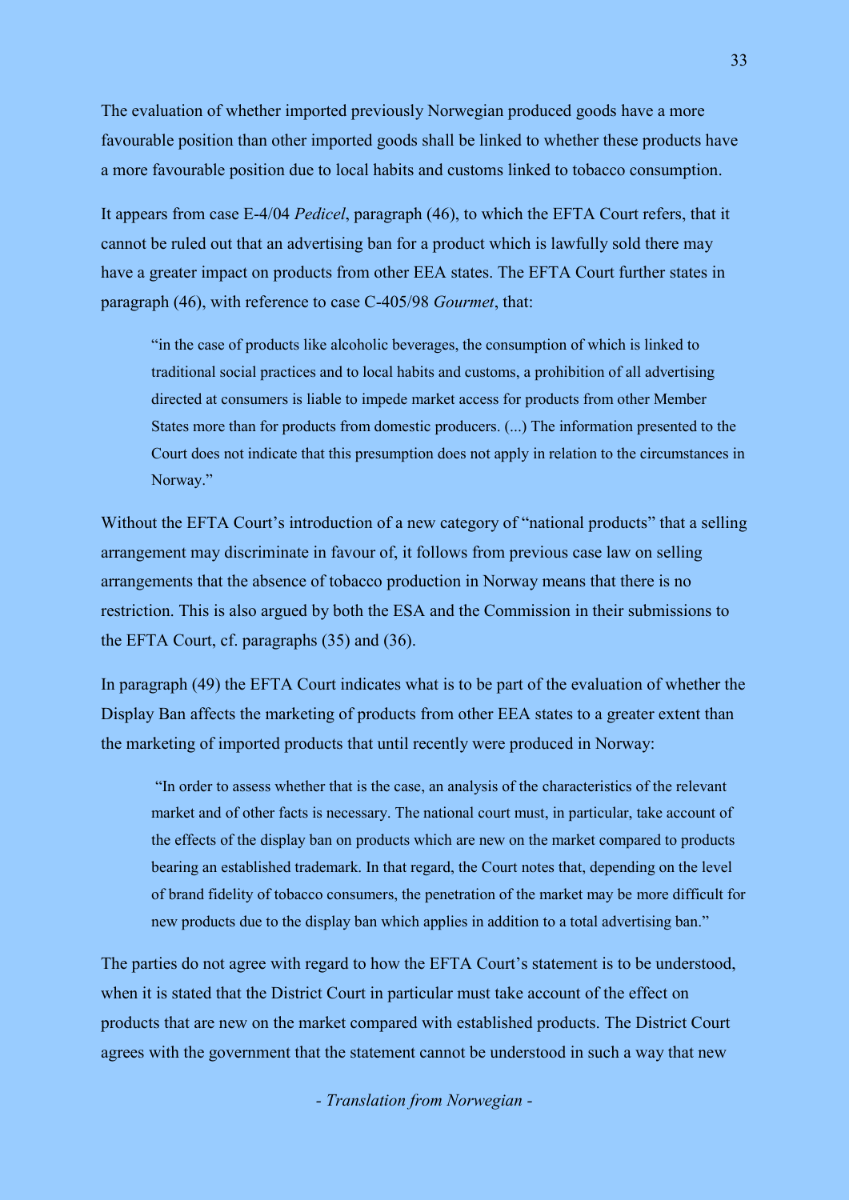The evaluation of whether imported previously Norwegian produced goods have a more favourable position than other imported goods shall be linked to whether these products have a more favourable position due to local habits and customs linked to tobacco consumption.

It appears from case E-4/04 *Pedicel*, paragraph (46), to which the EFTA Court refers, that it cannot be ruled out that an advertising ban for a product which is lawfully sold there may have a greater impact on products from other EEA states. The EFTA Court further states in paragraph (46), with reference to case C-405/98 *Gourmet*, that:

> "in the case of products like alcoholic beverages, the consumption of which is linked to traditional social practices and to local habits and customs, a prohibition of all advertising directed at consumers is liable to impede market access for products from other Member States more than for products from domestic producers. (...) The information presented to the Court does not indicate that this presumption does not apply in relation to the circumstances in Norway."

Without the EFTA Court's introduction of a new category of "national products" that a selling arrangement may discriminate in favour of, it follows from previous case law on selling arrangements that the absence of tobacco production in Norway means that there is no restriction. This is also argued by both the ESA and the Commission in their submissions to the EFTA Court, cf. paragraphs (35) and (36).

In paragraph (49) the EFTA Court indicates what is to be part of the evaluation of whether the Display Ban affects the marketing of products from other EEA states to a greater extent than the marketing of imported products that until recently were produced in Norway:

> "In order to assess whether that is the case, an analysis of the characteristics of the relevant market and of other facts is necessary. The national court must, in particular, take account of the effects of the display ban on products which are new on the market compared to products bearing an established trademark. In that regard, the Court notes that, depending on the level of brand fidelity of tobacco consumers, the penetration of the market may be more difficult for new products due to the display ban which applies in addition to a total advertising ban."

The parties do not agree with regard to how the EFTA Court's statement is to be understood, when it is stated that the District Court in particular must take account of the effect on products that are new on the market compared with established products. The District Court agrees with the government that the statement cannot be understood in such a way that new

*- Translation from Norwegian -*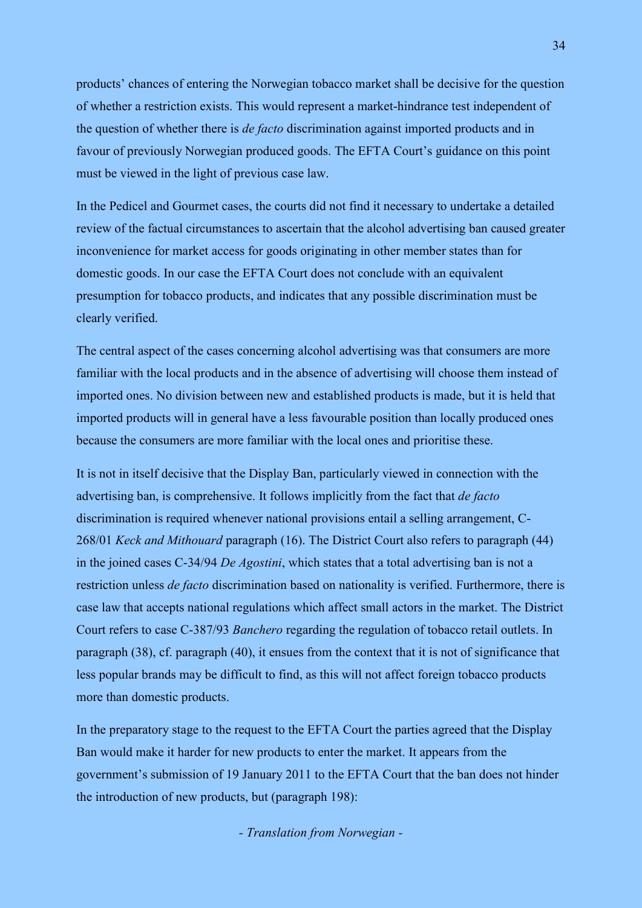products' chances of entering the Norwegian tobacco market shall be decisive for the question of whether a restriction exists. This would represent a market-hindrance test independent of the question of whether there is *de facto* discrimination against imported products and in favour of previously Norwegian produced goods. The EFTA Court's guidance on this point must be viewed in the light of previous case law.

In the Pedicel and Gourmet cases, the courts did not find it necessary to undertake a detailed review of the factual circumstances to ascertain that the alcohol advertising ban caused greater inconvenience for market access for goods originating in other member states than for domestic goods. In our case the EFTA Court does not conclude with an equivalent presumption for tobacco products, and indicates that any possible discrimination must be clearly verified.

The central aspect of the cases concerning alcohol advertising was that consumers are more familiar with the local products and in the absence of advertising will choose them instead of imported ones. No division between new and established products is made, but it is held that imported products will in general have a less favourable position than locally produced ones because the consumers are more familiar with the local ones and prioritise these.

It is not in itself decisive that the Display Ban, particularly viewed in connection with the advertising ban, is comprehensive. It follows implicitly from the fact that *de facto* discrimination is required whenever national provisions entail a selling arrangement, C-268/01 *Keck and Mithouard* paragraph (16). The District Court also refers to paragraph (44) in the joined cases C-34/94 *De Agostini*, which states that a total advertising ban is not a restriction unless *de facto* discrimination based on nationality is verified. Furthermore, there is case law that accepts national regulations which affect small actors in the market. The District Court refers to case C-387/93 *Banchero* regarding the regulation of tobacco retail outlets. In paragraph (38), cf. paragraph (40), it ensues from the context that it is not of significance that less popular brands may be difficult to find, as this will not affect foreign tobacco products more than domestic products.

In the preparatory stage to the request to the EFTA Court the parties agreed that the Display Ban would make it harder for new products to enter the market. It appears from the government's submission of 19 January 2011 to the EFTA Court that the ban does not hinder the introduction of new products, but (paragraph 198):

*- Translation from Norwegian -*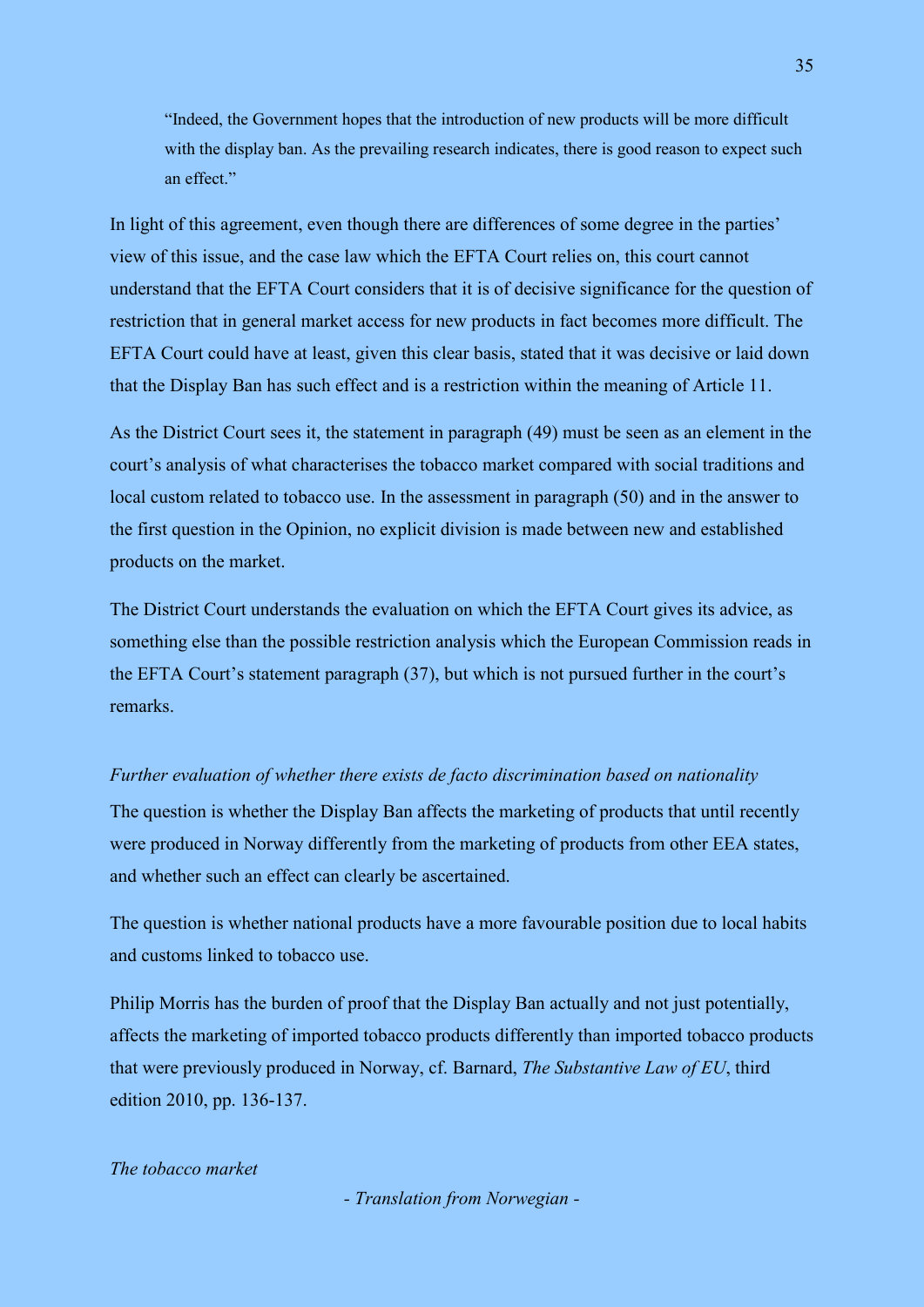> "Indeed, the Government hopes that the introduction of new products will be more difficult with the display ban. As the prevailing research indicates, there is good reason to expect such an effect."

In light of this agreement, even though there are differences of some degree in the parties' view of this issue, and the case law which the EFTA Court relies on, this court cannot understand that the EFTA Court considers that it is of decisive significance for the question of restriction that in general market access for new products in fact becomes more difficult. The EFTA Court could have at least, given this clear basis, stated that it was decisive or laid down that the Display Ban has such effect and is a restriction within the meaning of Article 11.

As the District Court sees it, the statement in paragraph (49) must be seen as an element in the court's analysis of what characterises the tobacco market compared with social traditions and local custom related to tobacco use. In the assessment in paragraph (50) and in the answer to the first question in the Opinion, no explicit division is made between new and established products on the market.

The District Court understands the evaluation on which the EFTA Court gives its advice, as something else than the possible restriction analysis which the European Commission reads in the EFTA Court's statement paragraph (37), but which is not pursued further in the court's remarks.

*Further evaluation of whether there exists de facto discrimination based on nationality*

The question is whether the Display Ban affects the marketing of products that until recently were produced in Norway differently from the marketing of products from other EEA states, and whether such an effect can clearly be ascertained.

The question is whether national products have a more favourable position due to local habits and customs linked to tobacco use.

Philip Morris has the burden of proof that the Display Ban actually and not just potentially, affects the marketing of imported tobacco products differently than imported tobacco products that were previously produced in Norway, cf. Barnard, *The Substantive Law of EU*, third edition 2010, pp. 136-137.

*The tobacco market*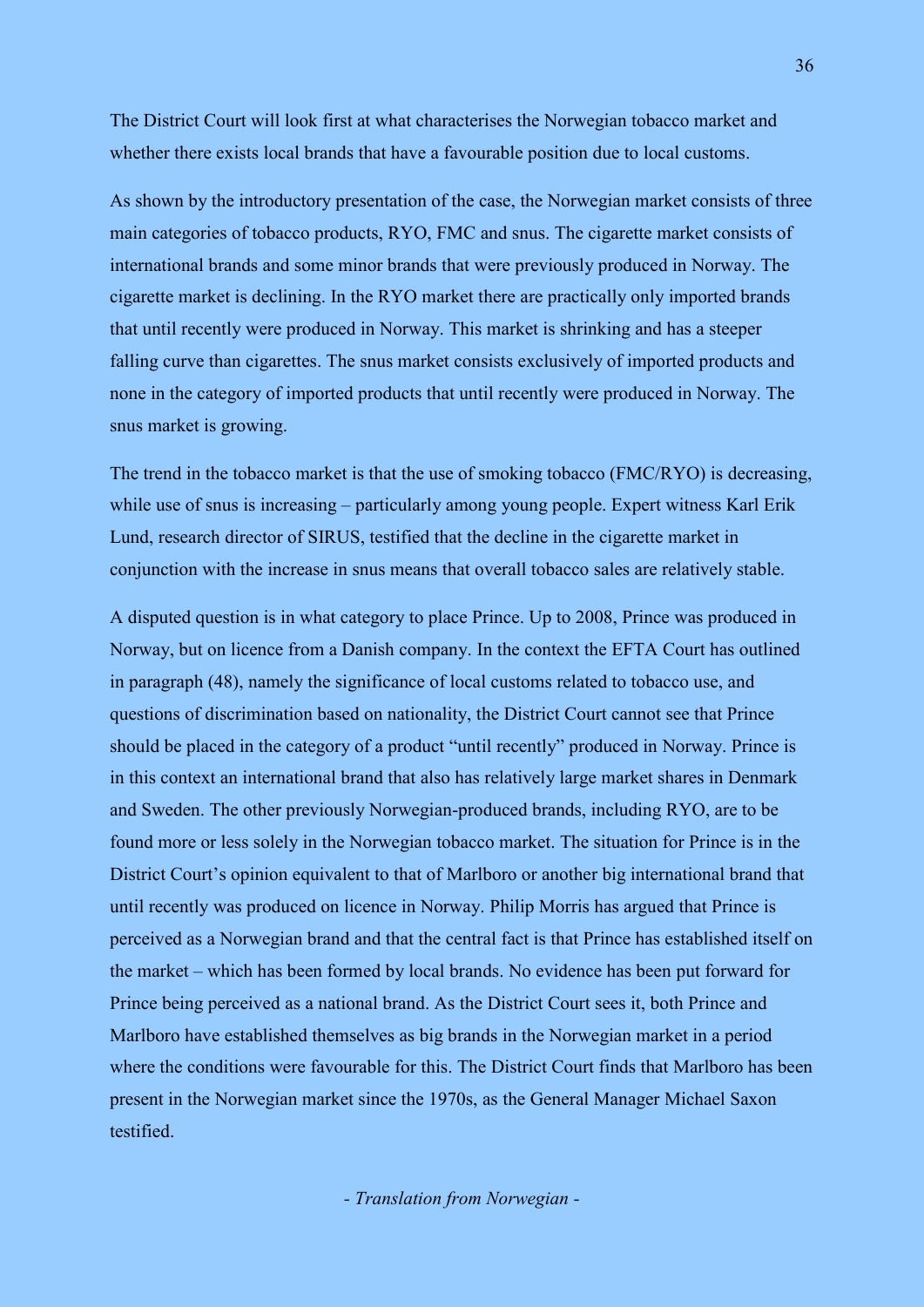The District Court will look first at what characterises the Norwegian tobacco market and whether there exists local brands that have a favourable position due to local customs.

As shown by the introductory presentation of the case, the Norwegian market consists of three main categories of tobacco products, RYO, FMC and snus. The cigarette market consists of international brands and some minor brands that were previously produced in Norway. The cigarette market is declining. In the RYO market there are practically only imported brands that until recently were produced in Norway. This market is shrinking and has a steeper falling curve than cigarettes. The snus market consists exclusively of imported products and none in the category of imported products that until recently were produced in Norway. The snus market is growing.

The trend in the tobacco market is that the use of smoking tobacco (FMC/RYO) is decreasing, while use of snus is increasing – particularly among young people. Expert witness Karl Erik Lund, research director of SIRUS, testified that the decline in the cigarette market in conjunction with the increase in snus means that overall tobacco sales are relatively stable.

A disputed question is in what category to place Prince. Up to 2008, Prince was produced in Norway, but on licence from a Danish company. In the context the EFTA Court has outlined in paragraph (48), namely the significance of local customs related to tobacco use, and questions of discrimination based on nationality, the District Court cannot see that Prince should be placed in the category of a product "until recently" produced in Norway. Prince is in this context an international brand that also has relatively large market shares in Denmark and Sweden. The other previously Norwegian-produced brands, including RYO, are to be found more or less solely in the Norwegian tobacco market. The situation for Prince is in the District Court's opinion equivalent to that of Marlboro or another big international brand that until recently was produced on licence in Norway. Philip Morris has argued that Prince is perceived as a Norwegian brand and that the central fact is that Prince has established itself on the market – which has been formed by local brands. No evidence has been put forward for Prince being perceived as a national brand. As the District Court sees it, both Prince and Marlboro have established themselves as big brands in the Norwegian market in a period where the conditions were favourable for this. The District Court finds that Marlboro has been present in the Norwegian market since the 1970s, as the General Manager Michael Saxon testified.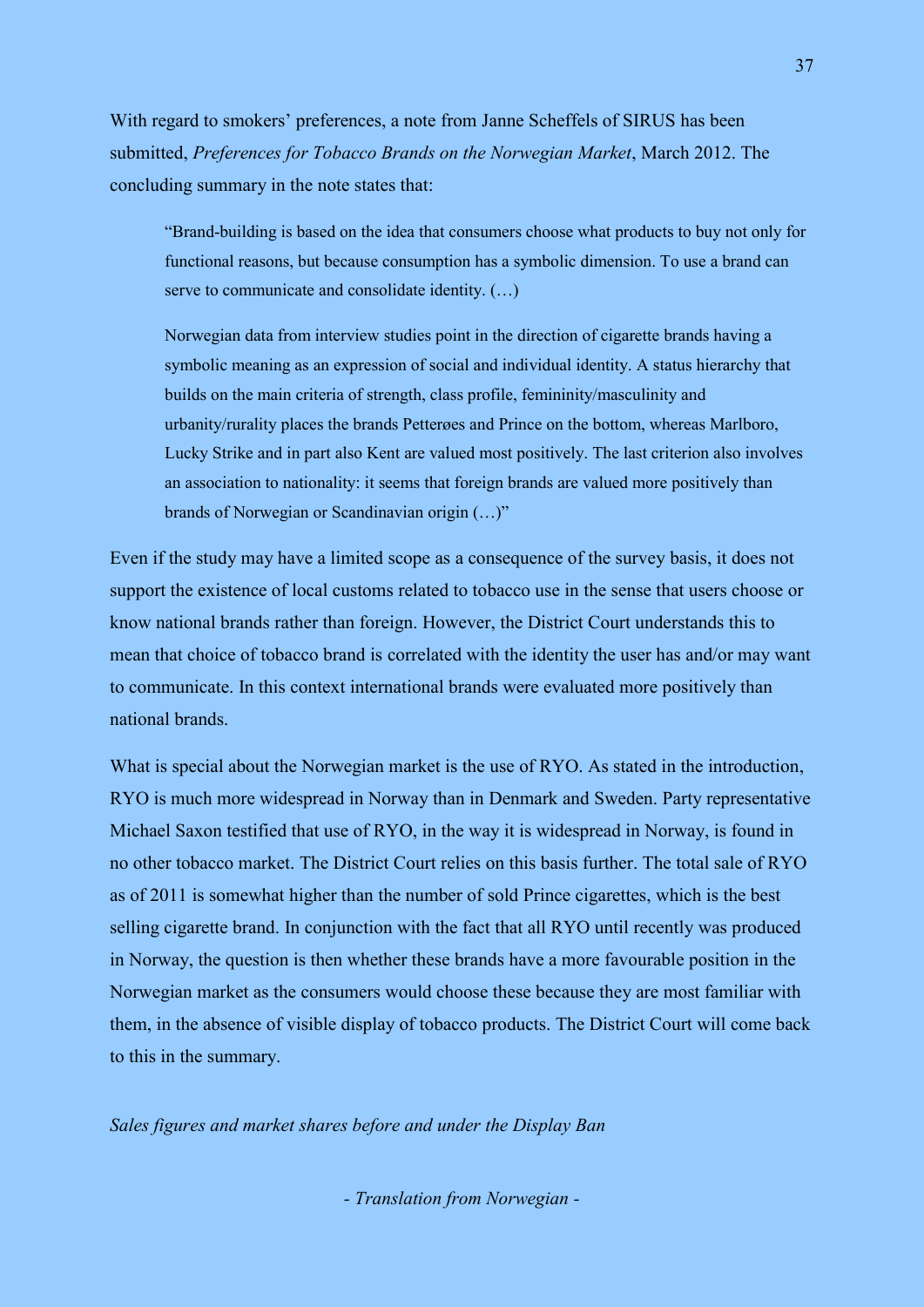With regard to smokers' preferences, a note from Janne Scheffels of SIRUS has been submitted, *Preferences for Tobacco Brands on the Norwegian Market*, March 2012. The concluding summary in the note states that:

> "Brand-building is based on the idea that consumers choose what products to buy not only for functional reasons, but because consumption has a symbolic dimension. To use a brand can serve to communicate and consolidate identity. (…)
>
> Norwegian data from interview studies point in the direction of cigarette brands having a symbolic meaning as an expression of social and individual identity. A status hierarchy that builds on the main criteria of strength, class profile, femininity/masculinity and urbanity/rurality places the brands Petterøes and Prince on the bottom, whereas Marlboro, Lucky Strike and in part also Kent are valued most positively. The last criterion also involves an association to nationality: it seems that foreign brands are valued more positively than brands of Norwegian or Scandinavian origin (…)"

Even if the study may have a limited scope as a consequence of the survey basis, it does not support the existence of local customs related to tobacco use in the sense that users choose or know national brands rather than foreign. However, the District Court understands this to mean that choice of tobacco brand is correlated with the identity the user has and/or may want to communicate. In this context international brands were evaluated more positively than national brands.

What is special about the Norwegian market is the use of RYO. As stated in the introduction, RYO is much more widespread in Norway than in Denmark and Sweden. Party representative Michael Saxon testified that use of RYO, in the way it is widespread in Norway, is found in no other tobacco market. The District Court relies on this basis further. The total sale of RYO as of 2011 is somewhat higher than the number of sold Prince cigarettes, which is the best selling cigarette brand. In conjunction with the fact that all RYO until recently was produced in Norway, the question is then whether these brands have a more favourable position in the Norwegian market as the consumers would choose these because they are most familiar with them, in the absence of visible display of tobacco products. The District Court will come back to this in the summary.

*Sales figures and market shares before and under the Display Ban*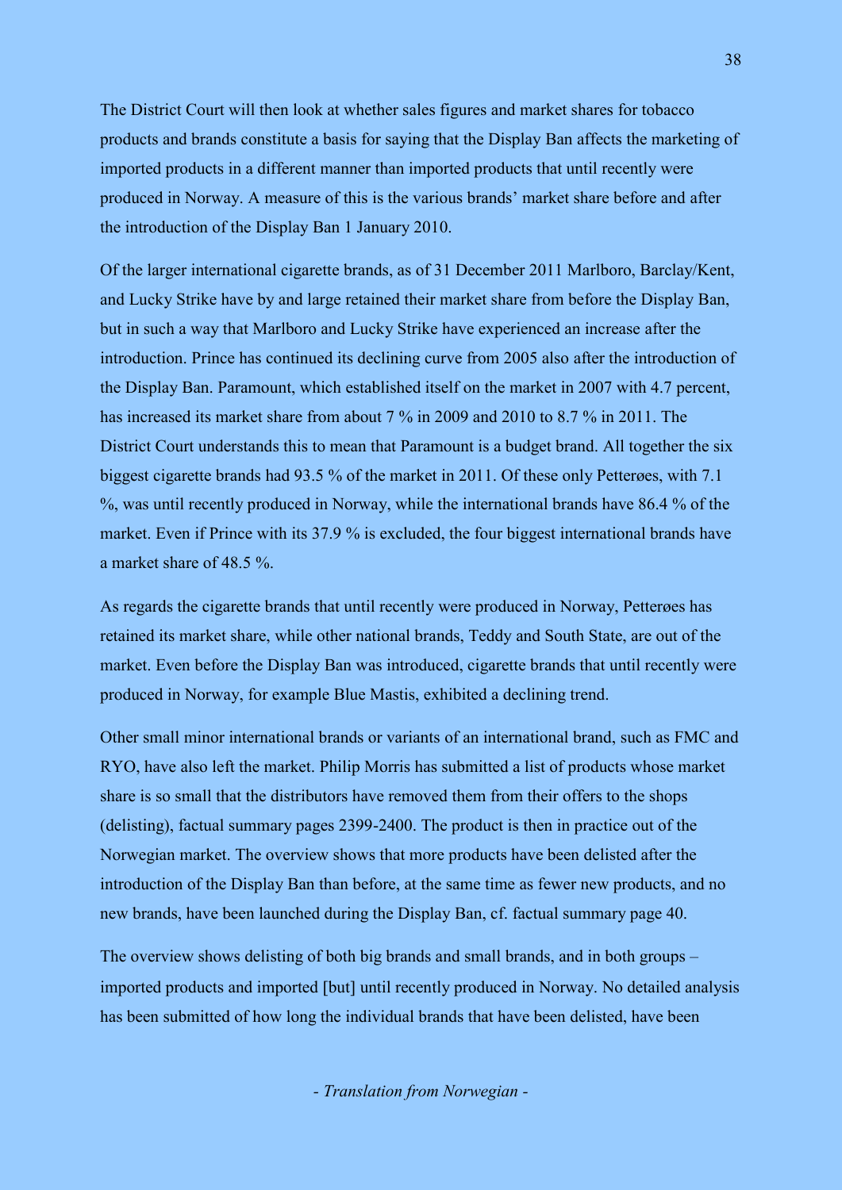The District Court will then look at whether sales figures and market shares for tobacco products and brands constitute a basis for saying that the Display Ban affects the marketing of imported products in a different manner than imported products that until recently were produced in Norway. A measure of this is the various brands' market share before and after the introduction of the Display Ban 1 January 2010.

Of the larger international cigarette brands, as of 31 December 2011 Marlboro, Barclay/Kent, and Lucky Strike have by and large retained their market share from before the Display Ban, but in such a way that Marlboro and Lucky Strike have experienced an increase after the introduction. Prince has continued its declining curve from 2005 also after the introduction of the Display Ban. Paramount, which established itself on the market in 2007 with 4.7 percent, has increased its market share from about 7 % in 2009 and 2010 to 8.7 % in 2011. The District Court understands this to mean that Paramount is a budget brand. All together the six biggest cigarette brands had 93.5 % of the market in 2011. Of these only Petterøes, with 7.1 %, was until recently produced in Norway, while the international brands have 86.4 % of the market. Even if Prince with its 37.9 % is excluded, the four biggest international brands have a market share of 48.5 %.

As regards the cigarette brands that until recently were produced in Norway, Petterøes has retained its market share, while other national brands, Teddy and South State, are out of the market. Even before the Display Ban was introduced, cigarette brands that until recently were produced in Norway, for example Blue Mastis, exhibited a declining trend.

Other small minor international brands or variants of an international brand, such as FMC and RYO, have also left the market. Philip Morris has submitted a list of products whose market share is so small that the distributors have removed them from their offers to the shops (delisting), factual summary pages 2399-2400. The product is then in practice out of the Norwegian market. The overview shows that more products have been delisted after the introduction of the Display Ban than before, at the same time as fewer new products, and no new brands, have been launched during the Display Ban, cf. factual summary page 40.

The overview shows delisting of both big brands and small brands, and in both groups – imported products and imported [but] until recently produced in Norway. No detailed analysis has been submitted of how long the individual brands that have been delisted, have been

*- Translation from Norwegian -*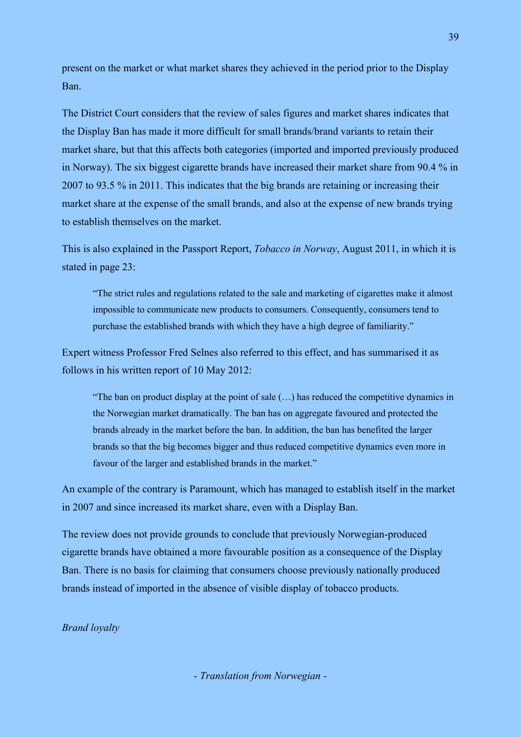present on the market or what market shares they achieved in the period prior to the Display Ban.

The District Court considers that the review of sales figures and market shares indicates that the Display Ban has made it more difficult for small brands/brand variants to retain their market share, but that this affects both categories (imported and imported previously produced in Norway). The six biggest cigarette brands have increased their market share from 90.4 % in 2007 to 93.5 % in 2011. This indicates that the big brands are retaining or increasing their market share at the expense of the small brands, and also at the expense of new brands trying to establish themselves on the market.

This is also explained in the Passport Report, *Tobacco in Norway*, August 2011, in which it is stated in page 23:

> "The strict rules and regulations related to the sale and marketing of cigarettes make it almost impossible to communicate new products to consumers. Consequently, consumers tend to purchase the established brands with which they have a high degree of familiarity."

Expert witness Professor Fred Selnes also referred to this effect, and has summarised it as follows in his written report of 10 May 2012:

> "The ban on product display at the point of sale (…) has reduced the competitive dynamics in the Norwegian market dramatically. The ban has on aggregate favoured and protected the brands already in the market before the ban. In addition, the ban has benefited the larger brands so that the big becomes bigger and thus reduced competitive dynamics even more in favour of the larger and established brands in the market."

An example of the contrary is Paramount, which has managed to establish itself in the market in 2007 and since increased its market share, even with a Display Ban.

The review does not provide grounds to conclude that previously Norwegian-produced cigarette brands have obtained a more favourable position as a consequence of the Display Ban. There is no basis for claiming that consumers choose previously nationally produced brands instead of imported in the absence of visible display of tobacco products.

*Brand loyalty*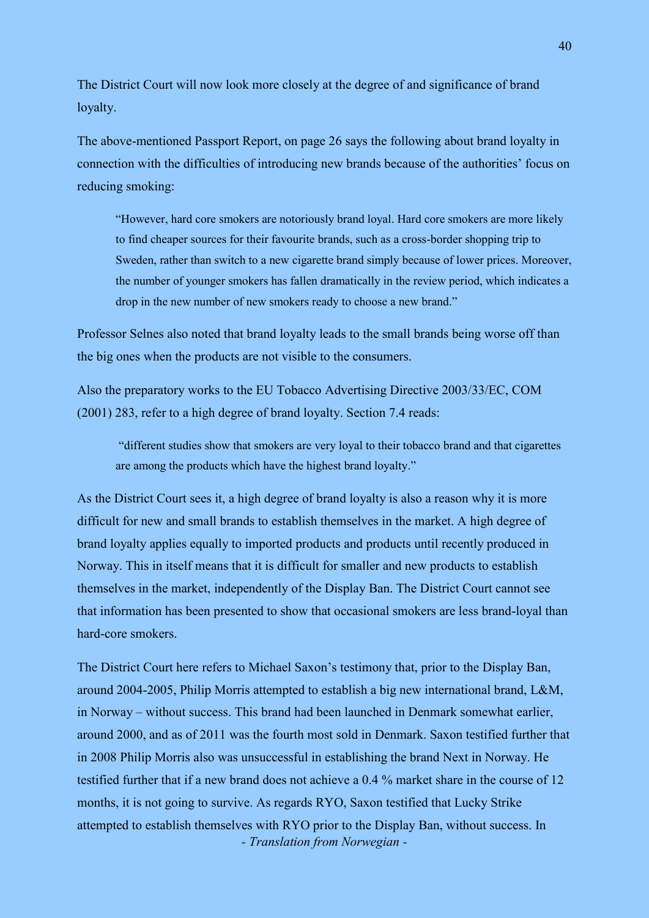The District Court will now look more closely at the degree of and significance of brand loyalty.

The above-mentioned Passport Report, on page 26 says the following about brand loyalty in connection with the difficulties of introducing new brands because of the authorities' focus on reducing smoking:

> "However, hard core smokers are notoriously brand loyal. Hard core smokers are more likely to find cheaper sources for their favourite brands, such as a cross-border shopping trip to Sweden, rather than switch to a new cigarette brand simply because of lower prices. Moreover, the number of younger smokers has fallen dramatically in the review period, which indicates a drop in the new number of new smokers ready to choose a new brand."

Professor Selnes also noted that brand loyalty leads to the small brands being worse off than the big ones when the products are not visible to the consumers.

Also the preparatory works to the EU Tobacco Advertising Directive 2003/33/EC, COM (2001) 283, refer to a high degree of brand loyalty. Section 7.4 reads:

> "different studies show that smokers are very loyal to their tobacco brand and that cigarettes are among the products which have the highest brand loyalty."

As the District Court sees it, a high degree of brand loyalty is also a reason why it is more difficult for new and small brands to establish themselves in the market. A high degree of brand loyalty applies equally to imported products and products until recently produced in Norway. This in itself means that it is difficult for smaller and new products to establish themselves in the market, independently of the Display Ban. The District Court cannot see that information has been presented to show that occasional smokers are less brand-loyal than hard-core smokers.

The District Court here refers to Michael Saxon's testimony that, prior to the Display Ban, around 2004-2005, Philip Morris attempted to establish a big new international brand, L&M, in Norway – without success. This brand had been launched in Denmark somewhat earlier, around 2000, and as of 2011 was the fourth most sold in Denmark. Saxon testified further that in 2008 Philip Morris also was unsuccessful in establishing the brand Next in Norway. He testified further that if a new brand does not achieve a 0.4 % market share in the course of 12 months, it is not going to survive. As regards RYO, Saxon testified that Lucky Strike attempted to establish themselves with RYO prior to the Display Ban, without success. In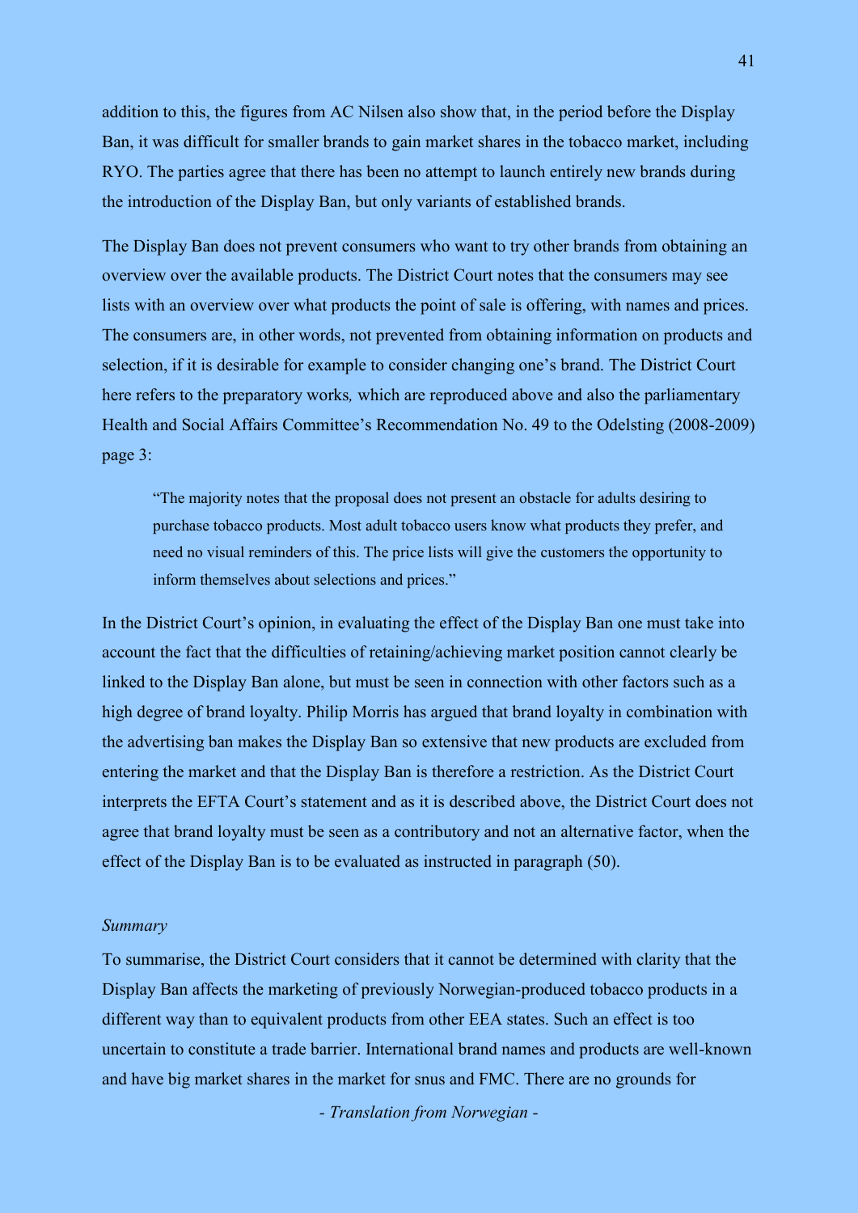addition to this, the figures from AC Nilsen also show that, in the period before the Display Ban, it was difficult for smaller brands to gain market shares in the tobacco market, including RYO. The parties agree that there has been no attempt to launch entirely new brands during the introduction of the Display Ban, but only variants of established brands.

The Display Ban does not prevent consumers who want to try other brands from obtaining an overview over the available products. The District Court notes that the consumers may see lists with an overview over what products the point of sale is offering, with names and prices. The consumers are, in other words, not prevented from obtaining information on products and selection, if it is desirable for example to consider changing one's brand. The District Court here refers to the preparatory works*,* which are reproduced above and also the parliamentary Health and Social Affairs Committee's Recommendation No. 49 to the Odelsting (2008-2009) page 3:

> "The majority notes that the proposal does not present an obstacle for adults desiring to purchase tobacco products. Most adult tobacco users know what products they prefer, and need no visual reminders of this. The price lists will give the customers the opportunity to inform themselves about selections and prices."

In the District Court's opinion, in evaluating the effect of the Display Ban one must take into account the fact that the difficulties of retaining/achieving market position cannot clearly be linked to the Display Ban alone, but must be seen in connection with other factors such as a high degree of brand loyalty. Philip Morris has argued that brand loyalty in combination with the advertising ban makes the Display Ban so extensive that new products are excluded from entering the market and that the Display Ban is therefore a restriction. As the District Court interprets the EFTA Court's statement and as it is described above, the District Court does not agree that brand loyalty must be seen as a contributory and not an alternative factor, when the effect of the Display Ban is to be evaluated as instructed in paragraph (50).

*Summary*

To summarise, the District Court considers that it cannot be determined with clarity that the Display Ban affects the marketing of previously Norwegian-produced tobacco products in a different way than to equivalent products from other EEA states. Such an effect is too uncertain to constitute a trade barrier. International brand names and products are well-known and have big market shares in the market for snus and FMC. There are no grounds for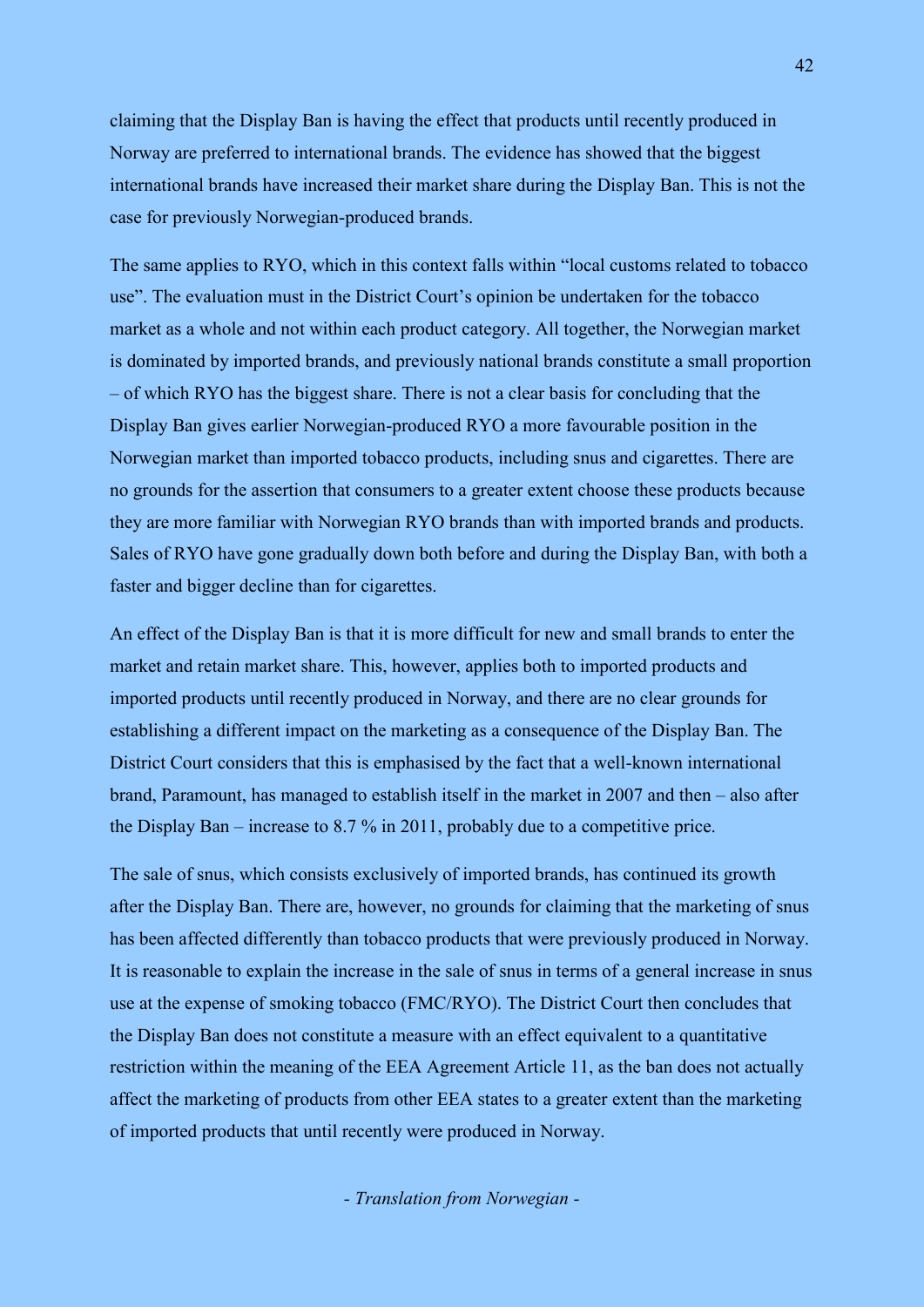claiming that the Display Ban is having the effect that products until recently produced in Norway are preferred to international brands. The evidence has showed that the biggest international brands have increased their market share during the Display Ban. This is not the case for previously Norwegian-produced brands.

The same applies to RYO, which in this context falls within "local customs related to tobacco use". The evaluation must in the District Court's opinion be undertaken for the tobacco market as a whole and not within each product category. All together, the Norwegian market is dominated by imported brands, and previously national brands constitute a small proportion – of which RYO has the biggest share. There is not a clear basis for concluding that the Display Ban gives earlier Norwegian-produced RYO a more favourable position in the Norwegian market than imported tobacco products, including snus and cigarettes. There are no grounds for the assertion that consumers to a greater extent choose these products because they are more familiar with Norwegian RYO brands than with imported brands and products. Sales of RYO have gone gradually down both before and during the Display Ban, with both a faster and bigger decline than for cigarettes.

An effect of the Display Ban is that it is more difficult for new and small brands to enter the market and retain market share. This, however, applies both to imported products and imported products until recently produced in Norway, and there are no clear grounds for establishing a different impact on the marketing as a consequence of the Display Ban. The District Court considers that this is emphasised by the fact that a well-known international brand, Paramount, has managed to establish itself in the market in 2007 and then – also after the Display Ban – increase to 8.7 % in 2011, probably due to a competitive price.

The sale of snus, which consists exclusively of imported brands, has continued its growth after the Display Ban. There are, however, no grounds for claiming that the marketing of snus has been affected differently than tobacco products that were previously produced in Norway. It is reasonable to explain the increase in the sale of snus in terms of a general increase in snus use at the expense of smoking tobacco (FMC/RYO). The District Court then concludes that the Display Ban does not constitute a measure with an effect equivalent to a quantitative restriction within the meaning of the EEA Agreement Article 11, as the ban does not actually affect the marketing of products from other EEA states to a greater extent than the marketing of imported products that until recently were produced in Norway.

*- Translation from Norwegian -*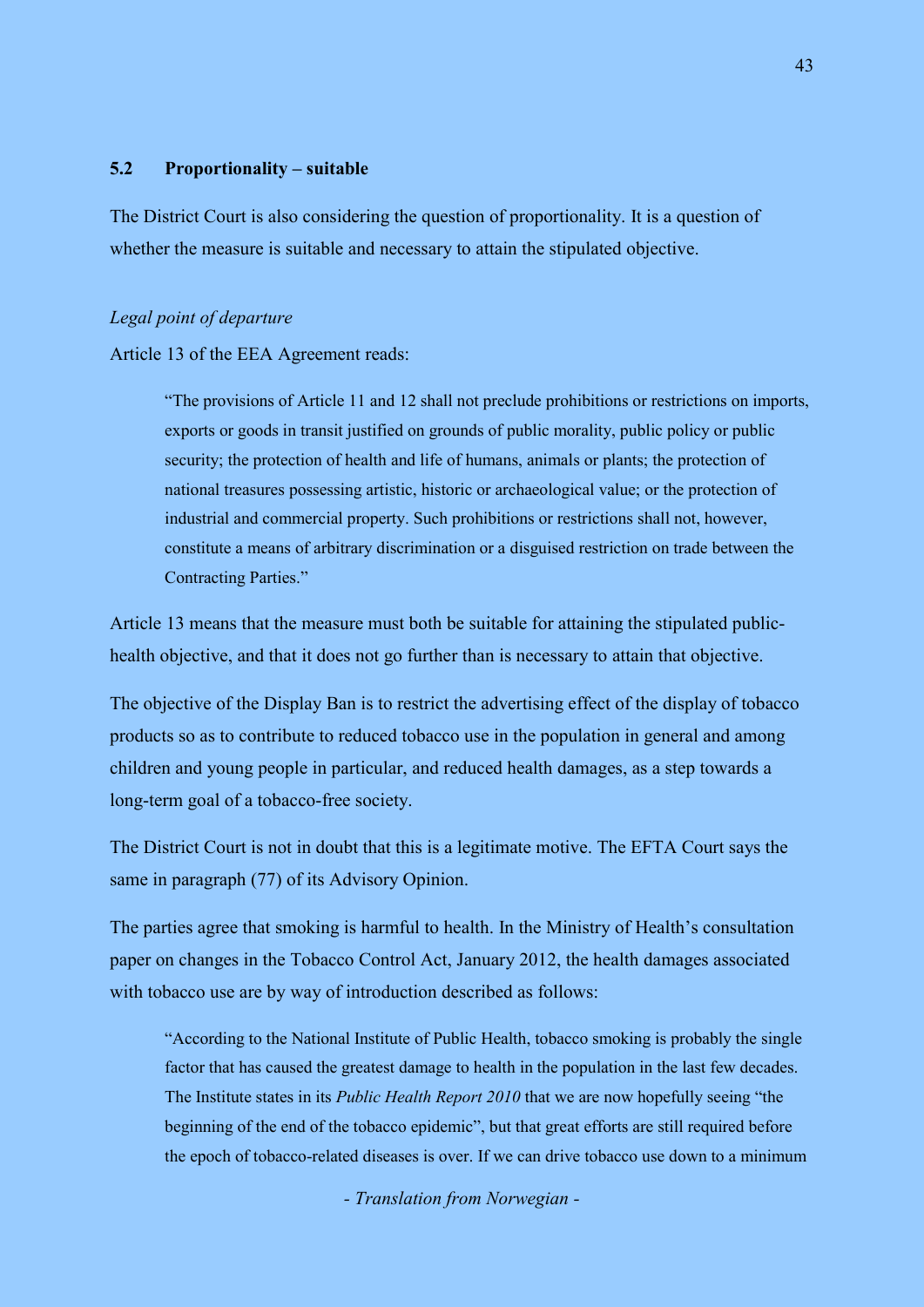## 5.2 Proportionality – suitable

The District Court is also considering the question of proportionality. It is a question of whether the measure is suitable and necessary to attain the stipulated objective.

*Legal point of departure*

Article 13 of the EEA Agreement reads:

> "The provisions of Article 11 and 12 shall not preclude prohibitions or restrictions on imports, exports or goods in transit justified on grounds of public morality, public policy or public security; the protection of health and life of humans, animals or plants; the protection of national treasures possessing artistic, historic or archaeological value; or the protection of industrial and commercial property. Such prohibitions or restrictions shall not, however, constitute a means of arbitrary discrimination or a disguised restriction on trade between the Contracting Parties."

Article 13 means that the measure must both be suitable for attaining the stipulated public-health objective, and that it does not go further than is necessary to attain that objective.

The objective of the Display Ban is to restrict the advertising effect of the display of tobacco products so as to contribute to reduced tobacco use in the population in general and among children and young people in particular, and reduced health damages, as a step towards a long-term goal of a tobacco-free society.

The District Court is not in doubt that this is a legitimate motive. The EFTA Court says the same in paragraph (77) of its Advisory Opinion.

The parties agree that smoking is harmful to health. In the Ministry of Health's consultation paper on changes in the Tobacco Control Act, January 2012, the health damages associated with tobacco use are by way of introduction described as follows:

> "According to the National Institute of Public Health, tobacco smoking is probably the single factor that has caused the greatest damage to health in the population in the last few decades. The Institute states in its *Public Health Report 2010* that we are now hopefully seeing "the beginning of the end of the tobacco epidemic", but that great efforts are still required before the epoch of tobacco-related diseases is over. If we can drive tobacco use down to a minimum

*- Translation from Norwegian -*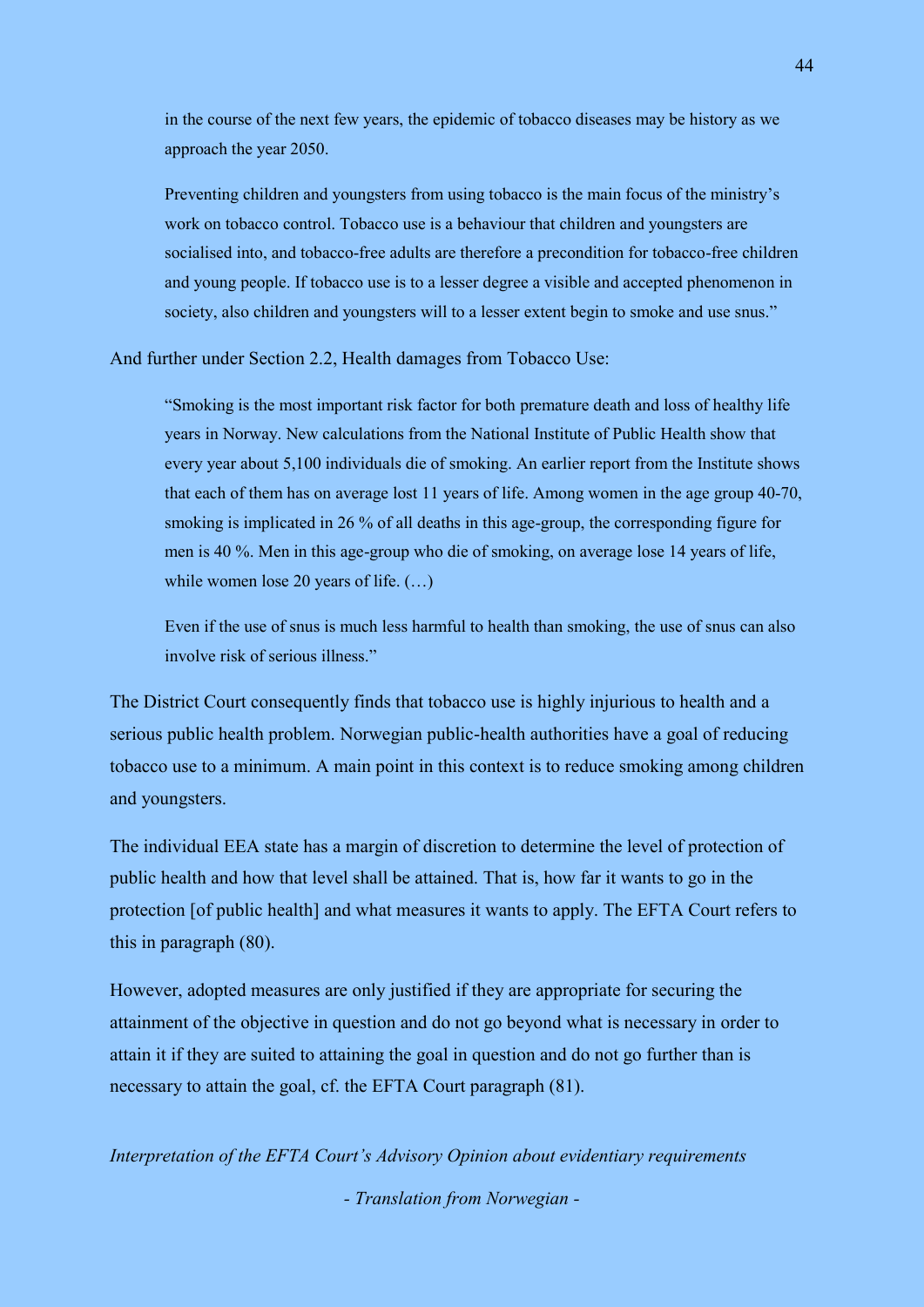> in the course of the next few years, the epidemic of tobacco diseases may be history as we approach the year 2050.
>
> Preventing children and youngsters from using tobacco is the main focus of the ministry's work on tobacco control. Tobacco use is a behaviour that children and youngsters are socialised into, and tobacco-free adults are therefore a precondition for tobacco-free children and young people. If tobacco use is to a lesser degree a visible and accepted phenomenon in society, also children and youngsters will to a lesser extent begin to smoke and use snus."

And further under Section 2.2, Health damages from Tobacco Use:

> "Smoking is the most important risk factor for both premature death and loss of healthy life years in Norway. New calculations from the National Institute of Public Health show that every year about 5,100 individuals die of smoking. An earlier report from the Institute shows that each of them has on average lost 11 years of life. Among women in the age group 40-70, smoking is implicated in 26 % of all deaths in this age-group, the corresponding figure for men is 40 %. Men in this age-group who die of smoking, on average lose 14 years of life, while women lose 20 years of life. (…)
>
> Even if the use of snus is much less harmful to health than smoking, the use of snus can also involve risk of serious illness."

The District Court consequently finds that tobacco use is highly injurious to health and a serious public health problem. Norwegian public-health authorities have a goal of reducing tobacco use to a minimum. A main point in this context is to reduce smoking among children and youngsters.

The individual EEA state has a margin of discretion to determine the level of protection of public health and how that level shall be attained. That is, how far it wants to go in the protection [of public health] and what measures it wants to apply. The EFTA Court refers to this in paragraph (80).

However, adopted measures are only justified if they are appropriate for securing the attainment of the objective in question and do not go beyond what is necessary in order to attain it if they are suited to attaining the goal in question and do not go further than is necessary to attain the goal, cf. the EFTA Court paragraph (81).

*Interpretation of the EFTA Court's Advisory Opinion about evidentiary requirements*

*- Translation from Norwegian -*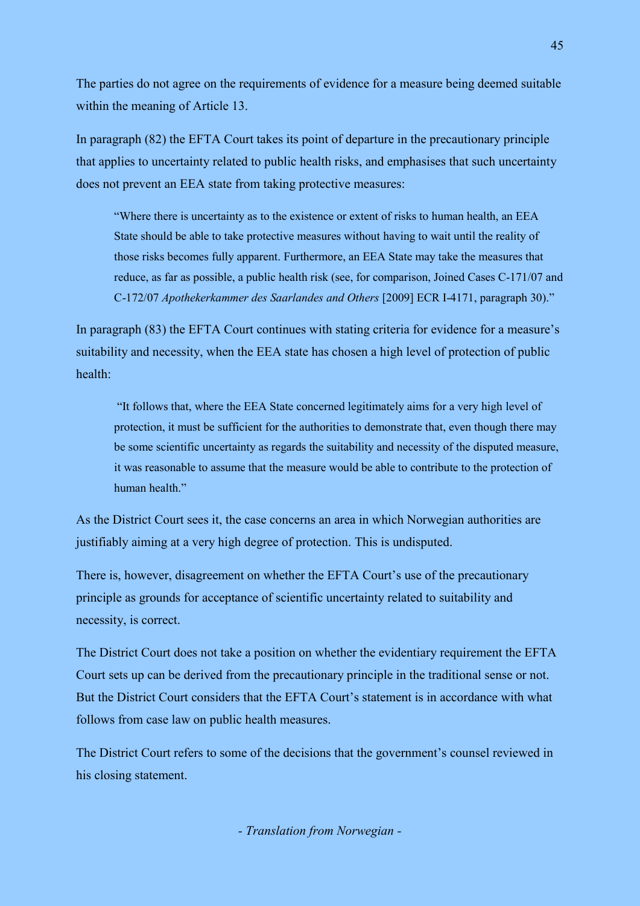The parties do not agree on the requirements of evidence for a measure being deemed suitable within the meaning of Article 13.

In paragraph (82) the EFTA Court takes its point of departure in the precautionary principle that applies to uncertainty related to public health risks, and emphasises that such uncertainty does not prevent an EEA state from taking protective measures:

> "Where there is uncertainty as to the existence or extent of risks to human health, an EEA State should be able to take protective measures without having to wait until the reality of those risks becomes fully apparent. Furthermore, an EEA State may take the measures that reduce, as far as possible, a public health risk (see, for comparison, Joined Cases C-171/07 and C-172/07 *Apothekerkammer des Saarlandes and Others* [2009] ECR I-4171, paragraph 30)."

In paragraph (83) the EFTA Court continues with stating criteria for evidence for a measure's suitability and necessity, when the EEA state has chosen a high level of protection of public health:

> "It follows that, where the EEA State concerned legitimately aims for a very high level of protection, it must be sufficient for the authorities to demonstrate that, even though there may be some scientific uncertainty as regards the suitability and necessity of the disputed measure, it was reasonable to assume that the measure would be able to contribute to the protection of human health."

As the District Court sees it, the case concerns an area in which Norwegian authorities are justifiably aiming at a very high degree of protection. This is undisputed.

There is, however, disagreement on whether the EFTA Court's use of the precautionary principle as grounds for acceptance of scientific uncertainty related to suitability and necessity, is correct.

The District Court does not take a position on whether the evidentiary requirement the EFTA Court sets up can be derived from the precautionary principle in the traditional sense or not. But the District Court considers that the EFTA Court's statement is in accordance with what follows from case law on public health measures.

The District Court refers to some of the decisions that the government's counsel reviewed in his closing statement.

*- Translation from Norwegian -*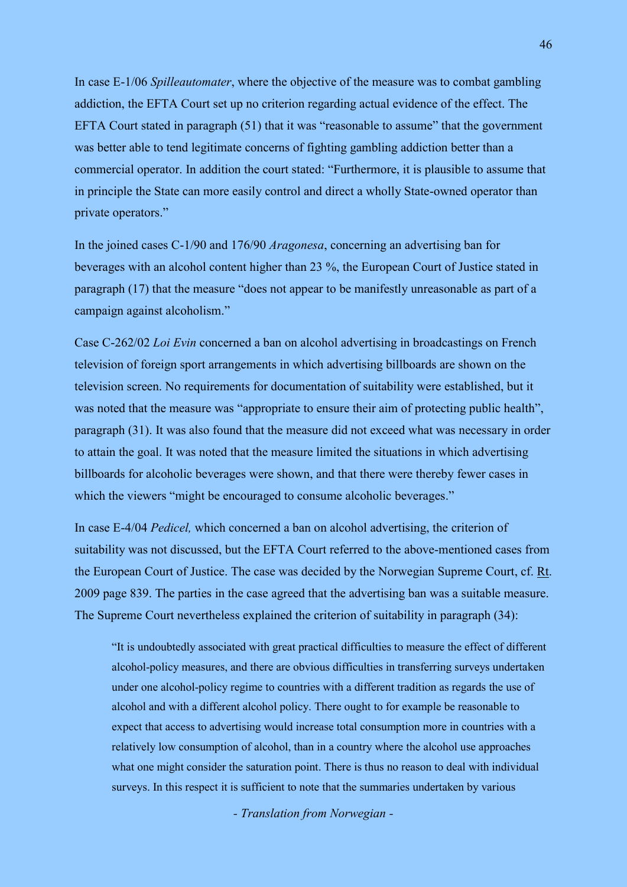In case E-1/06 *Spilleautomater*, where the objective of the measure was to combat gambling addiction, the EFTA Court set up no criterion regarding actual evidence of the effect. The EFTA Court stated in paragraph (51) that it was "reasonable to assume" that the government was better able to tend legitimate concerns of fighting gambling addiction better than a commercial operator. In addition the court stated: "Furthermore, it is plausible to assume that in principle the State can more easily control and direct a wholly State-owned operator than private operators."

In the joined cases C-1/90 and 176/90 *Aragonesa*, concerning an advertising ban for beverages with an alcohol content higher than 23 %, the European Court of Justice stated in paragraph (17) that the measure "does not appear to be manifestly unreasonable as part of a campaign against alcoholism."

Case C-262/02 *Loi Evin* concerned a ban on alcohol advertising in broadcastings on French television of foreign sport arrangements in which advertising billboards are shown on the television screen. No requirements for documentation of suitability were established, but it was noted that the measure was "appropriate to ensure their aim of protecting public health", paragraph (31). It was also found that the measure did not exceed what was necessary in order to attain the goal. It was noted that the measure limited the situations in which advertising billboards for alcoholic beverages were shown, and that there were thereby fewer cases in which the viewers "might be encouraged to consume alcoholic beverages."

In case E-4/04 *Pedicel,* which concerned a ban on alcohol advertising, the criterion of suitability was not discussed, but the EFTA Court referred to the above-mentioned cases from the European Court of Justice. The case was decided by the Norwegian Supreme Court, cf. Rt. 2009 page 839. The parties in the case agreed that the advertising ban was a suitable measure. The Supreme Court nevertheless explained the criterion of suitability in paragraph (34):

> "It is undoubtedly associated with great practical difficulties to measure the effect of different alcohol-policy measures, and there are obvious difficulties in transferring surveys undertaken under one alcohol-policy regime to countries with a different tradition as regards the use of alcohol and with a different alcohol policy. There ought to for example be reasonable to expect that access to advertising would increase total consumption more in countries with a relatively low consumption of alcohol, than in a country where the alcohol use approaches what one might consider the saturation point. There is thus no reason to deal with individual surveys. In this respect it is sufficient to note that the summaries undertaken by various

*- Translation from Norwegian -*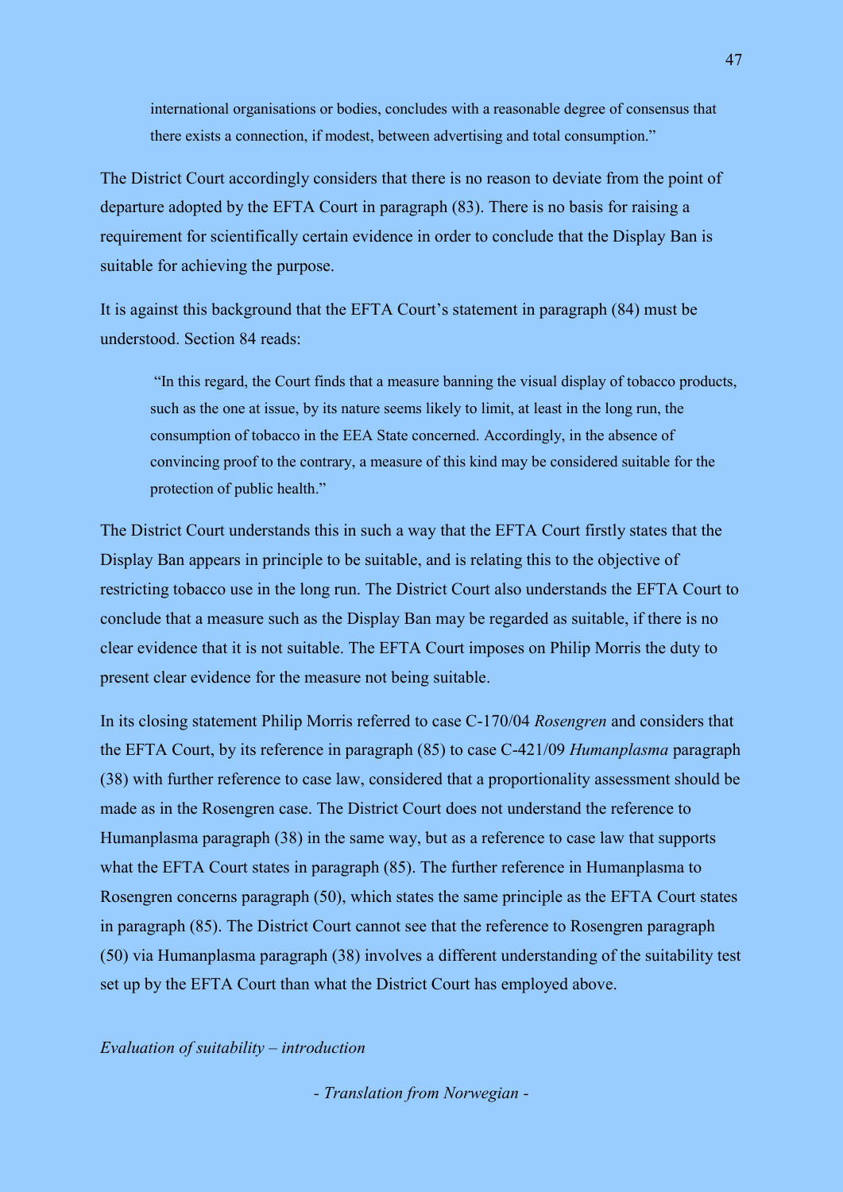> international organisations or bodies, concludes with a reasonable degree of consensus that there exists a connection, if modest, between advertising and total consumption."

The District Court accordingly considers that there is no reason to deviate from the point of departure adopted by the EFTA Court in paragraph (83). There is no basis for raising a requirement for scientifically certain evidence in order to conclude that the Display Ban is suitable for achieving the purpose.

It is against this background that the EFTA Court's statement in paragraph (84) must be understood. Section 84 reads:

> "In this regard, the Court finds that a measure banning the visual display of tobacco products, such as the one at issue, by its nature seems likely to limit, at least in the long run, the consumption of tobacco in the EEA State concerned. Accordingly, in the absence of convincing proof to the contrary, a measure of this kind may be considered suitable for the protection of public health."

The District Court understands this in such a way that the EFTA Court firstly states that the Display Ban appears in principle to be suitable, and is relating this to the objective of restricting tobacco use in the long run. The District Court also understands the EFTA Court to conclude that a measure such as the Display Ban may be regarded as suitable, if there is no clear evidence that it is not suitable. The EFTA Court imposes on Philip Morris the duty to present clear evidence for the measure not being suitable.

In its closing statement Philip Morris referred to case C-170/04 *Rosengren* and considers that the EFTA Court, by its reference in paragraph (85) to case C-421/09 *Humanplasma* paragraph (38) with further reference to case law, considered that a proportionality assessment should be made as in the Rosengren case. The District Court does not understand the reference to Humanplasma paragraph (38) in the same way, but as a reference to case law that supports what the EFTA Court states in paragraph (85). The further reference in Humanplasma to Rosengren concerns paragraph (50), which states the same principle as the EFTA Court states in paragraph (85). The District Court cannot see that the reference to Rosengren paragraph (50) via Humanplasma paragraph (38) involves a different understanding of the suitability test set up by the EFTA Court than what the District Court has employed above.

*Evaluation of suitability – introduction*

*- Translation from Norwegian -*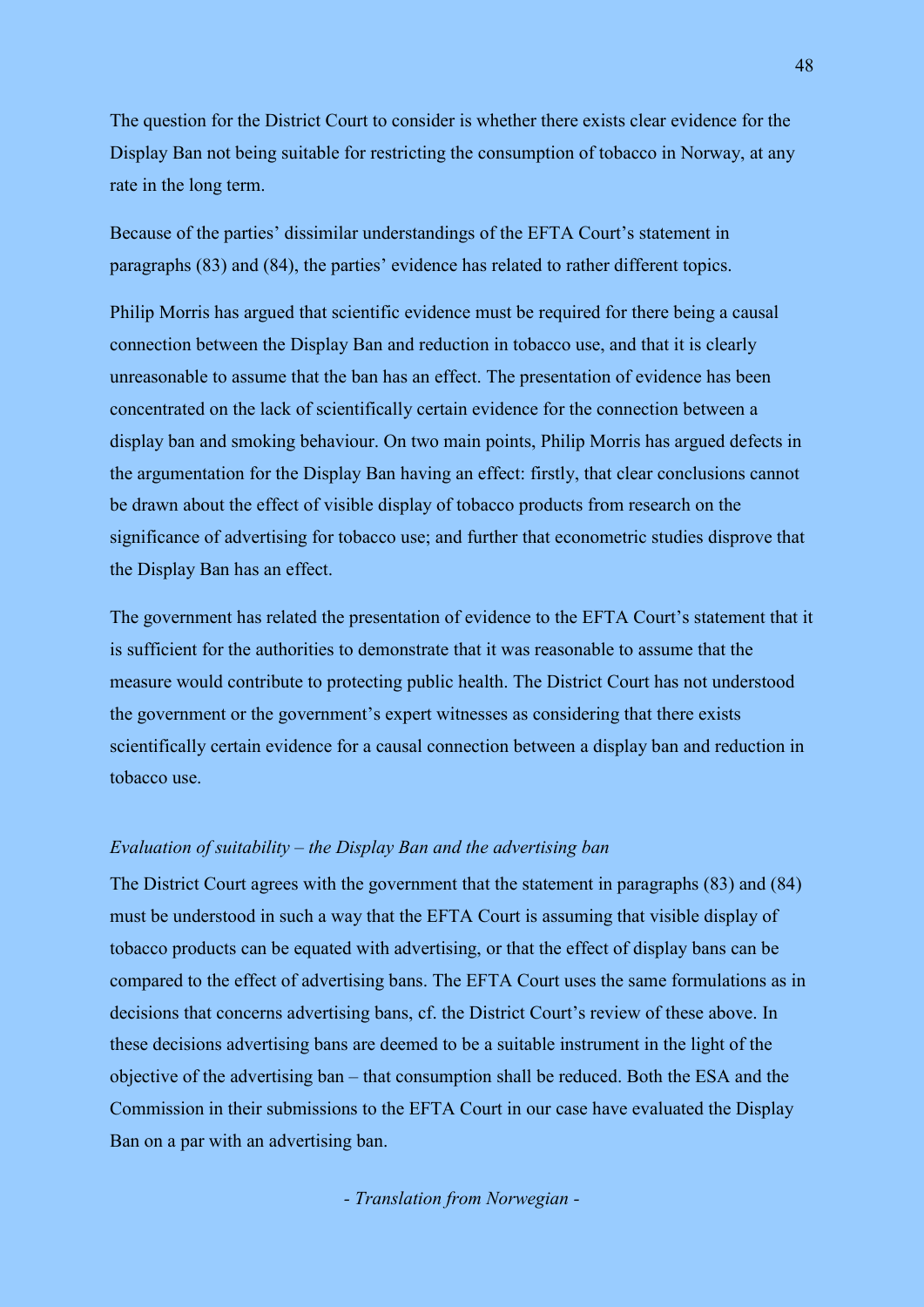The question for the District Court to consider is whether there exists clear evidence for the Display Ban not being suitable for restricting the consumption of tobacco in Norway, at any rate in the long term.

Because of the parties' dissimilar understandings of the EFTA Court's statement in paragraphs (83) and (84), the parties' evidence has related to rather different topics.

Philip Morris has argued that scientific evidence must be required for there being a causal connection between the Display Ban and reduction in tobacco use, and that it is clearly unreasonable to assume that the ban has an effect. The presentation of evidence has been concentrated on the lack of scientifically certain evidence for the connection between a display ban and smoking behaviour. On two main points, Philip Morris has argued defects in the argumentation for the Display Ban having an effect: firstly, that clear conclusions cannot be drawn about the effect of visible display of tobacco products from research on the significance of advertising for tobacco use; and further that econometric studies disprove that the Display Ban has an effect.

The government has related the presentation of evidence to the EFTA Court's statement that it is sufficient for the authorities to demonstrate that it was reasonable to assume that the measure would contribute to protecting public health. The District Court has not understood the government or the government's expert witnesses as considering that there exists scientifically certain evidence for a causal connection between a display ban and reduction in tobacco use.

*Evaluation of suitability – the Display Ban and the advertising ban*

The District Court agrees with the government that the statement in paragraphs (83) and (84) must be understood in such a way that the EFTA Court is assuming that visible display of tobacco products can be equated with advertising, or that the effect of display bans can be compared to the effect of advertising bans. The EFTA Court uses the same formulations as in decisions that concerns advertising bans, cf. the District Court's review of these above. In these decisions advertising bans are deemed to be a suitable instrument in the light of the objective of the advertising ban – that consumption shall be reduced. Both the ESA and the Commission in their submissions to the EFTA Court in our case have evaluated the Display Ban on a par with an advertising ban.

*- Translation from Norwegian -*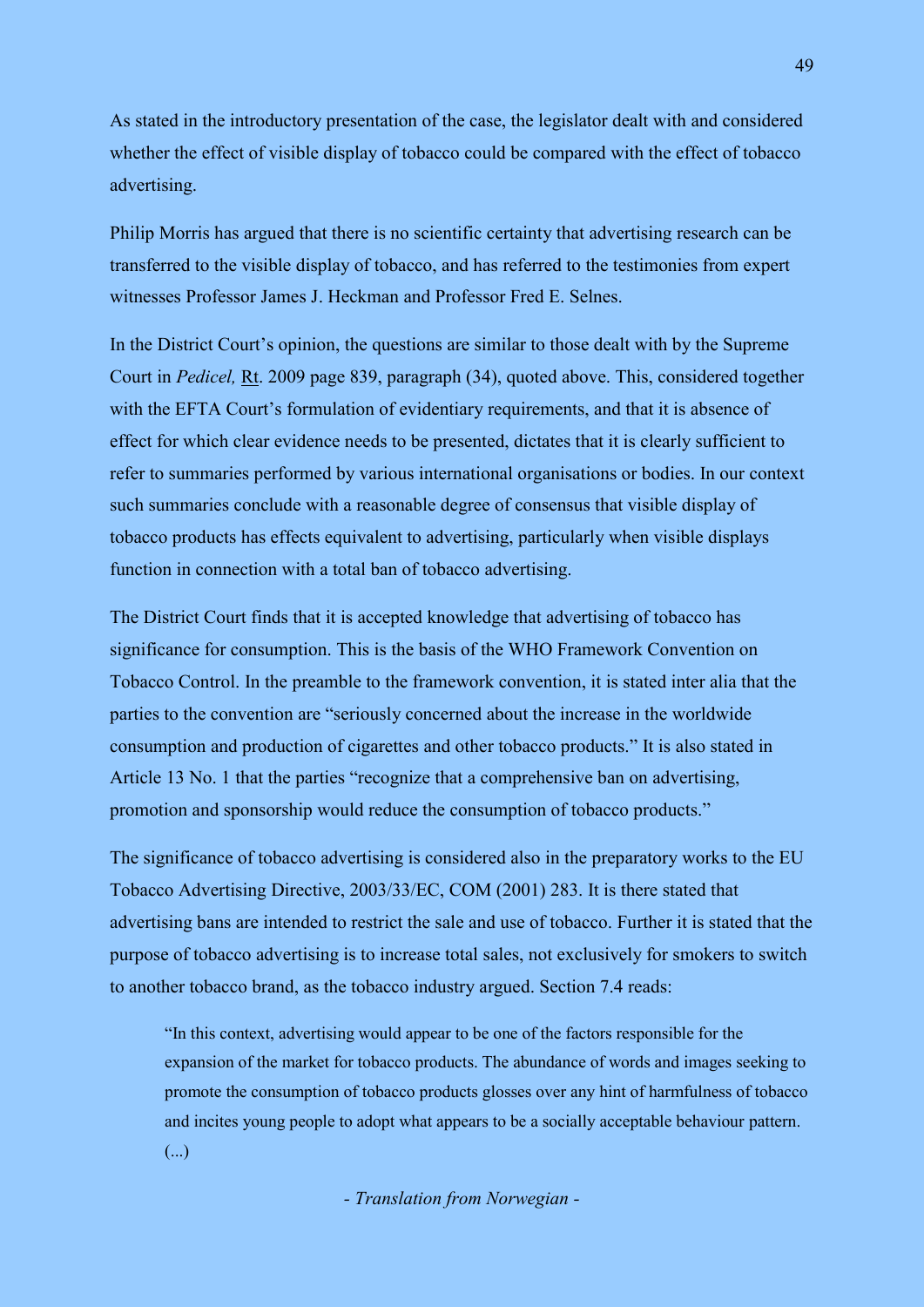As stated in the introductory presentation of the case, the legislator dealt with and considered whether the effect of visible display of tobacco could be compared with the effect of tobacco advertising.

Philip Morris has argued that there is no scientific certainty that advertising research can be transferred to the visible display of tobacco, and has referred to the testimonies from expert witnesses Professor James J. Heckman and Professor Fred E. Selnes.

In the District Court's opinion, the questions are similar to those dealt with by the Supreme Court in *Pedicel,* Rt. 2009 page 839, paragraph (34), quoted above. This, considered together with the EFTA Court's formulation of evidentiary requirements, and that it is absence of effect for which clear evidence needs to be presented, dictates that it is clearly sufficient to refer to summaries performed by various international organisations or bodies. In our context such summaries conclude with a reasonable degree of consensus that visible display of tobacco products has effects equivalent to advertising, particularly when visible displays function in connection with a total ban of tobacco advertising.

The District Court finds that it is accepted knowledge that advertising of tobacco has significance for consumption. This is the basis of the WHO Framework Convention on Tobacco Control. In the preamble to the framework convention, it is stated inter alia that the parties to the convention are "seriously concerned about the increase in the worldwide consumption and production of cigarettes and other tobacco products." It is also stated in Article 13 No. 1 that the parties "recognize that a comprehensive ban on advertising, promotion and sponsorship would reduce the consumption of tobacco products."

The significance of tobacco advertising is considered also in the preparatory works to the EU Tobacco Advertising Directive, 2003/33/EC, COM (2001) 283. It is there stated that advertising bans are intended to restrict the sale and use of tobacco. Further it is stated that the purpose of tobacco advertising is to increase total sales, not exclusively for smokers to switch to another tobacco brand, as the tobacco industry argued. Section 7.4 reads:

> "In this context, advertising would appear to be one of the factors responsible for the expansion of the market for tobacco products. The abundance of words and images seeking to promote the consumption of tobacco products glosses over any hint of harmfulness of tobacco and incites young people to adopt what appears to be a socially acceptable behaviour pattern. (...)

*- Translation from Norwegian -*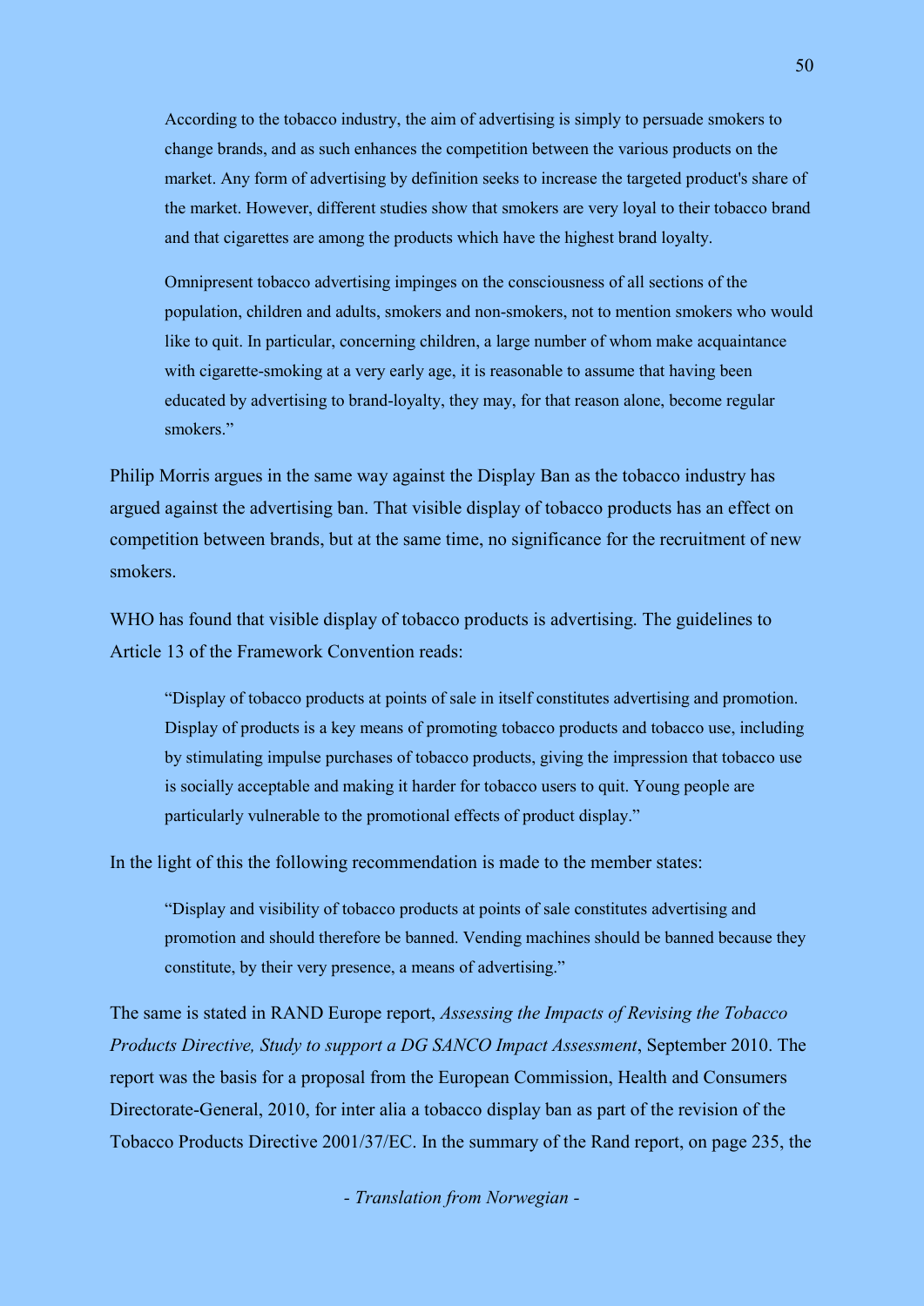> According to the tobacco industry, the aim of advertising is simply to persuade smokers to change brands, and as such enhances the competition between the various products on the market. Any form of advertising by definition seeks to increase the targeted product's share of the market. However, different studies show that smokers are very loyal to their tobacco brand and that cigarettes are among the products which have the highest brand loyalty.
>
> Omnipresent tobacco advertising impinges on the consciousness of all sections of the population, children and adults, smokers and non-smokers, not to mention smokers who would like to quit. In particular, concerning children, a large number of whom make acquaintance with cigarette-smoking at a very early age, it is reasonable to assume that having been educated by advertising to brand-loyalty, they may, for that reason alone, become regular smokers."

Philip Morris argues in the same way against the Display Ban as the tobacco industry has argued against the advertising ban. That visible display of tobacco products has an effect on competition between brands, but at the same time, no significance for the recruitment of new smokers.

WHO has found that visible display of tobacco products is advertising. The guidelines to Article 13 of the Framework Convention reads:

> "Display of tobacco products at points of sale in itself constitutes advertising and promotion. Display of products is a key means of promoting tobacco products and tobacco use, including by stimulating impulse purchases of tobacco products, giving the impression that tobacco use is socially acceptable and making it harder for tobacco users to quit. Young people are particularly vulnerable to the promotional effects of product display."

In the light of this the following recommendation is made to the member states:

> "Display and visibility of tobacco products at points of sale constitutes advertising and promotion and should therefore be banned. Vending machines should be banned because they constitute, by their very presence, a means of advertising."

The same is stated in RAND Europe report, *Assessing the Impacts of Revising the Tobacco Products Directive, Study to support a DG SANCO Impact Assessment*, September 2010. The report was the basis for a proposal from the European Commission, Health and Consumers Directorate-General, 2010, for inter alia a tobacco display ban as part of the revision of the Tobacco Products Directive 2001/37/EC. In the summary of the Rand report, on page 235, the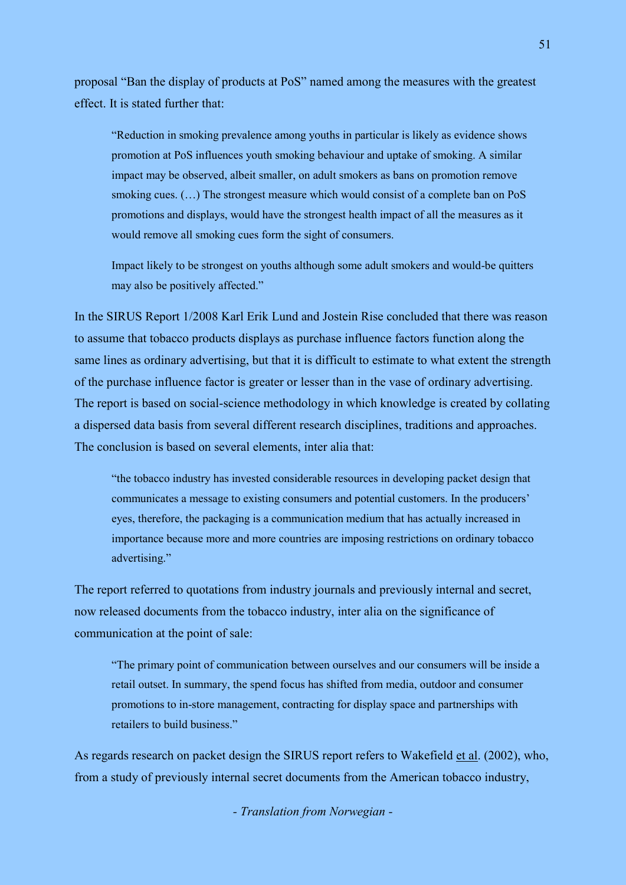proposal "Ban the display of products at PoS" named among the measures with the greatest effect. It is stated further that:

> "Reduction in smoking prevalence among youths in particular is likely as evidence shows promotion at PoS influences youth smoking behaviour and uptake of smoking. A similar impact may be observed, albeit smaller, on adult smokers as bans on promotion remove smoking cues. (…) The strongest measure which would consist of a complete ban on PoS promotions and displays, would have the strongest health impact of all the measures as it would remove all smoking cues form the sight of consumers.
>
> Impact likely to be strongest on youths although some adult smokers and would-be quitters may also be positively affected."

In the SIRUS Report 1/2008 Karl Erik Lund and Jostein Rise concluded that there was reason to assume that tobacco products displays as purchase influence factors function along the same lines as ordinary advertising, but that it is difficult to estimate to what extent the strength of the purchase influence factor is greater or lesser than in the vase of ordinary advertising. The report is based on social-science methodology in which knowledge is created by collating a dispersed data basis from several different research disciplines, traditions and approaches. The conclusion is based on several elements, inter alia that:

> "the tobacco industry has invested considerable resources in developing packet design that communicates a message to existing consumers and potential customers. In the producers' eyes, therefore, the packaging is a communication medium that has actually increased in importance because more and more countries are imposing restrictions on ordinary tobacco advertising."

The report referred to quotations from industry journals and previously internal and secret, now released documents from the tobacco industry, inter alia on the significance of communication at the point of sale:

> "The primary point of communication between ourselves and our consumers will be inside a retail outset. In summary, the spend focus has shifted from media, outdoor and consumer promotions to in-store management, contracting for display space and partnerships with retailers to build business."

As regards research on packet design the SIRUS report refers to Wakefield et al. (2002), who, from a study of previously internal secret documents from the American tobacco industry,

*- Translation from Norwegian -*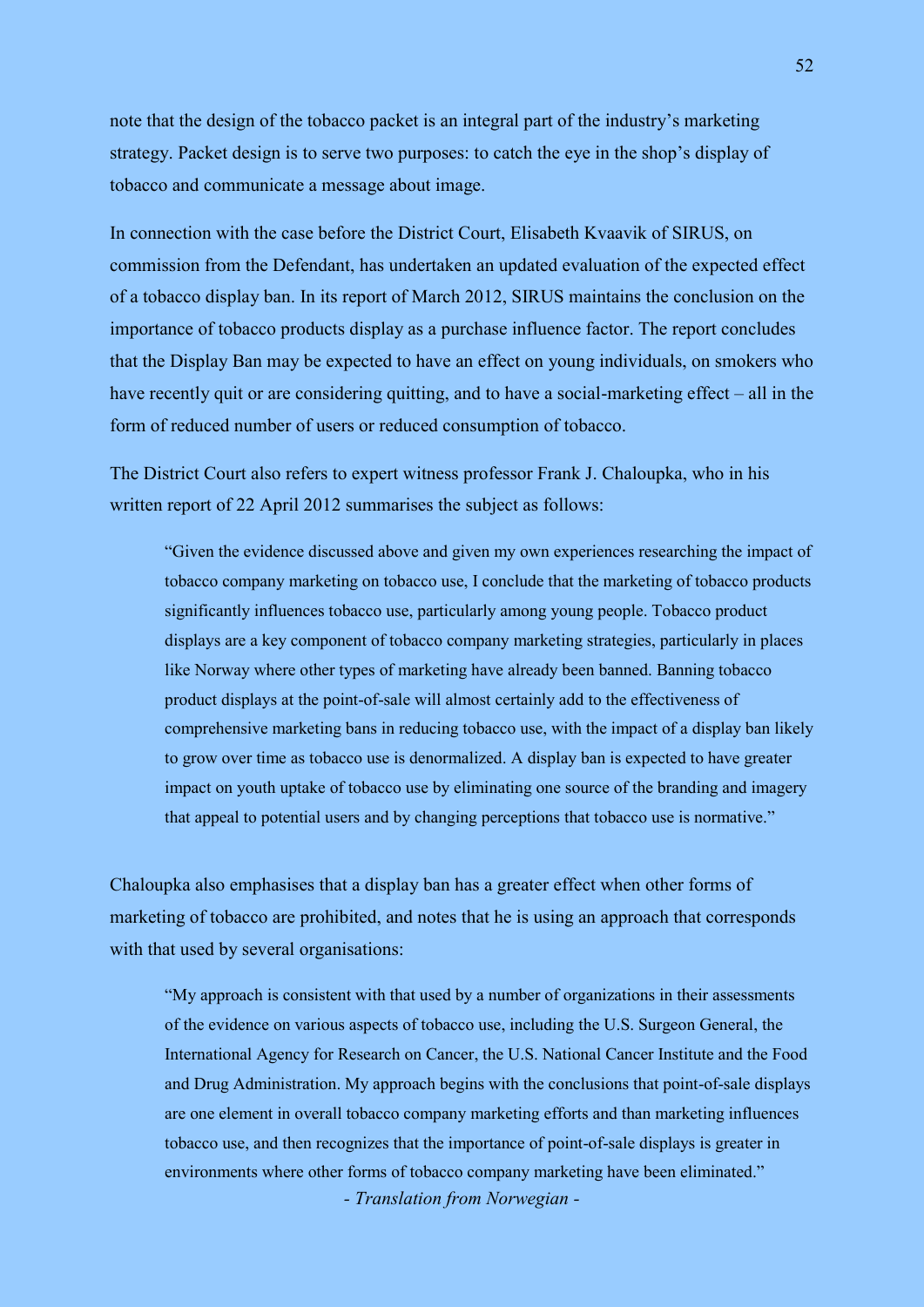note that the design of the tobacco packet is an integral part of the industry's marketing strategy. Packet design is to serve two purposes: to catch the eye in the shop's display of tobacco and communicate a message about image.

In connection with the case before the District Court, Elisabeth Kvaavik of SIRUS, on commission from the Defendant, has undertaken an updated evaluation of the expected effect of a tobacco display ban. In its report of March 2012, SIRUS maintains the conclusion on the importance of tobacco products display as a purchase influence factor. The report concludes that the Display Ban may be expected to have an effect on young individuals, on smokers who have recently quit or are considering quitting, and to have a social-marketing effect – all in the form of reduced number of users or reduced consumption of tobacco.

The District Court also refers to expert witness professor Frank J. Chaloupka, who in his written report of 22 April 2012 summarises the subject as follows:

> "Given the evidence discussed above and given my own experiences researching the impact of tobacco company marketing on tobacco use, I conclude that the marketing of tobacco products significantly influences tobacco use, particularly among young people. Tobacco product displays are a key component of tobacco company marketing strategies, particularly in places like Norway where other types of marketing have already been banned. Banning tobacco product displays at the point-of-sale will almost certainly add to the effectiveness of comprehensive marketing bans in reducing tobacco use, with the impact of a display ban likely to grow over time as tobacco use is denormalized. A display ban is expected to have greater impact on youth uptake of tobacco use by eliminating one source of the branding and imagery that appeal to potential users and by changing perceptions that tobacco use is normative."

Chaloupka also emphasises that a display ban has a greater effect when other forms of marketing of tobacco are prohibited, and notes that he is using an approach that corresponds with that used by several organisations:

> "My approach is consistent with that used by a number of organizations in their assessments of the evidence on various aspects of tobacco use, including the U.S. Surgeon General, the International Agency for Research on Cancer, the U.S. National Cancer Institute and the Food and Drug Administration. My approach begins with the conclusions that point-of-sale displays are one element in overall tobacco company marketing efforts and than marketing influences tobacco use, and then recognizes that the importance of point-of-sale displays is greater in environments where other forms of tobacco company marketing have been eliminated."

*- Translation from Norwegian -*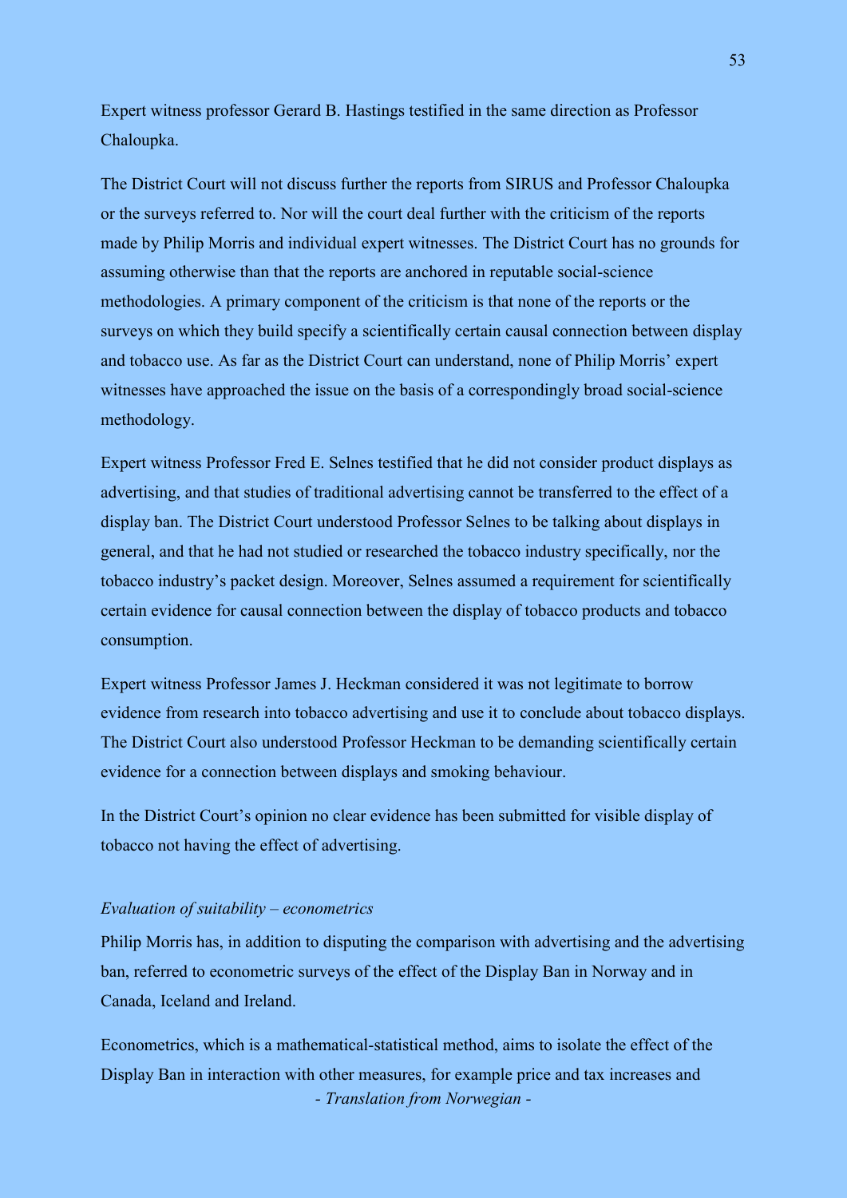Expert witness professor Gerard B. Hastings testified in the same direction as Professor Chaloupka.

The District Court will not discuss further the reports from SIRUS and Professor Chaloupka or the surveys referred to. Nor will the court deal further with the criticism of the reports made by Philip Morris and individual expert witnesses. The District Court has no grounds for assuming otherwise than that the reports are anchored in reputable social-science methodologies. A primary component of the criticism is that none of the reports or the surveys on which they build specify a scientifically certain causal connection between display and tobacco use. As far as the District Court can understand, none of Philip Morris' expert witnesses have approached the issue on the basis of a correspondingly broad social-science methodology.

Expert witness Professor Fred E. Selnes testified that he did not consider product displays as advertising, and that studies of traditional advertising cannot be transferred to the effect of a display ban. The District Court understood Professor Selnes to be talking about displays in general, and that he had not studied or researched the tobacco industry specifically, nor the tobacco industry's packet design. Moreover, Selnes assumed a requirement for scientifically certain evidence for causal connection between the display of tobacco products and tobacco consumption.

Expert witness Professor James J. Heckman considered it was not legitimate to borrow evidence from research into tobacco advertising and use it to conclude about tobacco displays. The District Court also understood Professor Heckman to be demanding scientifically certain evidence for a connection between displays and smoking behaviour.

In the District Court's opinion no clear evidence has been submitted for visible display of tobacco not having the effect of advertising.

*Evaluation of suitability – econometrics*

Philip Morris has, in addition to disputing the comparison with advertising and the advertising ban, referred to econometric surveys of the effect of the Display Ban in Norway and in Canada, Iceland and Ireland.

Econometrics, which is a mathematical-statistical method, aims to isolate the effect of the Display Ban in interaction with other measures, for example price and tax increases and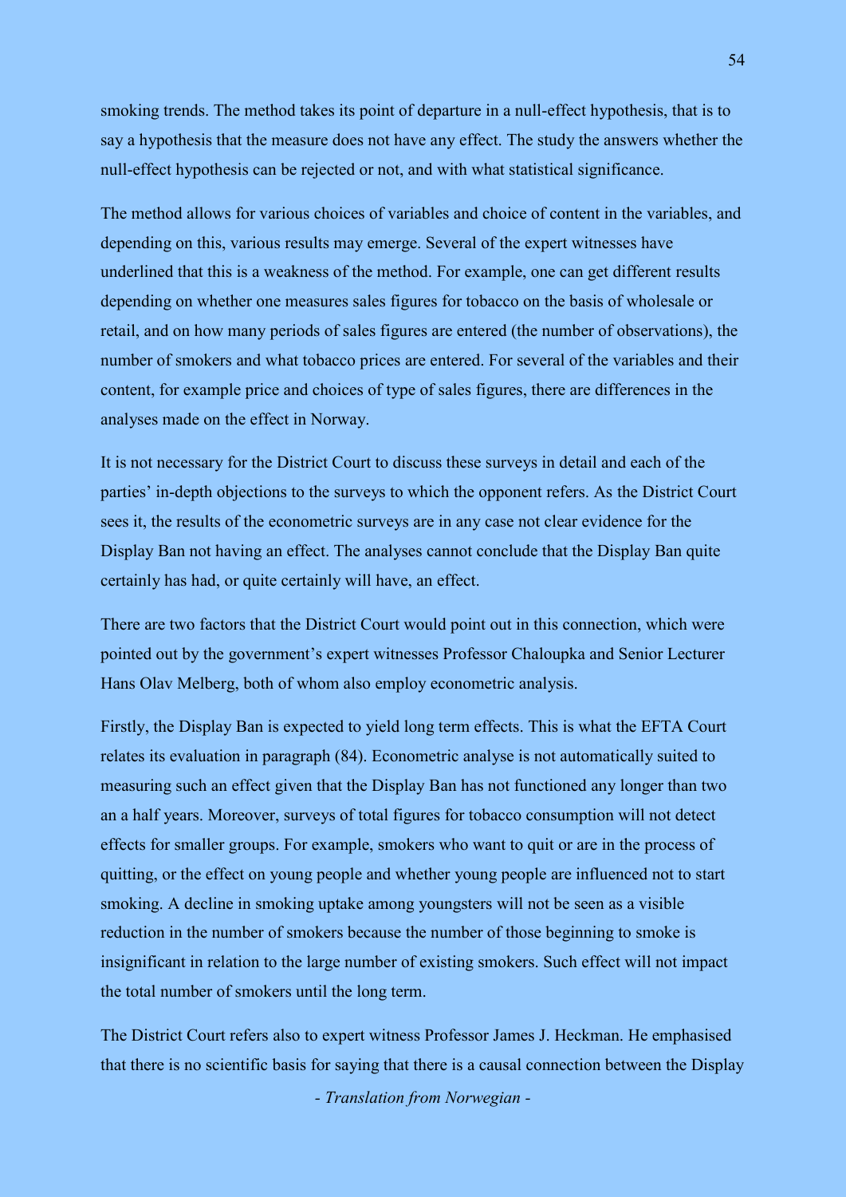smoking trends. The method takes its point of departure in a null-effect hypothesis, that is to say a hypothesis that the measure does not have any effect. The study the answers whether the null-effect hypothesis can be rejected or not, and with what statistical significance.

The method allows for various choices of variables and choice of content in the variables, and depending on this, various results may emerge. Several of the expert witnesses have underlined that this is a weakness of the method. For example, one can get different results depending on whether one measures sales figures for tobacco on the basis of wholesale or retail, and on how many periods of sales figures are entered (the number of observations), the number of smokers and what tobacco prices are entered. For several of the variables and their content, for example price and choices of type of sales figures, there are differences in the analyses made on the effect in Norway.

It is not necessary for the District Court to discuss these surveys in detail and each of the parties' in-depth objections to the surveys to which the opponent refers. As the District Court sees it, the results of the econometric surveys are in any case not clear evidence for the Display Ban not having an effect. The analyses cannot conclude that the Display Ban quite certainly has had, or quite certainly will have, an effect.

There are two factors that the District Court would point out in this connection, which were pointed out by the government's expert witnesses Professor Chaloupka and Senior Lecturer Hans Olav Melberg, both of whom also employ econometric analysis.

Firstly, the Display Ban is expected to yield long term effects. This is what the EFTA Court relates its evaluation in paragraph (84). Econometric analyse is not automatically suited to measuring such an effect given that the Display Ban has not functioned any longer than two an a half years. Moreover, surveys of total figures for tobacco consumption will not detect effects for smaller groups. For example, smokers who want to quit or are in the process of quitting, or the effect on young people and whether young people are influenced not to start smoking. A decline in smoking uptake among youngsters will not be seen as a visible reduction in the number of smokers because the number of those beginning to smoke is insignificant in relation to the large number of existing smokers. Such effect will not impact the total number of smokers until the long term.

The District Court refers also to expert witness Professor James J. Heckman. He emphasised that there is no scientific basis for saying that there is a causal connection between the Display

*- Translation from Norwegian -*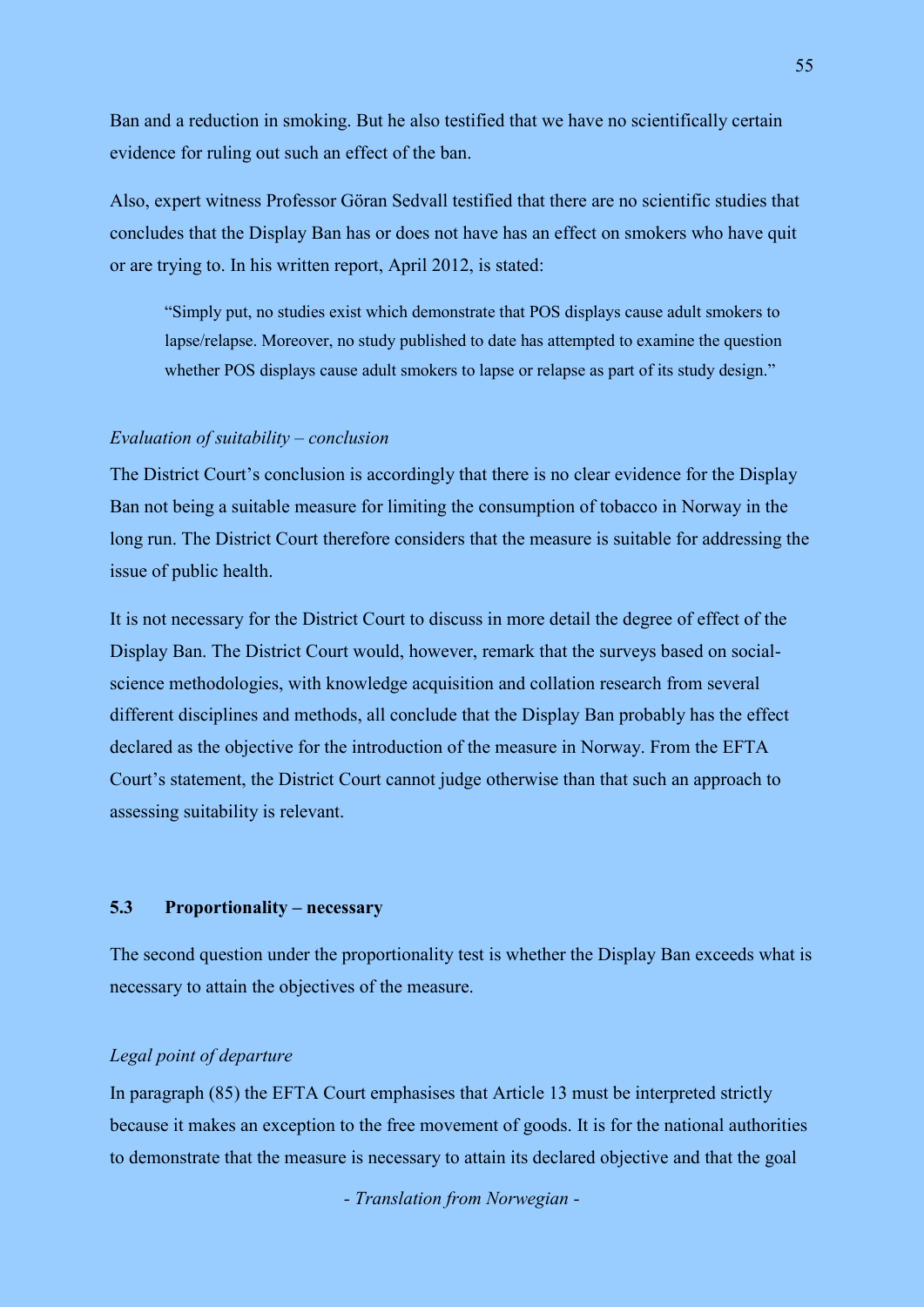Ban and a reduction in smoking. But he also testified that we have no scientifically certain evidence for ruling out such an effect of the ban.

Also, expert witness Professor Göran Sedvall testified that there are no scientific studies that concludes that the Display Ban has or does not have has an effect on smokers who have quit or are trying to. In his written report, April 2012, is stated:

> "Simply put, no studies exist which demonstrate that POS displays cause adult smokers to lapse/relapse. Moreover, no study published to date has attempted to examine the question whether POS displays cause adult smokers to lapse or relapse as part of its study design."

*Evaluation of suitability – conclusion*

The District Court's conclusion is accordingly that there is no clear evidence for the Display Ban not being a suitable measure for limiting the consumption of tobacco in Norway in the long run. The District Court therefore considers that the measure is suitable for addressing the issue of public health.

It is not necessary for the District Court to discuss in more detail the degree of effect of the Display Ban. The District Court would, however, remark that the surveys based on social-science methodologies, with knowledge acquisition and collation research from several different disciplines and methods, all conclude that the Display Ban probably has the effect declared as the objective for the introduction of the measure in Norway. From the EFTA Court's statement, the District Court cannot judge otherwise than that such an approach to assessing suitability is relevant.

### 5.3 Proportionality – necessary

The second question under the proportionality test is whether the Display Ban exceeds what is necessary to attain the objectives of the measure.

*Legal point of departure*

In paragraph (85) the EFTA Court emphasises that Article 13 must be interpreted strictly because it makes an exception to the free movement of goods. It is for the national authorities to demonstrate that the measure is necessary to attain its declared objective and that the goal

*- Translation from Norwegian -*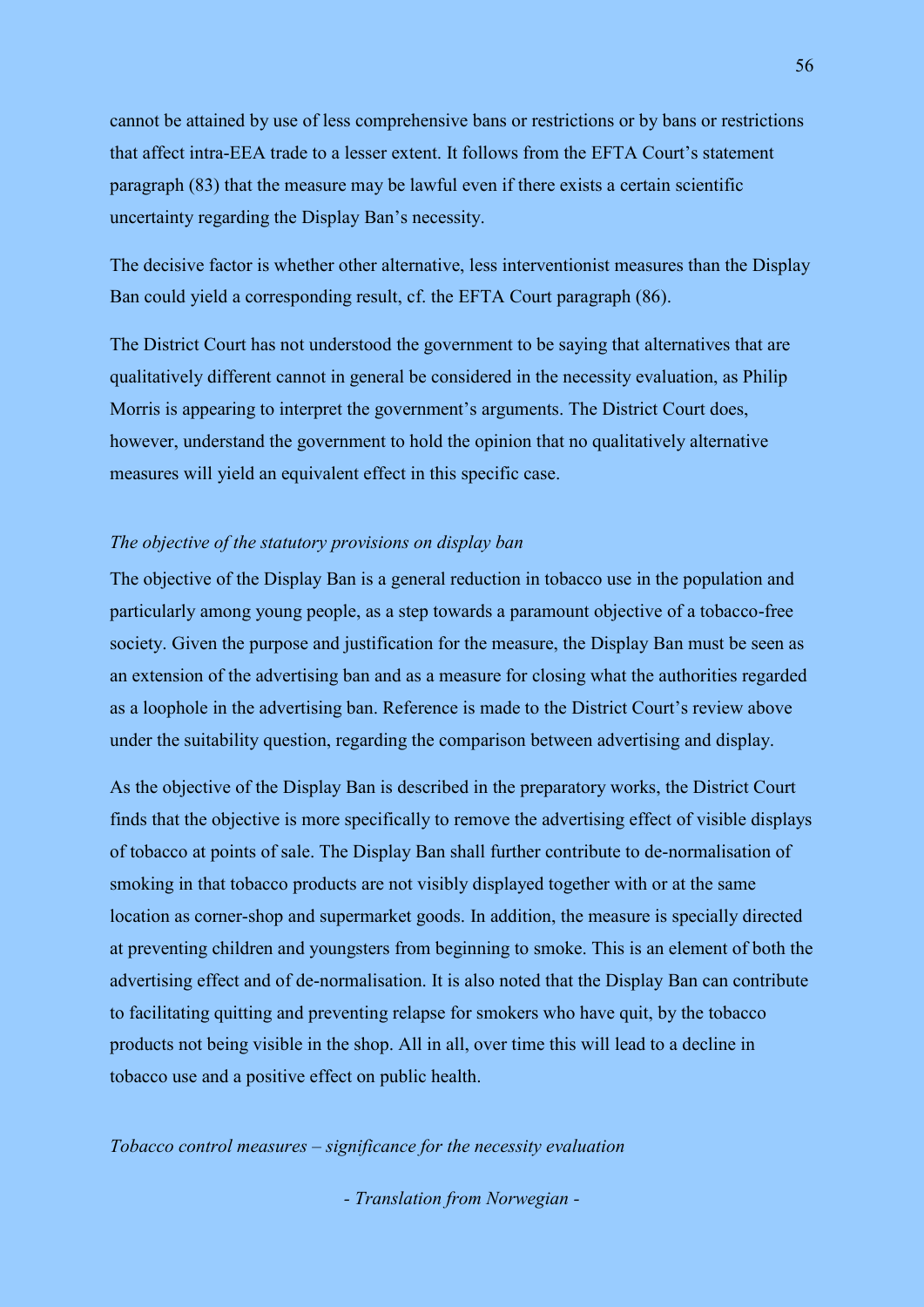cannot be attained by use of less comprehensive bans or restrictions or by bans or restrictions that affect intra-EEA trade to a lesser extent. It follows from the EFTA Court's statement paragraph (83) that the measure may be lawful even if there exists a certain scientific uncertainty regarding the Display Ban's necessity.

The decisive factor is whether other alternative, less interventionist measures than the Display Ban could yield a corresponding result, cf. the EFTA Court paragraph (86).

The District Court has not understood the government to be saying that alternatives that are qualitatively different cannot in general be considered in the necessity evaluation, as Philip Morris is appearing to interpret the government's arguments. The District Court does, however, understand the government to hold the opinion that no qualitatively alternative measures will yield an equivalent effect in this specific case.

*The objective of the statutory provisions on display ban*

The objective of the Display Ban is a general reduction in tobacco use in the population and particularly among young people, as a step towards a paramount objective of a tobacco-free society. Given the purpose and justification for the measure, the Display Ban must be seen as an extension of the advertising ban and as a measure for closing what the authorities regarded as a loophole in the advertising ban. Reference is made to the District Court's review above under the suitability question, regarding the comparison between advertising and display.

As the objective of the Display Ban is described in the preparatory works, the District Court finds that the objective is more specifically to remove the advertising effect of visible displays of tobacco at points of sale. The Display Ban shall further contribute to de-normalisation of smoking in that tobacco products are not visibly displayed together with or at the same location as corner-shop and supermarket goods. In addition, the measure is specially directed at preventing children and youngsters from beginning to smoke. This is an element of both the advertising effect and of de-normalisation. It is also noted that the Display Ban can contribute to facilitating quitting and preventing relapse for smokers who have quit, by the tobacco products not being visible in the shop. All in all, over time this will lead to a decline in tobacco use and a positive effect on public health.

*Tobacco control measures – significance for the necessity evaluation*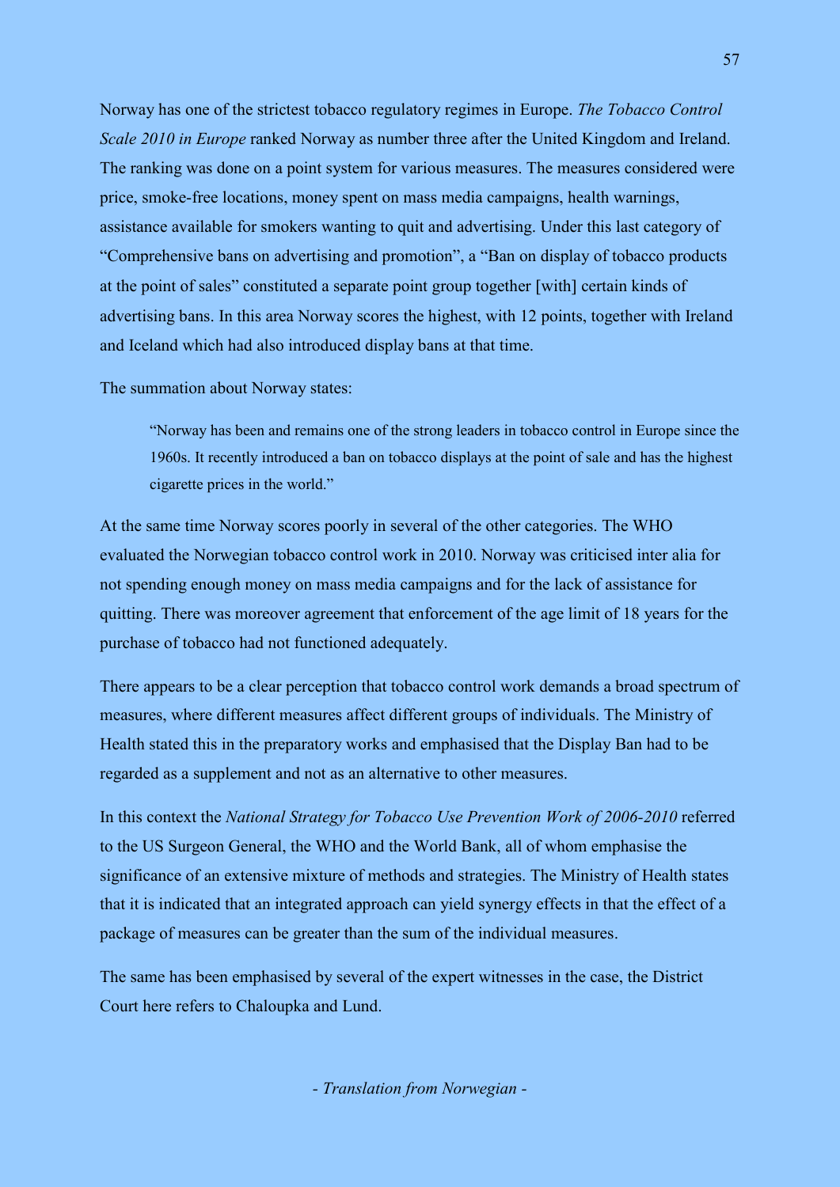Norway has one of the strictest tobacco regulatory regimes in Europe. *The Tobacco Control Scale 2010 in Europe* ranked Norway as number three after the United Kingdom and Ireland. The ranking was done on a point system for various measures. The measures considered were price, smoke-free locations, money spent on mass media campaigns, health warnings, assistance available for smokers wanting to quit and advertising. Under this last category of "Comprehensive bans on advertising and promotion", a "Ban on display of tobacco products at the point of sales" constituted a separate point group together [with] certain kinds of advertising bans. In this area Norway scores the highest, with 12 points, together with Ireland and Iceland which had also introduced display bans at that time.

The summation about Norway states:

> "Norway has been and remains one of the strong leaders in tobacco control in Europe since the 1960s. It recently introduced a ban on tobacco displays at the point of sale and has the highest cigarette prices in the world."

At the same time Norway scores poorly in several of the other categories. The WHO evaluated the Norwegian tobacco control work in 2010. Norway was criticised inter alia for not spending enough money on mass media campaigns and for the lack of assistance for quitting. There was moreover agreement that enforcement of the age limit of 18 years for the purchase of tobacco had not functioned adequately.

There appears to be a clear perception that tobacco control work demands a broad spectrum of measures, where different measures affect different groups of individuals. The Ministry of Health stated this in the preparatory works and emphasised that the Display Ban had to be regarded as a supplement and not as an alternative to other measures.

In this context the *National Strategy for Tobacco Use Prevention Work of 2006-2010* referred to the US Surgeon General, the WHO and the World Bank, all of whom emphasise the significance of an extensive mixture of methods and strategies. The Ministry of Health states that it is indicated that an integrated approach can yield synergy effects in that the effect of a package of measures can be greater than the sum of the individual measures.

The same has been emphasised by several of the expert witnesses in the case, the District Court here refers to Chaloupka and Lund.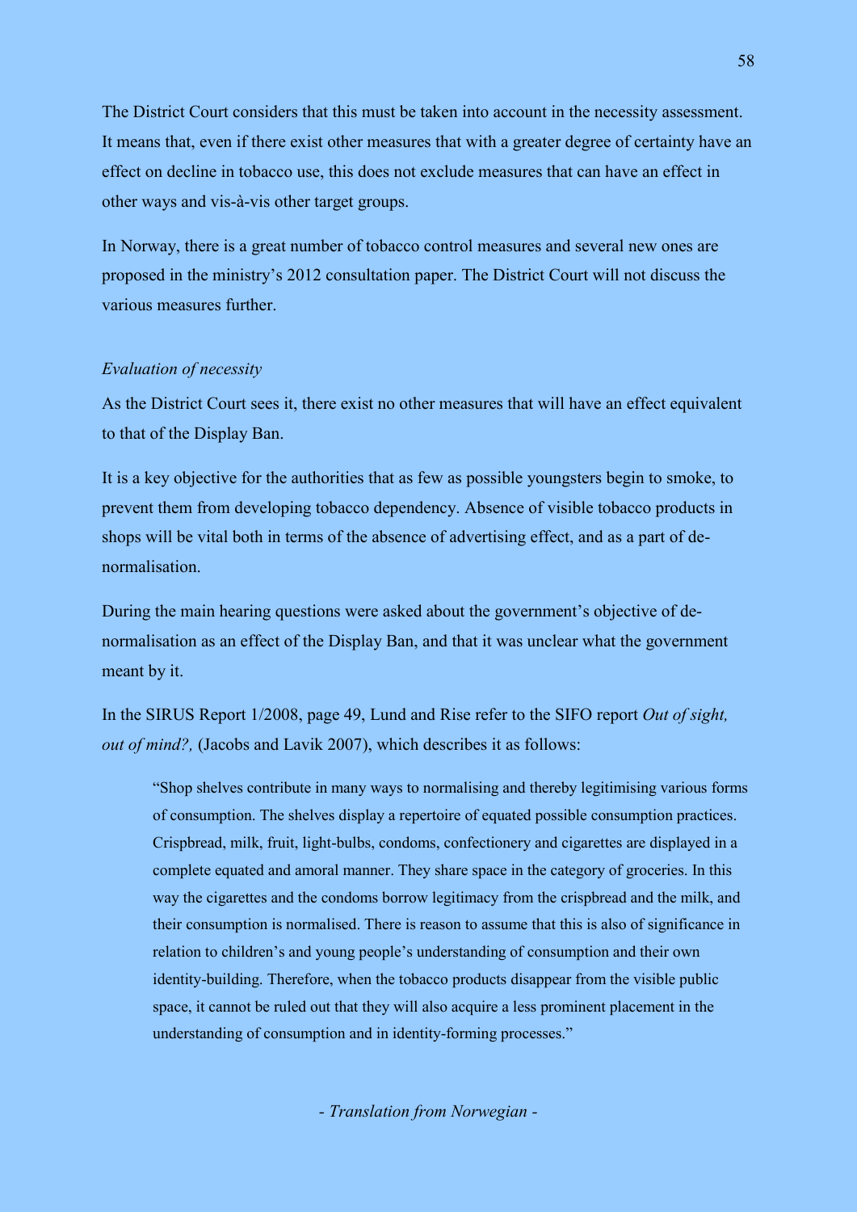The District Court considers that this must be taken into account in the necessity assessment. It means that, even if there exist other measures that with a greater degree of certainty have an effect on decline in tobacco use, this does not exclude measures that can have an effect in other ways and vis-à-vis other target groups.

In Norway, there is a great number of tobacco control measures and several new ones are proposed in the ministry's 2012 consultation paper. The District Court will not discuss the various measures further.

*Evaluation of necessity*

As the District Court sees it, there exist no other measures that will have an effect equivalent to that of the Display Ban.

It is a key objective for the authorities that as few as possible youngsters begin to smoke, to prevent them from developing tobacco dependency. Absence of visible tobacco products in shops will be vital both in terms of the absence of advertising effect, and as a part of de-normalisation.

During the main hearing questions were asked about the government's objective of de-normalisation as an effect of the Display Ban, and that it was unclear what the government meant by it.

In the SIRUS Report 1/2008, page 49, Lund and Rise refer to the SIFO report *Out of sight, out of mind?,* (Jacobs and Lavik 2007), which describes it as follows:

> "Shop shelves contribute in many ways to normalising and thereby legitimising various forms of consumption. The shelves display a repertoire of equated possible consumption practices. Crispbread, milk, fruit, light-bulbs, condoms, confectionery and cigarettes are displayed in a complete equated and amoral manner. They share space in the category of groceries. In this way the cigarettes and the condoms borrow legitimacy from the crispbread and the milk, and their consumption is normalised. There is reason to assume that this is also of significance in relation to children's and young people's understanding of consumption and their own identity-building. Therefore, when the tobacco products disappear from the visible public space, it cannot be ruled out that they will also acquire a less prominent placement in the understanding of consumption and in identity-forming processes."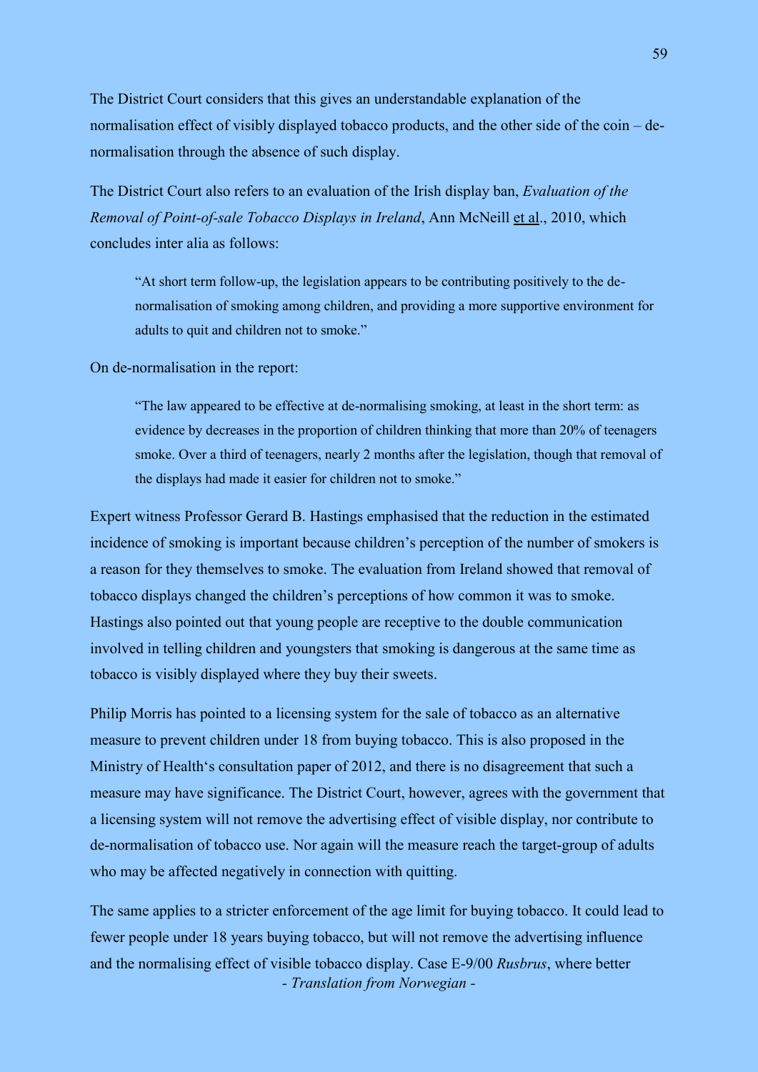The District Court considers that this gives an understandable explanation of the normalisation effect of visibly displayed tobacco products, and the other side of the coin – de-normalisation through the absence of such display.

The District Court also refers to an evaluation of the Irish display ban, *Evaluation of the Removal of Point-of-sale Tobacco Displays in Ireland*, Ann McNeill et al., 2010, which concludes inter alia as follows:

> "At short term follow-up, the legislation appears to be contributing positively to the de-normalisation of smoking among children, and providing a more supportive environment for adults to quit and children not to smoke."

On de-normalisation in the report:

> "The law appeared to be effective at de-normalising smoking, at least in the short term: as evidence by decreases in the proportion of children thinking that more than 20% of teenagers smoke. Over a third of teenagers, nearly 2 months after the legislation, though that removal of the displays had made it easier for children not to smoke."

Expert witness Professor Gerard B. Hastings emphasised that the reduction in the estimated incidence of smoking is important because children's perception of the number of smokers is a reason for they themselves to smoke. The evaluation from Ireland showed that removal of tobacco displays changed the children's perceptions of how common it was to smoke. Hastings also pointed out that young people are receptive to the double communication involved in telling children and youngsters that smoking is dangerous at the same time as tobacco is visibly displayed where they buy their sweets.

Philip Morris has pointed to a licensing system for the sale of tobacco as an alternative measure to prevent children under 18 from buying tobacco. This is also proposed in the Ministry of Health's consultation paper of 2012, and there is no disagreement that such a measure may have significance. The District Court, however, agrees with the government that a licensing system will not remove the advertising effect of visible display, nor contribute to de-normalisation of tobacco use. Nor again will the measure reach the target-group of adults who may be affected negatively in connection with quitting.

The same applies to a stricter enforcement of the age limit for buying tobacco. It could lead to fewer people under 18 years buying tobacco, but will not remove the advertising influence and the normalising effect of visible tobacco display. Case E-9/00 *Rusbrus*, where better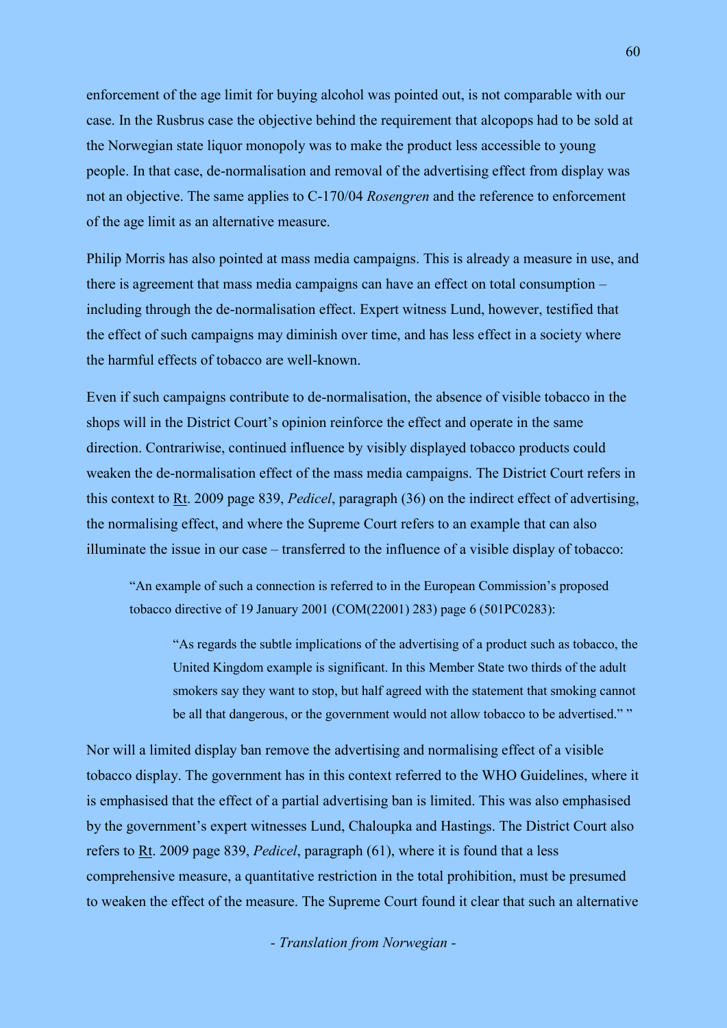enforcement of the age limit for buying alcohol was pointed out, is not comparable with our case. In the Rusbrus case the objective behind the requirement that alcopops had to be sold at the Norwegian state liquor monopoly was to make the product less accessible to young people. In that case, de-normalisation and removal of the advertising effect from display was not an objective. The same applies to C-170/04 *Rosengren* and the reference to enforcement of the age limit as an alternative measure.

Philip Morris has also pointed at mass media campaigns. This is already a measure in use, and there is agreement that mass media campaigns can have an effect on total consumption – including through the de-normalisation effect. Expert witness Lund, however, testified that the effect of such campaigns may diminish over time, and has less effect in a society where the harmful effects of tobacco are well-known.

Even if such campaigns contribute to de-normalisation, the absence of visible tobacco in the shops will in the District Court's opinion reinforce the effect and operate in the same direction. Contrariwise, continued influence by visibly displayed tobacco products could weaken the de-normalisation effect of the mass media campaigns. The District Court refers in this context to Rt. 2009 page 839, *Pedicel*, paragraph (36) on the indirect effect of advertising, the normalising effect, and where the Supreme Court refers to an example that can also illuminate the issue in our case – transferred to the influence of a visible display of tobacco:

> "An example of such a connection is referred to in the European Commission's proposed tobacco directive of 19 January 2001 (COM(22001) 283) page 6 (501PC0283):
>
> > "As regards the subtle implications of the advertising of a product such as tobacco, the United Kingdom example is significant. In this Member State two thirds of the adult smokers say they want to stop, but half agreed with the statement that smoking cannot be all that dangerous, or the government would not allow tobacco to be advertised." "

Nor will a limited display ban remove the advertising and normalising effect of a visible tobacco display. The government has in this context referred to the WHO Guidelines, where it is emphasised that the effect of a partial advertising ban is limited. This was also emphasised by the government's expert witnesses Lund, Chaloupka and Hastings. The District Court also refers to Rt. 2009 page 839, *Pedicel*, paragraph (61), where it is found that a less comprehensive measure, a quantitative restriction in the total prohibition, must be presumed to weaken the effect of the measure. The Supreme Court found it clear that such an alternative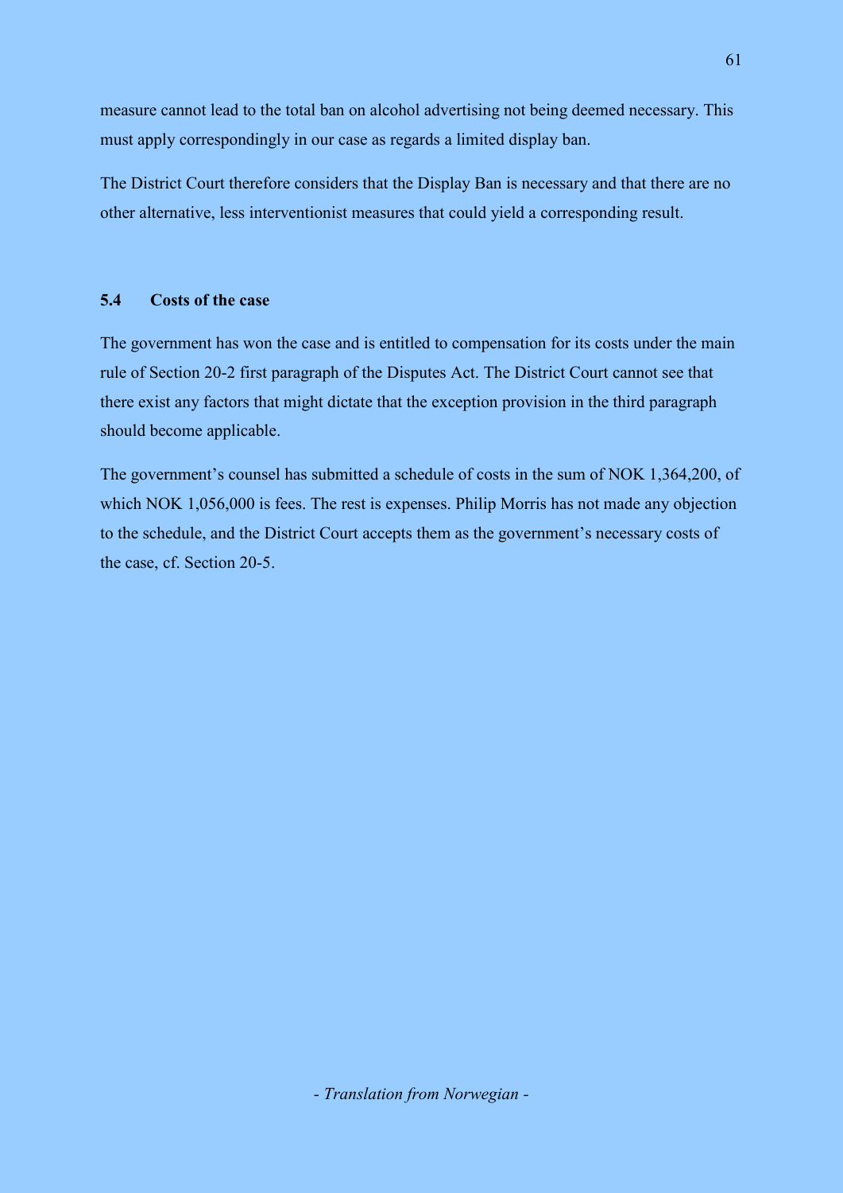measure cannot lead to the total ban on alcohol advertising not being deemed necessary. This must apply correspondingly in our case as regards a limited display ban.

The District Court therefore considers that the Display Ban is necessary and that there are no other alternative, less interventionist measures that could yield a corresponding result.

### 5.4 Costs of the case

The government has won the case and is entitled to compensation for its costs under the main rule of Section 20-2 first paragraph of the Disputes Act. The District Court cannot see that there exist any factors that might dictate that the exception provision in the third paragraph should become applicable.

The government's counsel has submitted a schedule of costs in the sum of NOK 1,364,200, of which NOK 1,056,000 is fees. The rest is expenses. Philip Morris has not made any objection to the schedule, and the District Court accepts them as the government's necessary costs of the case, cf. Section 20-5.

*- Translation from Norwegian -*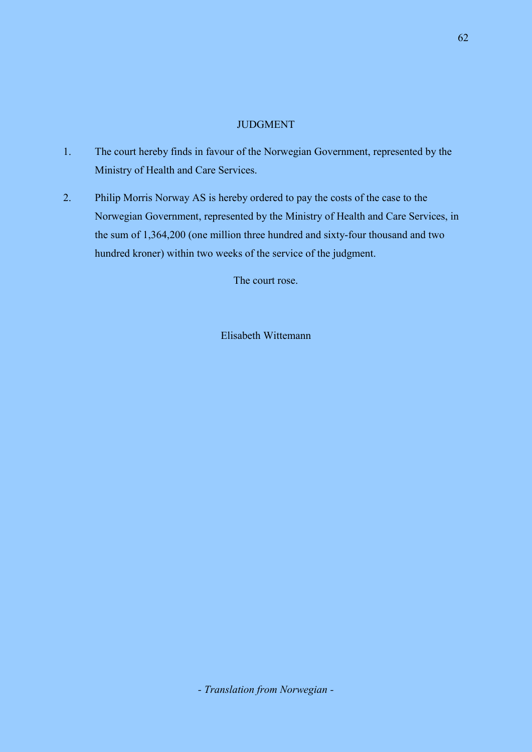JUDGMENT

1. The court hereby finds in favour of the Norwegian Government, represented by the Ministry of Health and Care Services.

2. Philip Morris Norway AS is hereby ordered to pay the costs of the case to the Norwegian Government, represented by the Ministry of Health and Care Services, in the sum of 1,364,200 (one million three hundred and sixty-four thousand and two hundred kroner) within two weeks of the service of the judgment.

The court rose.

Elisabeth Wittemann

*- Translation from Norwegian -*